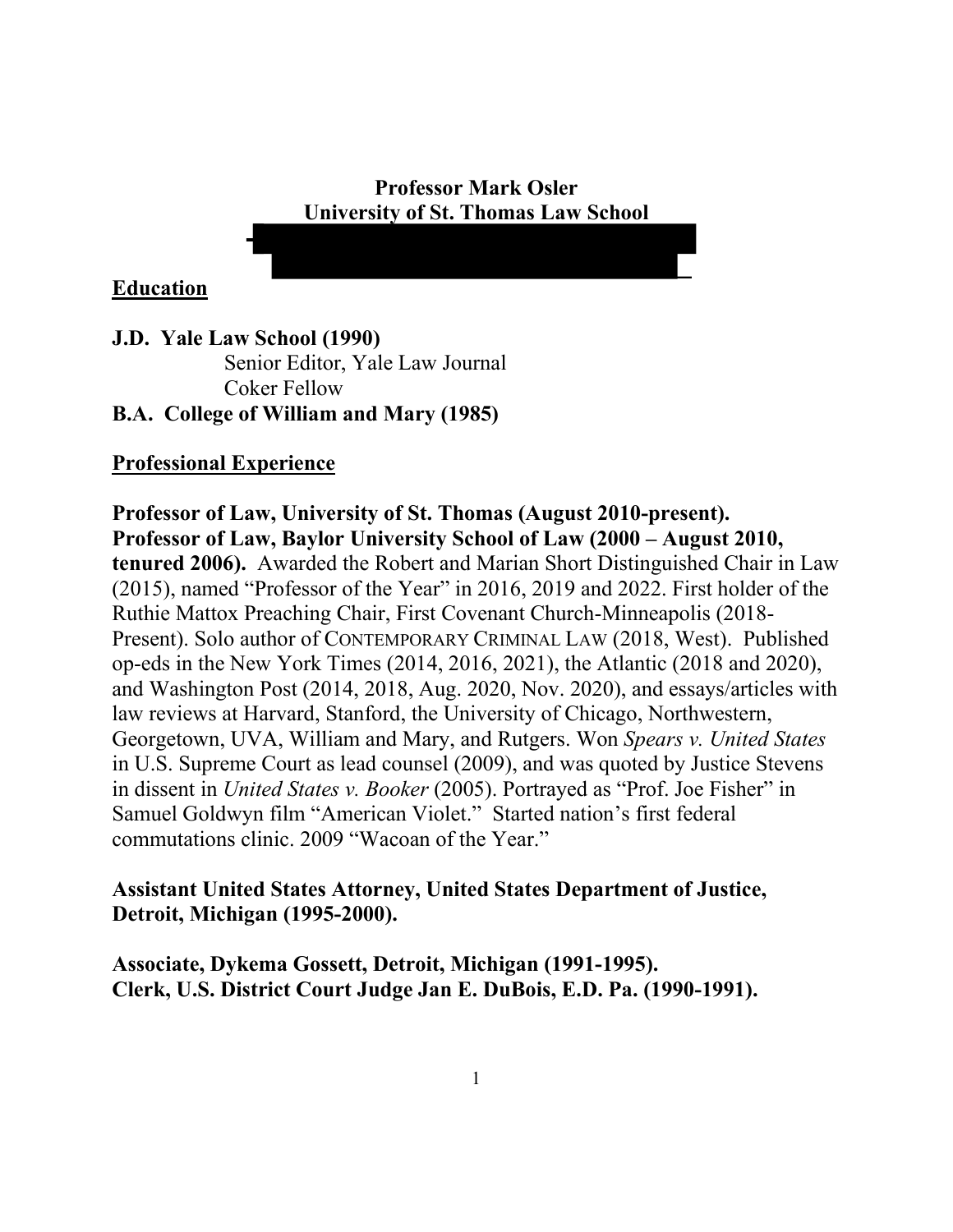**Professor Mark Osler**
**University of St. Thomas Law School**

## Education

**J.D. Yale Law School (1990)**
Senior Editor, Yale Law Journal
Coker Fellow

**B.A. College of William and Mary (1985)**

## Professional Experience

**Professor of Law, University of St. Thomas (August 2010-present).**
**Professor of Law, Baylor University School of Law (2000 – August 2010, tenured 2006).** Awarded the Robert and Marian Short Distinguished Chair in Law (2015), named "Professor of the Year" in 2016, 2019 and 2022. First holder of the Ruthie Mattox Preaching Chair, First Covenant Church-Minneapolis (2018-Present). Solo author of CONTEMPORARY CRIMINAL LAW (2018, West). Published op-eds in the New York Times (2014, 2016, 2021), the Atlantic (2018 and 2020), and Washington Post (2014, 2018, Aug. 2020, Nov. 2020), and essays/articles with law reviews at Harvard, Stanford, the University of Chicago, Northwestern, Georgetown, UVA, William and Mary, and Rutgers. Won *Spears v. United States* in U.S. Supreme Court as lead counsel (2009), and was quoted by Justice Stevens in dissent in *United States v. Booker* (2005). Portrayed as "Prof. Joe Fisher" in Samuel Goldwyn film "American Violet." Started nation's first federal commutations clinic. 2009 "Wacoan of the Year."

**Assistant United States Attorney, United States Department of Justice, Detroit, Michigan (1995-2000).**

**Associate, Dykema Gossett, Detroit, Michigan (1991-1995).**
**Clerk, U.S. District Court Judge Jan E. DuBois, E.D. Pa. (1990-1991).**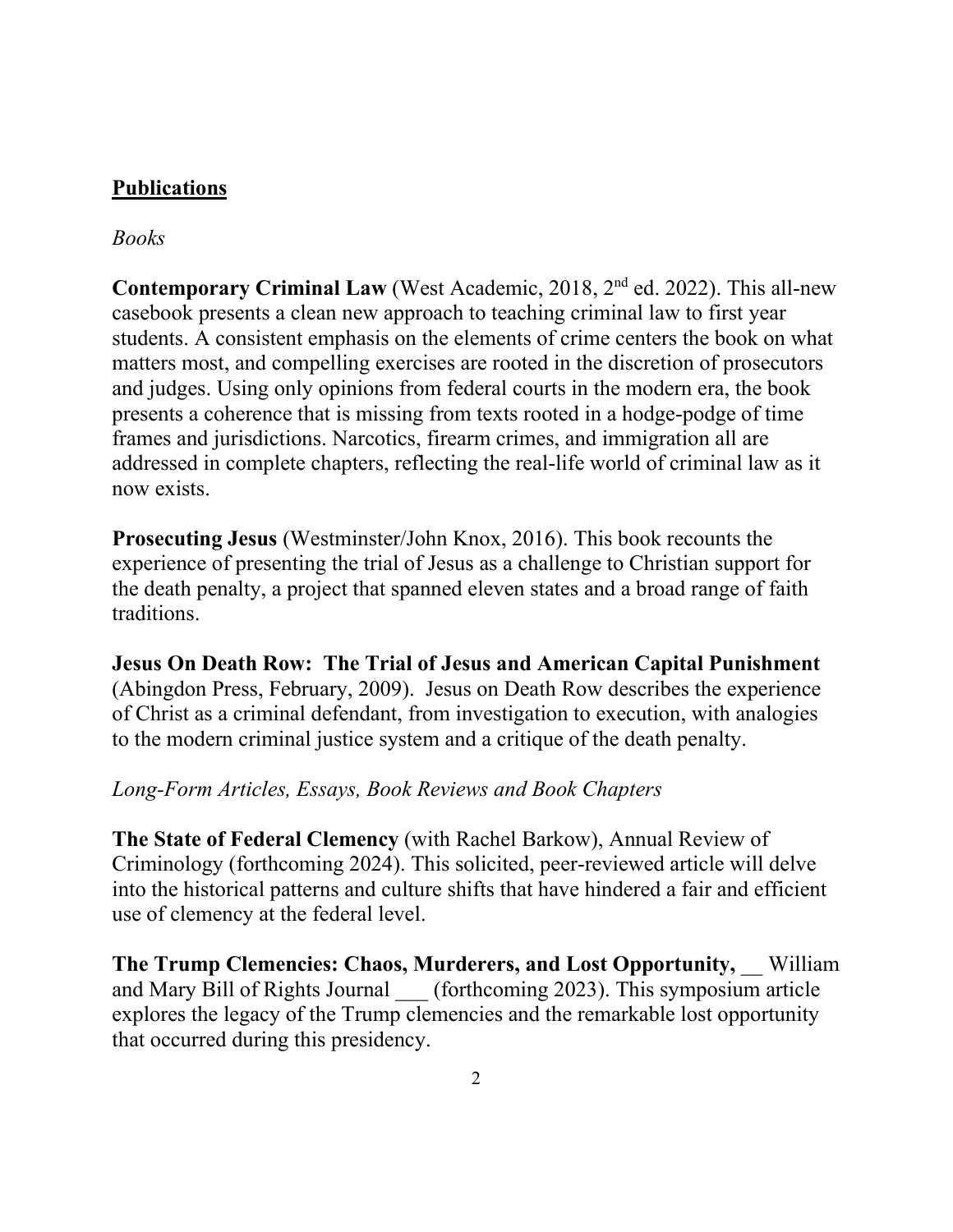## Publications

*Books*

**Contemporary Criminal Law** (West Academic, 2018, 2nd ed. 2022). This all-new casebook presents a clean new approach to teaching criminal law to first year students. A consistent emphasis on the elements of crime centers the book on what matters most, and compelling exercises are rooted in the discretion of prosecutors and judges. Using only opinions from federal courts in the modern era, the book presents a coherence that is missing from texts rooted in a hodge-podge of time frames and jurisdictions. Narcotics, firearm crimes, and immigration all are addressed in complete chapters, reflecting the real-life world of criminal law as it now exists.

**Prosecuting Jesus** (Westminster/John Knox, 2016). This book recounts the experience of presenting the trial of Jesus as a challenge to Christian support for the death penalty, a project that spanned eleven states and a broad range of faith traditions.

**Jesus On Death Row: The Trial of Jesus and American Capital Punishment** (Abingdon Press, February, 2009). Jesus on Death Row describes the experience of Christ as a criminal defendant, from investigation to execution, with analogies to the modern criminal justice system and a critique of the death penalty.

*Long-Form Articles, Essays, Book Reviews and Book Chapters*

**The State of Federal Clemency** (with Rachel Barkow), Annual Review of Criminology (forthcoming 2024). This solicited, peer-reviewed article will delve into the historical patterns and culture shifts that have hindered a fair and efficient use of clemency at the federal level.

**The Trump Clemencies: Chaos, Murderers, and Lost Opportunity,** __ William and Mary Bill of Rights Journal ___ (forthcoming 2023). This symposium article explores the legacy of the Trump clemencies and the remarkable lost opportunity that occurred during this presidency.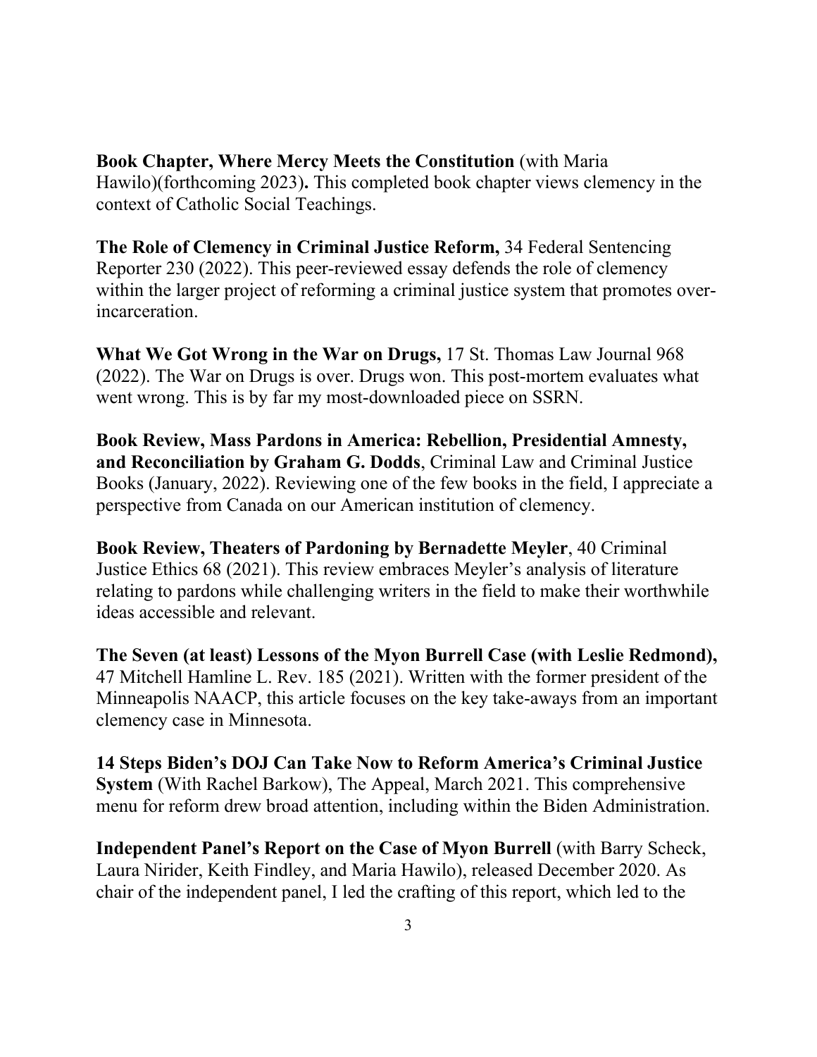**Book Chapter, Where Mercy Meets the Constitution** (with Maria Hawilo)(forthcoming 2023)**.** This completed book chapter views clemency in the context of Catholic Social Teachings.

**The Role of Clemency in Criminal Justice Reform,** 34 Federal Sentencing Reporter 230 (2022). This peer-reviewed essay defends the role of clemency within the larger project of reforming a criminal justice system that promotes over-incarceration.

**What We Got Wrong in the War on Drugs,** 17 St. Thomas Law Journal 968 (2022). The War on Drugs is over. Drugs won. This post-mortem evaluates what went wrong. This is by far my most-downloaded piece on SSRN.

**Book Review, Mass Pardons in America: Rebellion, Presidential Amnesty, and Reconciliation by Graham G. Dodds**, Criminal Law and Criminal Justice Books (January, 2022). Reviewing one of the few books in the field, I appreciate a perspective from Canada on our American institution of clemency.

**Book Review, Theaters of Pardoning by Bernadette Meyler**, 40 Criminal Justice Ethics 68 (2021). This review embraces Meyler's analysis of literature relating to pardons while challenging writers in the field to make their worthwhile ideas accessible and relevant.

**The Seven (at least) Lessons of the Myon Burrell Case (with Leslie Redmond),** 47 Mitchell Hamline L. Rev. 185 (2021). Written with the former president of the Minneapolis NAACP, this article focuses on the key take-aways from an important clemency case in Minnesota.

**14 Steps Biden's DOJ Can Take Now to Reform America's Criminal Justice System** (With Rachel Barkow), The Appeal, March 2021. This comprehensive menu for reform drew broad attention, including within the Biden Administration.

**Independent Panel's Report on the Case of Myon Burrell** (with Barry Scheck, Laura Nirider, Keith Findley, and Maria Hawilo), released December 2020. As chair of the independent panel, I led the crafting of this report, which led to the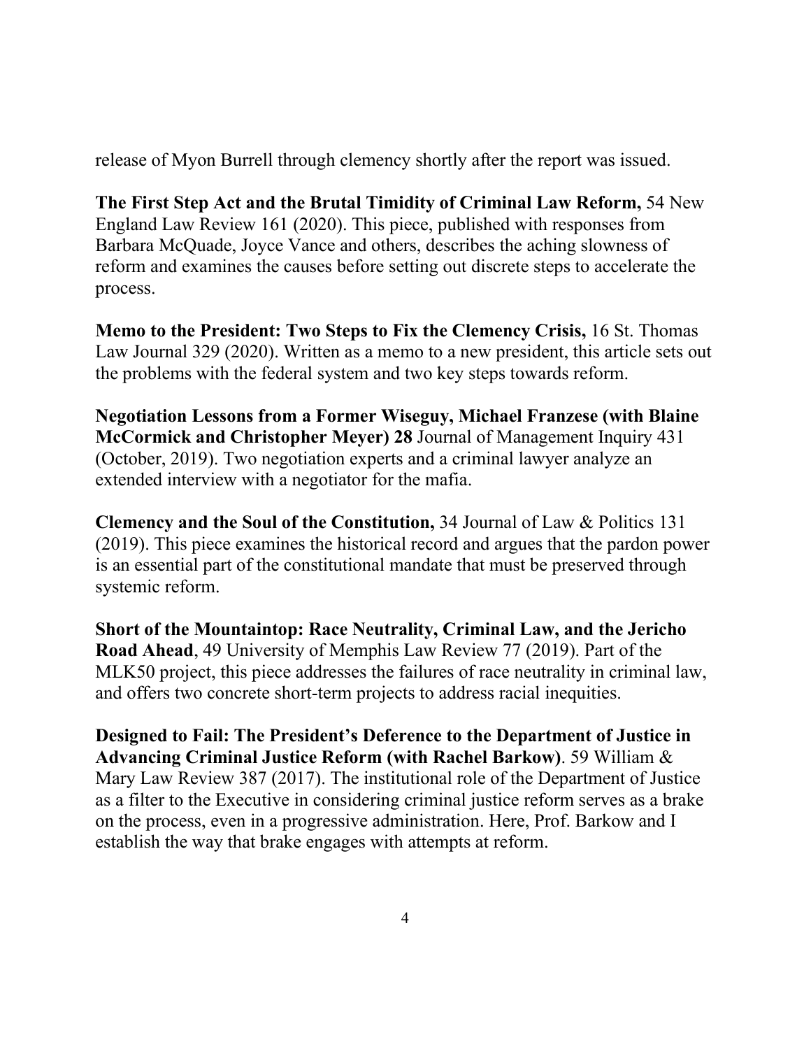release of Myon Burrell through clemency shortly after the report was issued.

**The First Step Act and the Brutal Timidity of Criminal Law Reform,** 54 New England Law Review 161 (2020). This piece, published with responses from Barbara McQuade, Joyce Vance and others, describes the aching slowness of reform and examines the causes before setting out discrete steps to accelerate the process.

**Memo to the President: Two Steps to Fix the Clemency Crisis,** 16 St. Thomas Law Journal 329 (2020). Written as a memo to a new president, this article sets out the problems with the federal system and two key steps towards reform.

**Negotiation Lessons from a Former Wiseguy, Michael Franzese (with Blaine McCormick and Christopher Meyer) 28** Journal of Management Inquiry 431 (October, 2019). Two negotiation experts and a criminal lawyer analyze an extended interview with a negotiator for the mafia.

**Clemency and the Soul of the Constitution,** 34 Journal of Law & Politics 131 (2019). This piece examines the historical record and argues that the pardon power is an essential part of the constitutional mandate that must be preserved through systemic reform.

**Short of the Mountaintop: Race Neutrality, Criminal Law, and the Jericho Road Ahead**, 49 University of Memphis Law Review 77 (2019). Part of the MLK50 project, this piece addresses the failures of race neutrality in criminal law, and offers two concrete short-term projects to address racial inequities.

**Designed to Fail: The President's Deference to the Department of Justice in Advancing Criminal Justice Reform (with Rachel Barkow)**. 59 William & Mary Law Review 387 (2017). The institutional role of the Department of Justice as a filter to the Executive in considering criminal justice reform serves as a brake on the process, even in a progressive administration. Here, Prof. Barkow and I establish the way that brake engages with attempts at reform.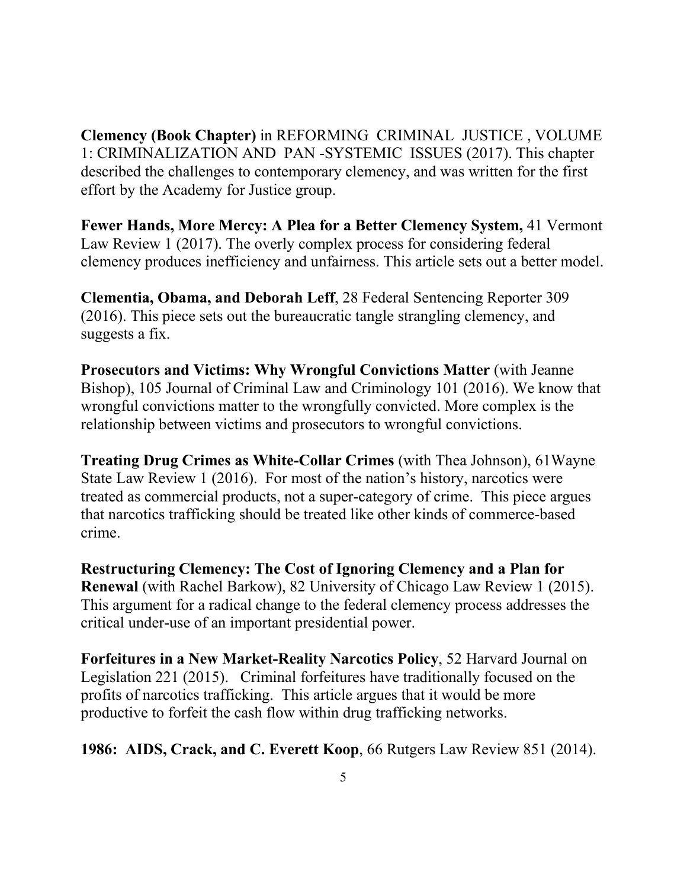**Clemency (Book Chapter)** in REFORMING CRIMINAL JUSTICE , VOLUME 1: CRIMINALIZATION AND PAN -SYSTEMIC ISSUES (2017). This chapter described the challenges to contemporary clemency, and was written for the first effort by the Academy for Justice group.

**Fewer Hands, More Mercy: A Plea for a Better Clemency System,** 41 Vermont Law Review 1 (2017). The overly complex process for considering federal clemency produces inefficiency and unfairness. This article sets out a better model.

**Clementia, Obama, and Deborah Leff**, 28 Federal Sentencing Reporter 309 (2016). This piece sets out the bureaucratic tangle strangling clemency, and suggests a fix.

**Prosecutors and Victims: Why Wrongful Convictions Matter** (with Jeanne Bishop), 105 Journal of Criminal Law and Criminology 101 (2016). We know that wrongful convictions matter to the wrongfully convicted. More complex is the relationship between victims and prosecutors to wrongful convictions.

**Treating Drug Crimes as White-Collar Crimes** (with Thea Johnson), 61Wayne State Law Review 1 (2016). For most of the nation's history, narcotics were treated as commercial products, not a super-category of crime. This piece argues that narcotics trafficking should be treated like other kinds of commerce-based crime.

**Restructuring Clemency: The Cost of Ignoring Clemency and a Plan for Renewal** (with Rachel Barkow), 82 University of Chicago Law Review 1 (2015). This argument for a radical change to the federal clemency process addresses the critical under-use of an important presidential power.

**Forfeitures in a New Market-Reality Narcotics Policy**, 52 Harvard Journal on Legislation 221 (2015). Criminal forfeitures have traditionally focused on the profits of narcotics trafficking. This article argues that it would be more productive to forfeit the cash flow within drug trafficking networks.

**1986: AIDS, Crack, and C. Everett Koop**, 66 Rutgers Law Review 851 (2014).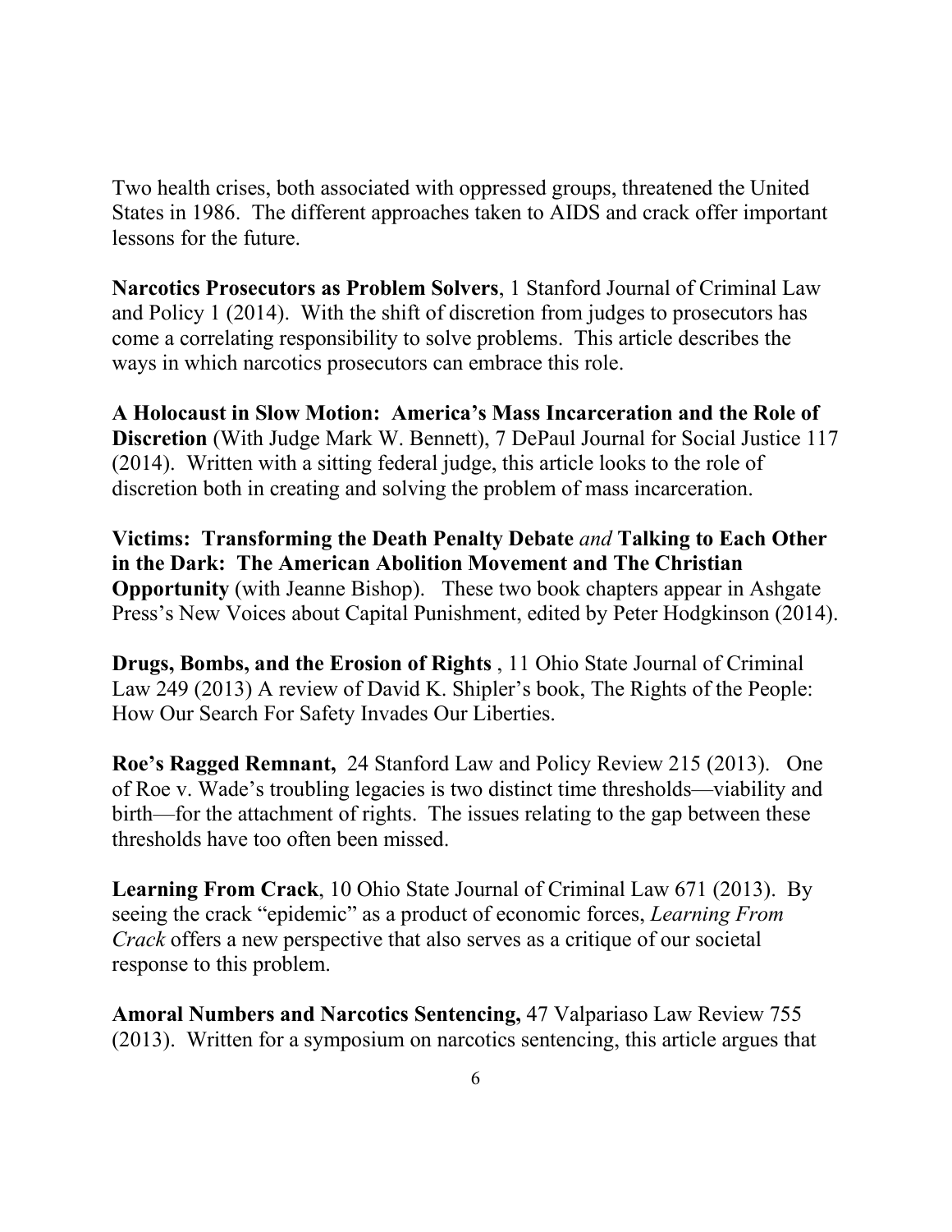Two health crises, both associated with oppressed groups, threatened the United States in 1986. The different approaches taken to AIDS and crack offer important lessons for the future.

**Narcotics Prosecutors as Problem Solvers**, 1 Stanford Journal of Criminal Law and Policy 1 (2014). With the shift of discretion from judges to prosecutors has come a correlating responsibility to solve problems. This article describes the ways in which narcotics prosecutors can embrace this role.

**A Holocaust in Slow Motion: America's Mass Incarceration and the Role of Discretion** (With Judge Mark W. Bennett), 7 DePaul Journal for Social Justice 117 (2014). Written with a sitting federal judge, this article looks to the role of discretion both in creating and solving the problem of mass incarceration.

**Victims: Transforming the Death Penalty Debate** *and* **Talking to Each Other in the Dark: The American Abolition Movement and The Christian Opportunity** (with Jeanne Bishop). These two book chapters appear in Ashgate Press's New Voices about Capital Punishment, edited by Peter Hodgkinson (2014).

**Drugs, Bombs, and the Erosion of Rights** , 11 Ohio State Journal of Criminal Law 249 (2013) A review of David K. Shipler's book, The Rights of the People: How Our Search For Safety Invades Our Liberties.

**Roe's Ragged Remnant,** 24 Stanford Law and Policy Review 215 (2013). One of Roe v. Wade's troubling legacies is two distinct time thresholds—viability and birth—for the attachment of rights. The issues relating to the gap between these thresholds have too often been missed.

**Learning From Crack**, 10 Ohio State Journal of Criminal Law 671 (2013). By seeing the crack "epidemic" as a product of economic forces, *Learning From Crack* offers a new perspective that also serves as a critique of our societal response to this problem.

**Amoral Numbers and Narcotics Sentencing,** 47 Valpariaso Law Review 755 (2013). Written for a symposium on narcotics sentencing, this article argues that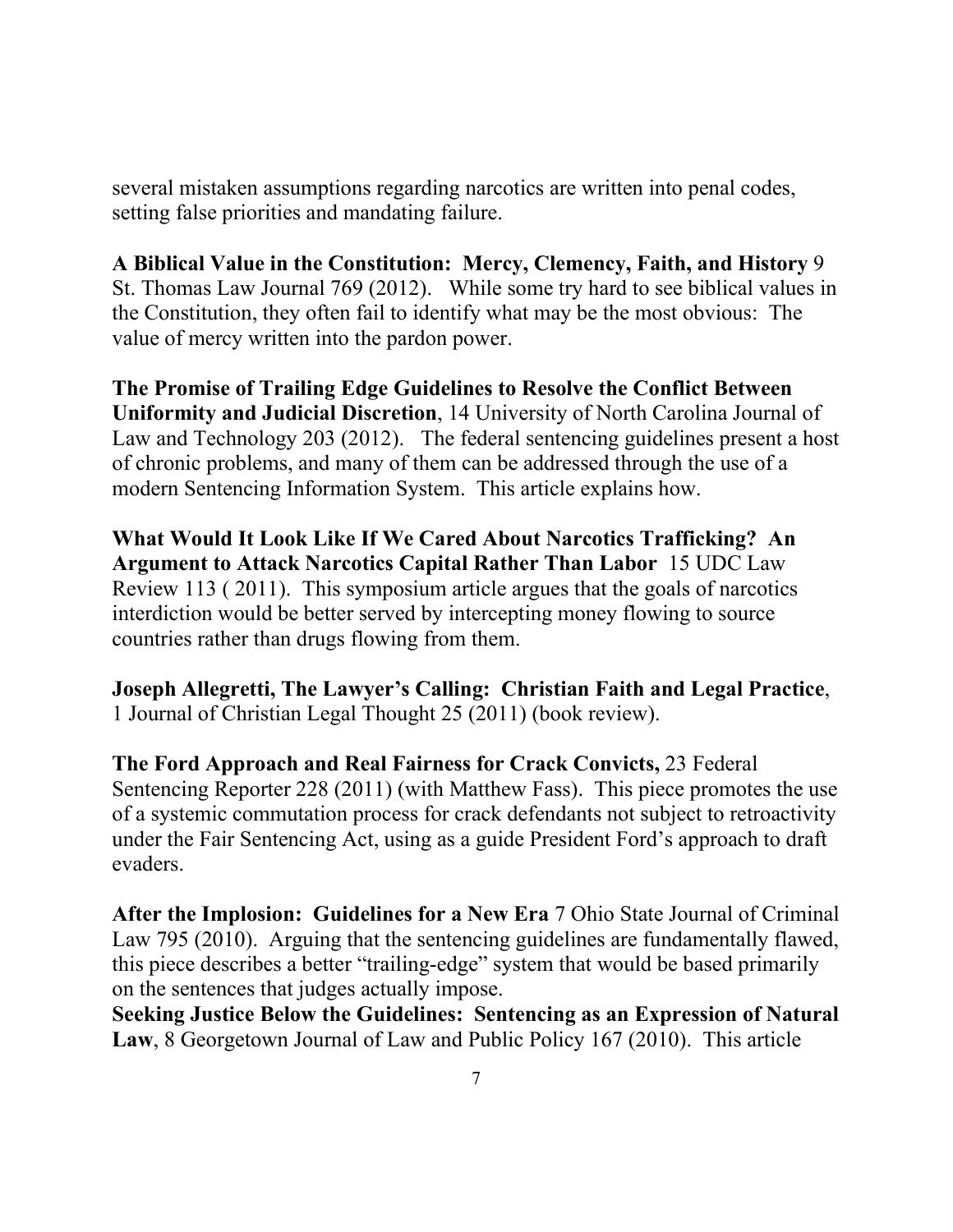several mistaken assumptions regarding narcotics are written into penal codes, setting false priorities and mandating failure.

**A Biblical Value in the Constitution: Mercy, Clemency, Faith, and History** 9 St. Thomas Law Journal 769 (2012). While some try hard to see biblical values in the Constitution, they often fail to identify what may be the most obvious: The value of mercy written into the pardon power.

**The Promise of Trailing Edge Guidelines to Resolve the Conflict Between Uniformity and Judicial Discretion**, 14 University of North Carolina Journal of Law and Technology 203 (2012). The federal sentencing guidelines present a host of chronic problems, and many of them can be addressed through the use of a modern Sentencing Information System. This article explains how.

**What Would It Look Like If We Cared About Narcotics Trafficking? An Argument to Attack Narcotics Capital Rather Than Labor** 15 UDC Law Review 113 ( 2011). This symposium article argues that the goals of narcotics interdiction would be better served by intercepting money flowing to source countries rather than drugs flowing from them.

**Joseph Allegretti, The Lawyer's Calling: Christian Faith and Legal Practice**, 1 Journal of Christian Legal Thought 25 (2011) (book review).

**The Ford Approach and Real Fairness for Crack Convicts,** 23 Federal Sentencing Reporter 228 (2011) (with Matthew Fass). This piece promotes the use of a systemic commutation process for crack defendants not subject to retroactivity under the Fair Sentencing Act, using as a guide President Ford's approach to draft evaders.

**After the Implosion: Guidelines for a New Era** 7 Ohio State Journal of Criminal Law 795 (2010). Arguing that the sentencing guidelines are fundamentally flawed, this piece describes a better "trailing-edge" system that would be based primarily on the sentences that judges actually impose.

**Seeking Justice Below the Guidelines: Sentencing as an Expression of Natural Law**, 8 Georgetown Journal of Law and Public Policy 167 (2010). This article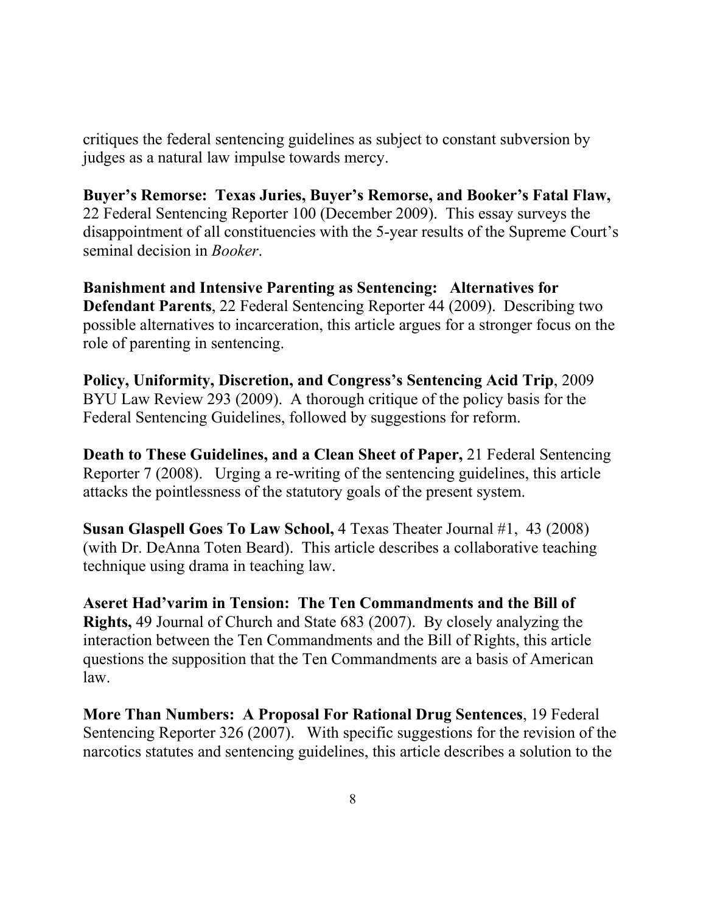critiques the federal sentencing guidelines as subject to constant subversion by judges as a natural law impulse towards mercy.

**Buyer's Remorse: Texas Juries, Buyer's Remorse, and Booker's Fatal Flaw,** 22 Federal Sentencing Reporter 100 (December 2009). This essay surveys the disappointment of all constituencies with the 5-year results of the Supreme Court's seminal decision in *Booker*.

**Banishment and Intensive Parenting as Sentencing: Alternatives for Defendant Parents**, 22 Federal Sentencing Reporter 44 (2009). Describing two possible alternatives to incarceration, this article argues for a stronger focus on the role of parenting in sentencing.

**Policy, Uniformity, Discretion, and Congress's Sentencing Acid Trip**, 2009 BYU Law Review 293 (2009). A thorough critique of the policy basis for the Federal Sentencing Guidelines, followed by suggestions for reform.

**Death to These Guidelines, and a Clean Sheet of Paper,** 21 Federal Sentencing Reporter 7 (2008). Urging a re-writing of the sentencing guidelines, this article attacks the pointlessness of the statutory goals of the present system.

**Susan Glaspell Goes To Law School,** 4 Texas Theater Journal #1, 43 (2008) (with Dr. DeAnna Toten Beard). This article describes a collaborative teaching technique using drama in teaching law.

**Aseret Had'varim in Tension: The Ten Commandments and the Bill of Rights,** 49 Journal of Church and State 683 (2007). By closely analyzing the interaction between the Ten Commandments and the Bill of Rights, this article questions the supposition that the Ten Commandments are a basis of American law.

**More Than Numbers: A Proposal For Rational Drug Sentences**, 19 Federal Sentencing Reporter 326 (2007). With specific suggestions for the revision of the narcotics statutes and sentencing guidelines, this article describes a solution to the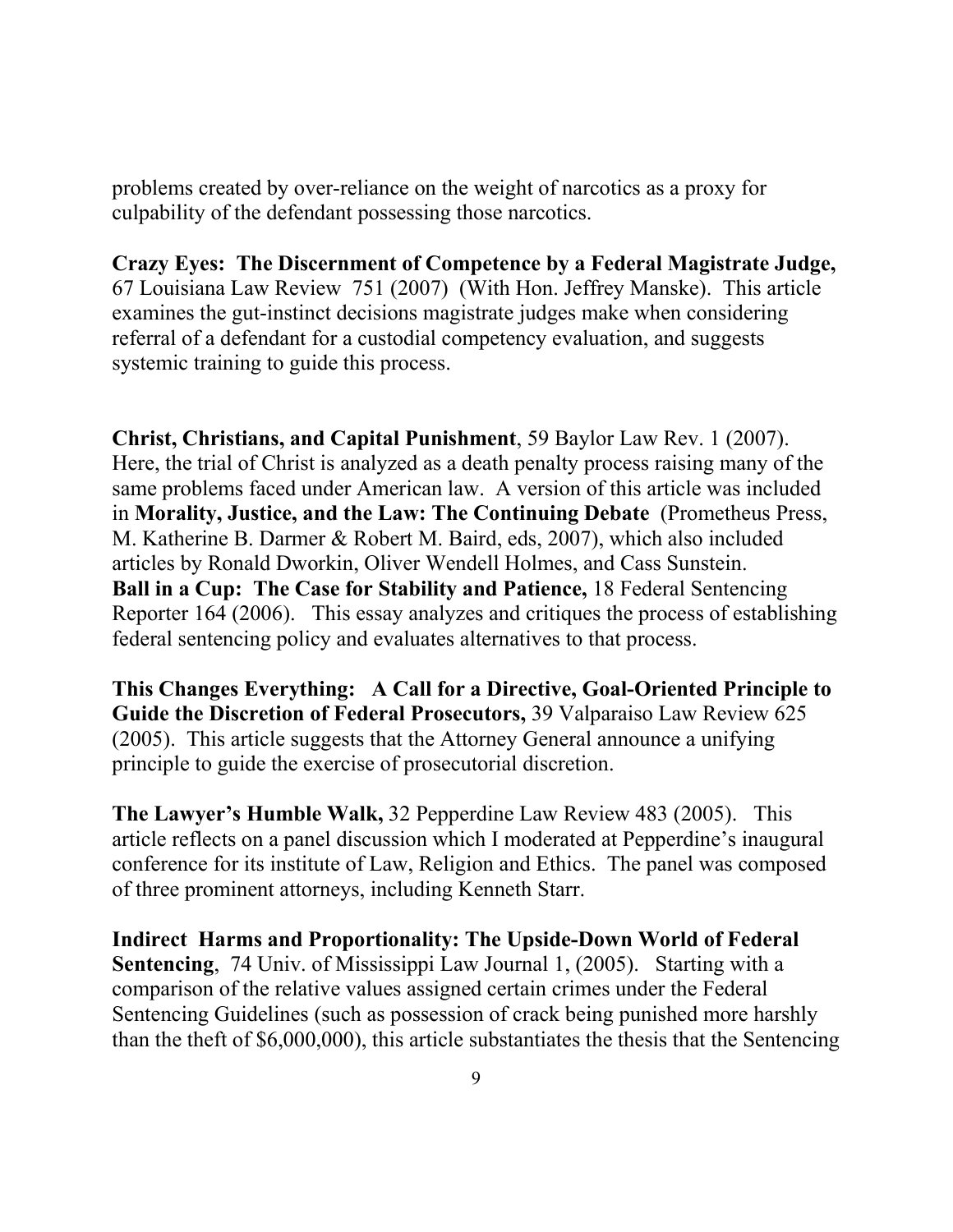problems created by over-reliance on the weight of narcotics as a proxy for culpability of the defendant possessing those narcotics.

**Crazy Eyes: The Discernment of Competence by a Federal Magistrate Judge,** 67 Louisiana Law Review 751 (2007) (With Hon. Jeffrey Manske). This article examines the gut-instinct decisions magistrate judges make when considering referral of a defendant for a custodial competency evaluation, and suggests systemic training to guide this process.

**Christ, Christians, and Capital Punishment**, 59 Baylor Law Rev. 1 (2007). Here, the trial of Christ is analyzed as a death penalty process raising many of the same problems faced under American law. A version of this article was included in **Morality, Justice, and the Law: The Continuing Debate** (Prometheus Press, M. Katherine B. Darmer & Robert M. Baird, eds, 2007), which also included articles by Ronald Dworkin, Oliver Wendell Holmes, and Cass Sunstein.

**Ball in a Cup: The Case for Stability and Patience,** 18 Federal Sentencing Reporter 164 (2006). This essay analyzes and critiques the process of establishing federal sentencing policy and evaluates alternatives to that process.

**This Changes Everything: A Call for a Directive, Goal-Oriented Principle to Guide the Discretion of Federal Prosecutors,** 39 Valparaiso Law Review 625 (2005). This article suggests that the Attorney General announce a unifying principle to guide the exercise of prosecutorial discretion.

**The Lawyer's Humble Walk,** 32 Pepperdine Law Review 483 (2005). This article reflects on a panel discussion which I moderated at Pepperdine's inaugural conference for its institute of Law, Religion and Ethics. The panel was composed of three prominent attorneys, including Kenneth Starr.

**Indirect Harms and Proportionality: The Upside-Down World of Federal Sentencing**, 74 Univ. of Mississippi Law Journal 1, (2005). Starting with a comparison of the relative values assigned certain crimes under the Federal Sentencing Guidelines (such as possession of crack being punished more harshly than the theft of $6,000,000), this article substantiates the thesis that the Sentencing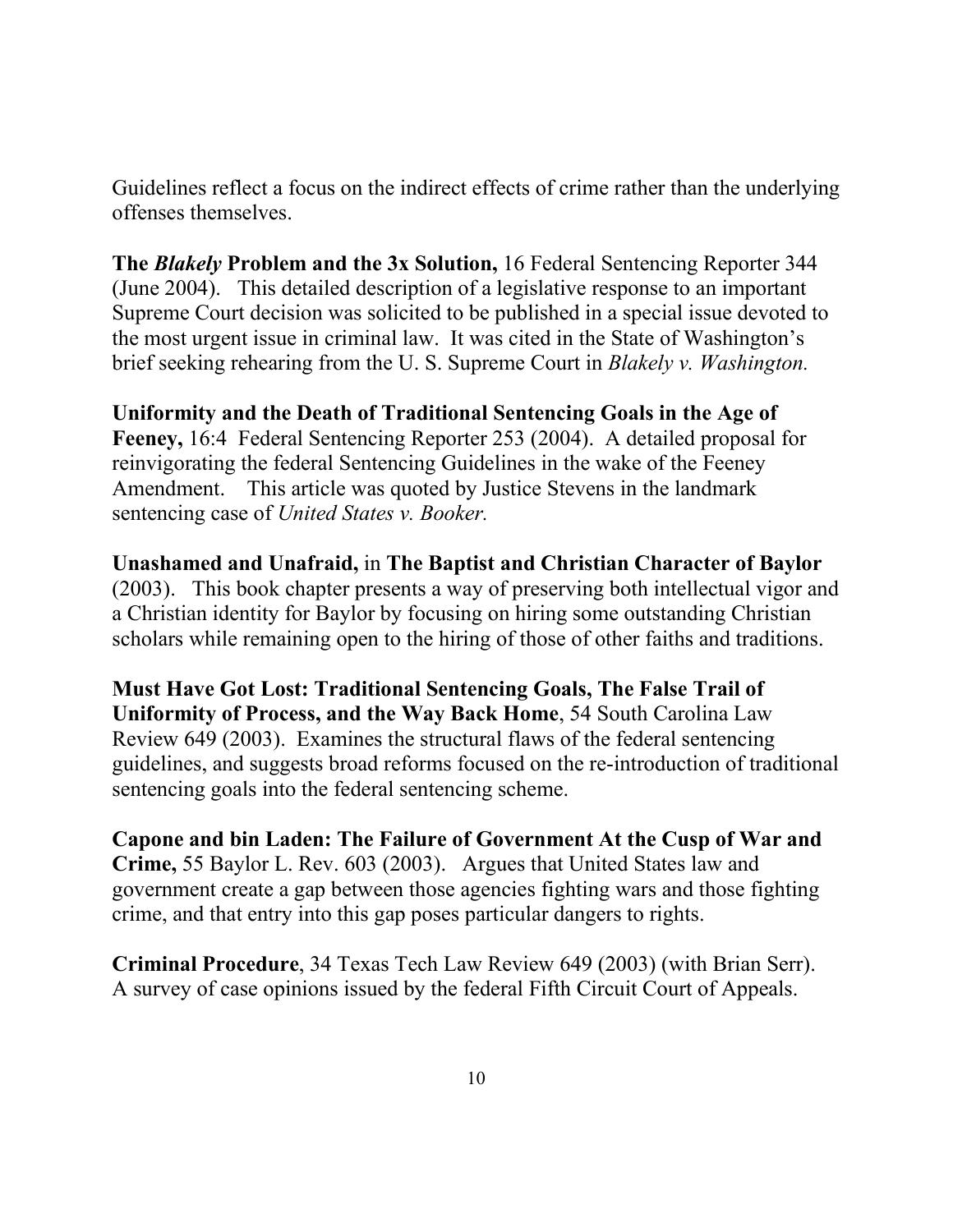Guidelines reflect a focus on the indirect effects of crime rather than the underlying offenses themselves.

**The *Blakely* Problem and the 3x Solution,** 16 Federal Sentencing Reporter 344 (June 2004). This detailed description of a legislative response to an important Supreme Court decision was solicited to be published in a special issue devoted to the most urgent issue in criminal law. It was cited in the State of Washington's brief seeking rehearing from the U. S. Supreme Court in *Blakely v. Washington.*

**Uniformity and the Death of Traditional Sentencing Goals in the Age of Feeney,** 16:4 Federal Sentencing Reporter 253 (2004). A detailed proposal for reinvigorating the federal Sentencing Guidelines in the wake of the Feeney Amendment. This article was quoted by Justice Stevens in the landmark sentencing case of *United States v. Booker.*

**Unashamed and Unafraid,** in **The Baptist and Christian Character of Baylor** (2003). This book chapter presents a way of preserving both intellectual vigor and a Christian identity for Baylor by focusing on hiring some outstanding Christian scholars while remaining open to the hiring of those of other faiths and traditions.

**Must Have Got Lost: Traditional Sentencing Goals, The False Trail of Uniformity of Process, and the Way Back Home**, 54 South Carolina Law Review 649 (2003). Examines the structural flaws of the federal sentencing guidelines, and suggests broad reforms focused on the re-introduction of traditional sentencing goals into the federal sentencing scheme.

**Capone and bin Laden: The Failure of Government At the Cusp of War and Crime,** 55 Baylor L. Rev. 603 (2003). Argues that United States law and government create a gap between those agencies fighting wars and those fighting crime, and that entry into this gap poses particular dangers to rights.

**Criminal Procedure**, 34 Texas Tech Law Review 649 (2003) (with Brian Serr). A survey of case opinions issued by the federal Fifth Circuit Court of Appeals.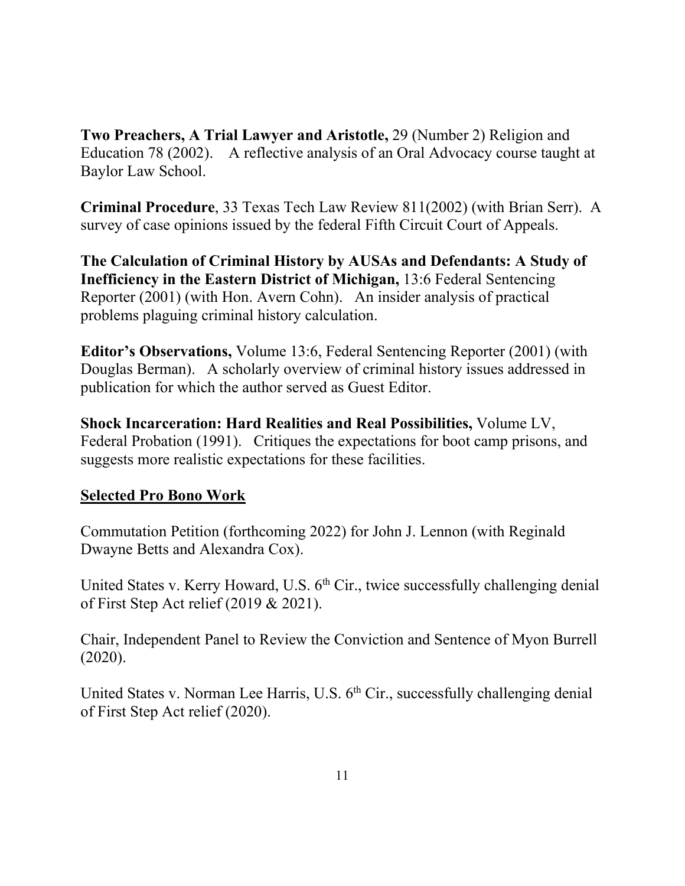**Two Preachers, A Trial Lawyer and Aristotle,** 29 (Number 2) Religion and Education 78 (2002). A reflective analysis of an Oral Advocacy course taught at Baylor Law School.

**Criminal Procedure**, 33 Texas Tech Law Review 811(2002) (with Brian Serr). A survey of case opinions issued by the federal Fifth Circuit Court of Appeals.

**The Calculation of Criminal History by AUSAs and Defendants: A Study of Inefficiency in the Eastern District of Michigan,** 13:6 Federal Sentencing Reporter (2001) (with Hon. Avern Cohn). An insider analysis of practical problems plaguing criminal history calculation.

**Editor's Observations,** Volume 13:6, Federal Sentencing Reporter (2001) (with Douglas Berman). A scholarly overview of criminal history issues addressed in publication for which the author served as Guest Editor.

**Shock Incarceration: Hard Realities and Real Possibilities,** Volume LV, Federal Probation (1991). Critiques the expectations for boot camp prisons, and suggests more realistic expectations for these facilities.

## <u>Selected Pro Bono Work</u>

Commutation Petition (forthcoming 2022) for John J. Lennon (with Reginald Dwayne Betts and Alexandra Cox).

United States v. Kerry Howard, U.S. 6th Cir., twice successfully challenging denial of First Step Act relief (2019 & 2021).

Chair, Independent Panel to Review the Conviction and Sentence of Myon Burrell (2020).

United States v. Norman Lee Harris, U.S. 6th Cir., successfully challenging denial of First Step Act relief (2020).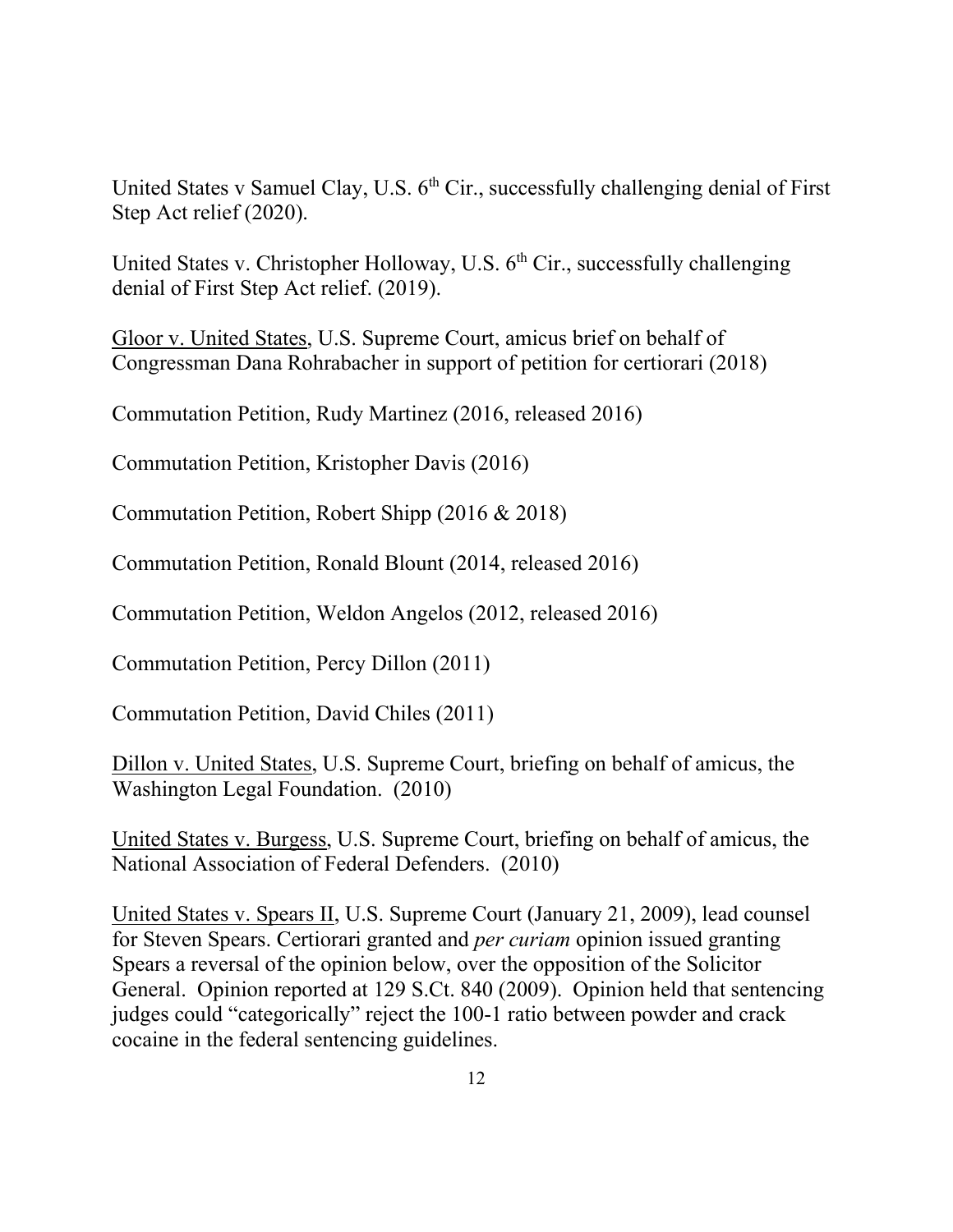United States v Samuel Clay, U.S. 6th Cir., successfully challenging denial of First Step Act relief (2020).

United States v. Christopher Holloway, U.S. 6th Cir., successfully challenging denial of First Step Act relief. (2019).

Gloor v. United States, U.S. Supreme Court, amicus brief on behalf of Congressman Dana Rohrabacher in support of petition for certiorari (2018)

Commutation Petition, Rudy Martinez (2016, released 2016)

Commutation Petition, Kristopher Davis (2016)

Commutation Petition, Robert Shipp (2016 & 2018)

Commutation Petition, Ronald Blount (2014, released 2016)

Commutation Petition, Weldon Angelos (2012, released 2016)

Commutation Petition, Percy Dillon (2011)

Commutation Petition, David Chiles (2011)

Dillon v. United States, U.S. Supreme Court, briefing on behalf of amicus, the Washington Legal Foundation. (2010)

United States v. Burgess, U.S. Supreme Court, briefing on behalf of amicus, the National Association of Federal Defenders. (2010)

United States v. Spears II, U.S. Supreme Court (January 21, 2009), lead counsel for Steven Spears. Certiorari granted and *per curiam* opinion issued granting Spears a reversal of the opinion below, over the opposition of the Solicitor General. Opinion reported at 129 S.Ct. 840 (2009). Opinion held that sentencing judges could "categorically" reject the 100-1 ratio between powder and crack cocaine in the federal sentencing guidelines.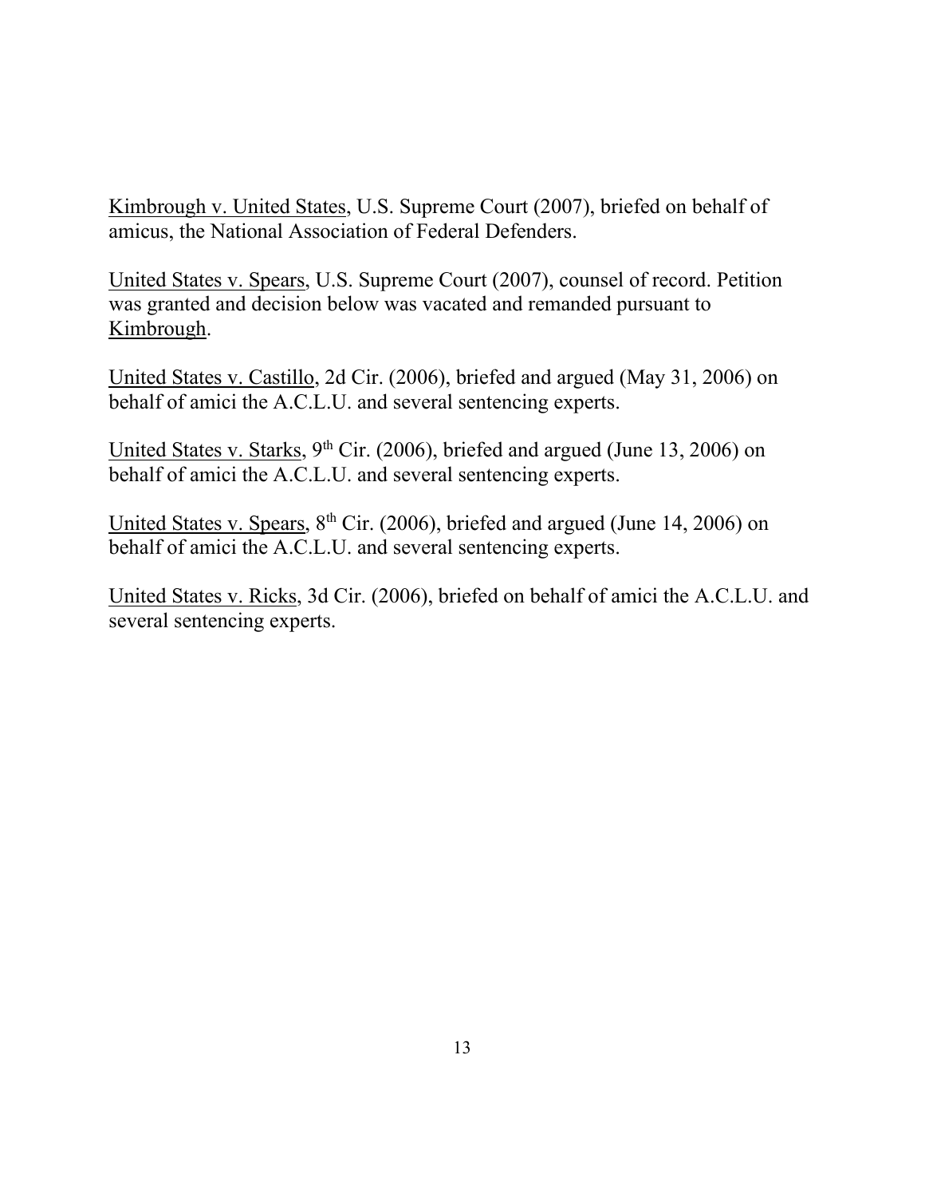Kimbrough v. United States, U.S. Supreme Court (2007), briefed on behalf of amicus, the National Association of Federal Defenders.

United States v. Spears, U.S. Supreme Court (2007), counsel of record. Petition was granted and decision below was vacated and remanded pursuant to Kimbrough.

United States v. Castillo, 2d Cir. (2006), briefed and argued (May 31, 2006) on behalf of amici the A.C.L.U. and several sentencing experts.

United States v. Starks, 9th Cir. (2006), briefed and argued (June 13, 2006) on behalf of amici the A.C.L.U. and several sentencing experts.

United States v. Spears, 8th Cir. (2006), briefed and argued (June 14, 2006) on behalf of amici the A.C.L.U. and several sentencing experts.

United States v. Ricks, 3d Cir. (2006), briefed on behalf of amici the A.C.L.U. and several sentencing experts.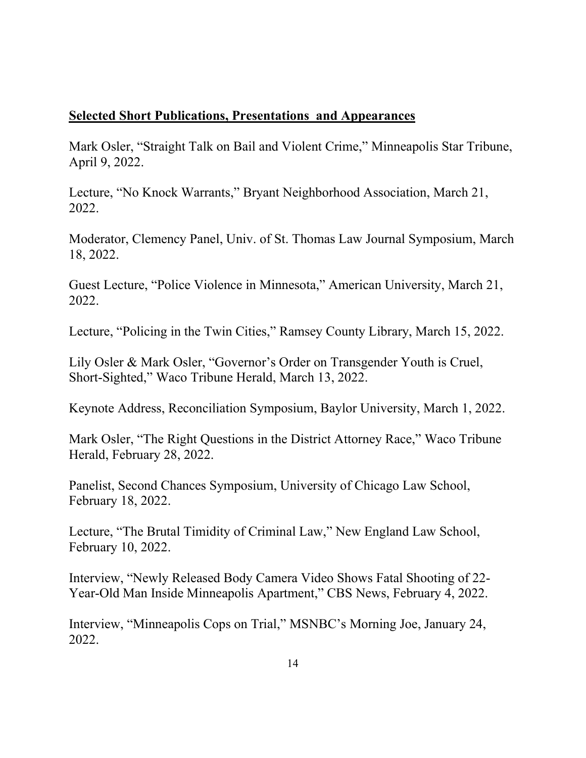## Selected Short Publications, Presentations and Appearances

Mark Osler, "Straight Talk on Bail and Violent Crime," Minneapolis Star Tribune, April 9, 2022.

Lecture, "No Knock Warrants," Bryant Neighborhood Association, March 21, 2022.

Moderator, Clemency Panel, Univ. of St. Thomas Law Journal Symposium, March 18, 2022.

Guest Lecture, "Police Violence in Minnesota," American University, March 21, 2022.

Lecture, "Policing in the Twin Cities," Ramsey County Library, March 15, 2022.

Lily Osler & Mark Osler, "Governor's Order on Transgender Youth is Cruel, Short-Sighted," Waco Tribune Herald, March 13, 2022.

Keynote Address, Reconciliation Symposium, Baylor University, March 1, 2022.

Mark Osler, "The Right Questions in the District Attorney Race," Waco Tribune Herald, February 28, 2022.

Panelist, Second Chances Symposium, University of Chicago Law School, February 18, 2022.

Lecture, "The Brutal Timidity of Criminal Law," New England Law School, February 10, 2022.

Interview, "Newly Released Body Camera Video Shows Fatal Shooting of 22-Year-Old Man Inside Minneapolis Apartment," CBS News, February 4, 2022.

Interview, "Minneapolis Cops on Trial," MSNBC's Morning Joe, January 24, 2022.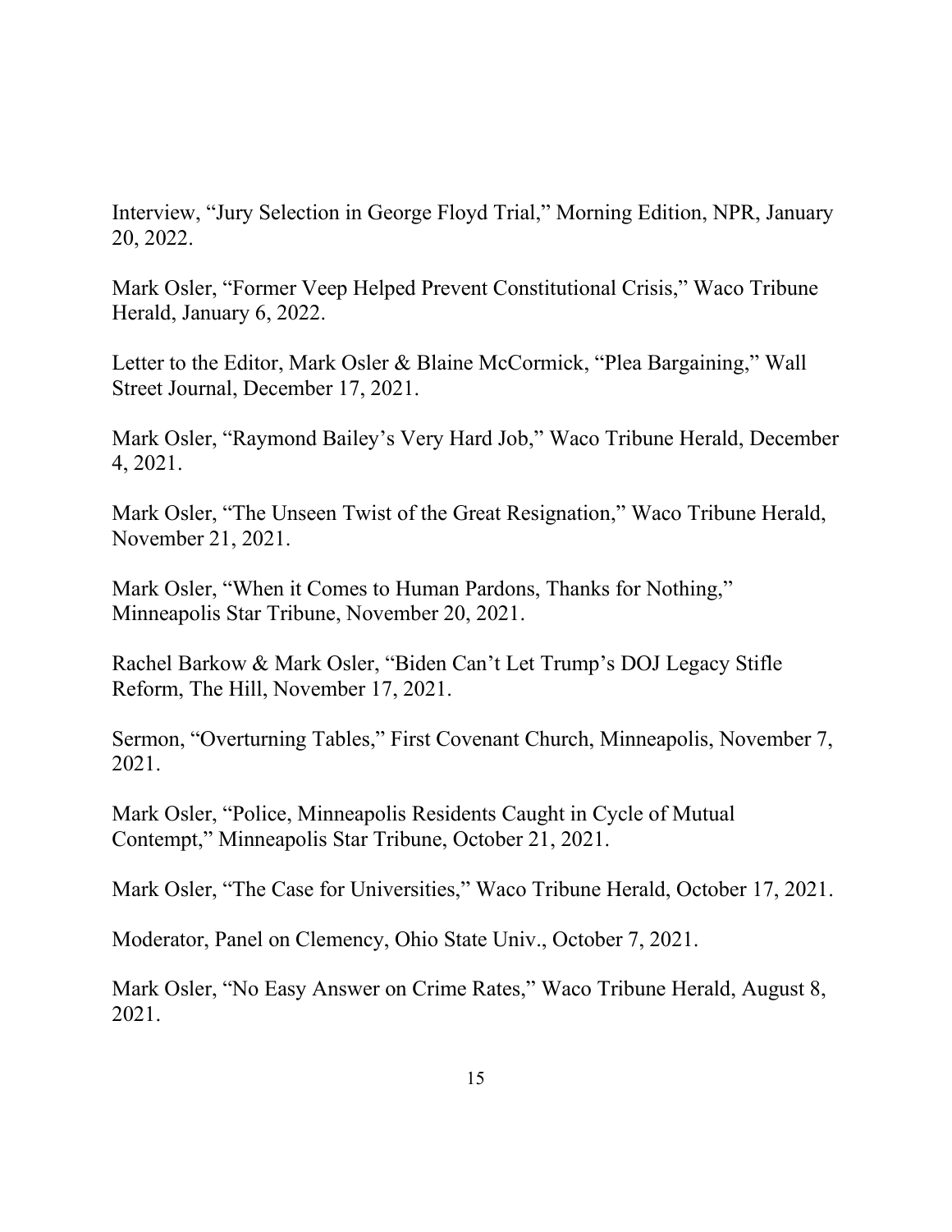Interview, “Jury Selection in George Floyd Trial,” Morning Edition, NPR, January 20, 2022.

Mark Osler, “Former Veep Helped Prevent Constitutional Crisis,” Waco Tribune Herald, January 6, 2022.

Letter to the Editor, Mark Osler & Blaine McCormick, “Plea Bargaining,” Wall Street Journal, December 17, 2021.

Mark Osler, “Raymond Bailey’s Very Hard Job,” Waco Tribune Herald, December 4, 2021.

Mark Osler, “The Unseen Twist of the Great Resignation,” Waco Tribune Herald, November 21, 2021.

Mark Osler, “When it Comes to Human Pardons, Thanks for Nothing,” Minneapolis Star Tribune, November 20, 2021.

Rachel Barkow & Mark Osler, “Biden Can’t Let Trump’s DOJ Legacy Stifle Reform, The Hill, November 17, 2021.

Sermon, “Overturning Tables,” First Covenant Church, Minneapolis, November 7, 2021.

Mark Osler, “Police, Minneapolis Residents Caught in Cycle of Mutual Contempt,” Minneapolis Star Tribune, October 21, 2021.

Mark Osler, “The Case for Universities,” Waco Tribune Herald, October 17, 2021.

Moderator, Panel on Clemency, Ohio State Univ., October 7, 2021.

Mark Osler, “No Easy Answer on Crime Rates,” Waco Tribune Herald, August 8, 2021.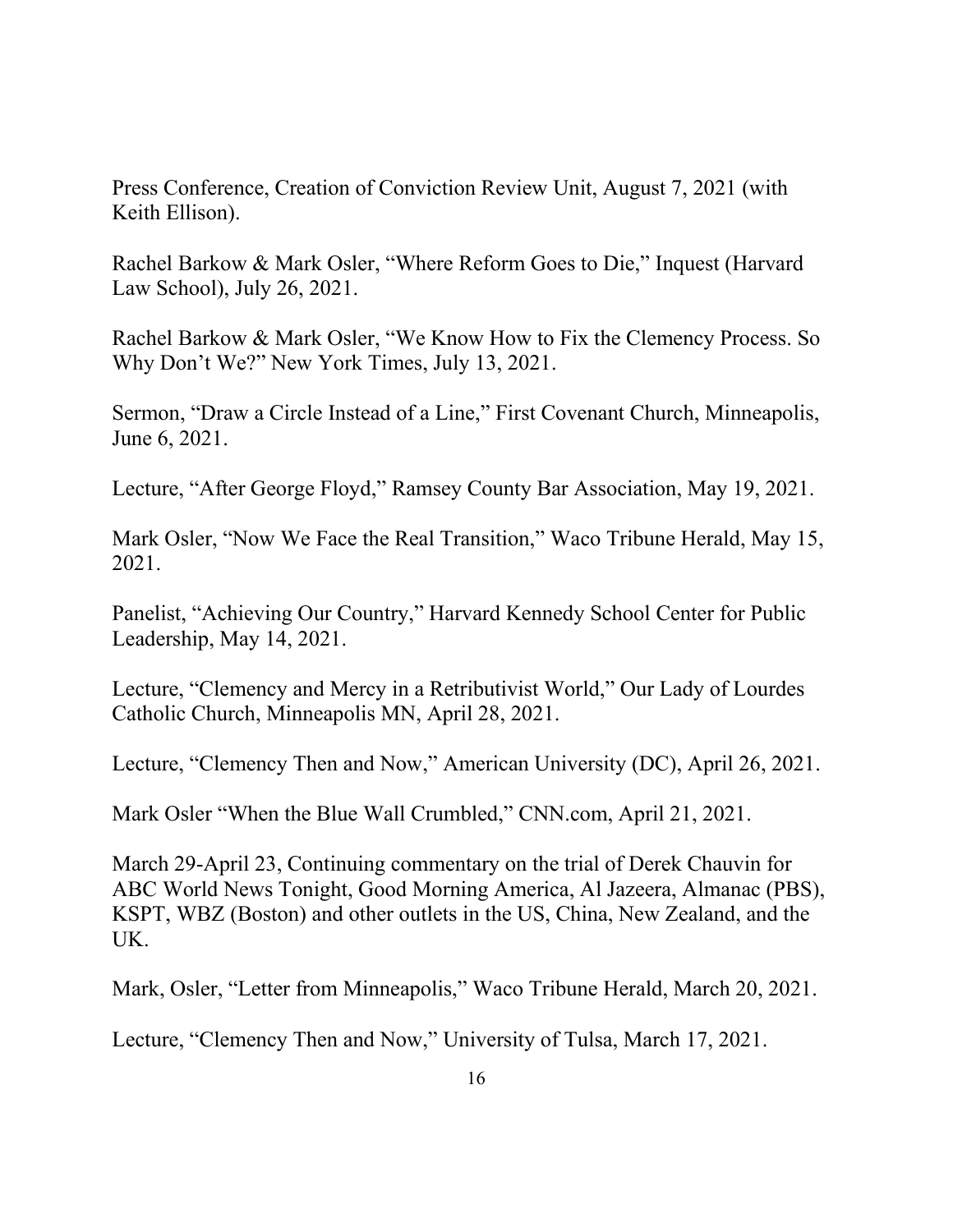Press Conference, Creation of Conviction Review Unit, August 7, 2021 (with Keith Ellison).

Rachel Barkow & Mark Osler, "Where Reform Goes to Die," Inquest (Harvard Law School), July 26, 2021.

Rachel Barkow & Mark Osler, "We Know How to Fix the Clemency Process. So Why Don't We?" New York Times, July 13, 2021.

Sermon, "Draw a Circle Instead of a Line," First Covenant Church, Minneapolis, June 6, 2021.

Lecture, "After George Floyd," Ramsey County Bar Association, May 19, 2021.

Mark Osler, "Now We Face the Real Transition," Waco Tribune Herald, May 15, 2021.

Panelist, "Achieving Our Country," Harvard Kennedy School Center for Public Leadership, May 14, 2021.

Lecture, "Clemency and Mercy in a Retributivist World," Our Lady of Lourdes Catholic Church, Minneapolis MN, April 28, 2021.

Lecture, "Clemency Then and Now," American University (DC), April 26, 2021.

Mark Osler "When the Blue Wall Crumbled," CNN.com, April 21, 2021.

March 29-April 23, Continuing commentary on the trial of Derek Chauvin for ABC World News Tonight, Good Morning America, Al Jazeera, Almanac (PBS), KSPT, WBZ (Boston) and other outlets in the US, China, New Zealand, and the UK.

Mark, Osler, "Letter from Minneapolis," Waco Tribune Herald, March 20, 2021.

Lecture, "Clemency Then and Now," University of Tulsa, March 17, 2021.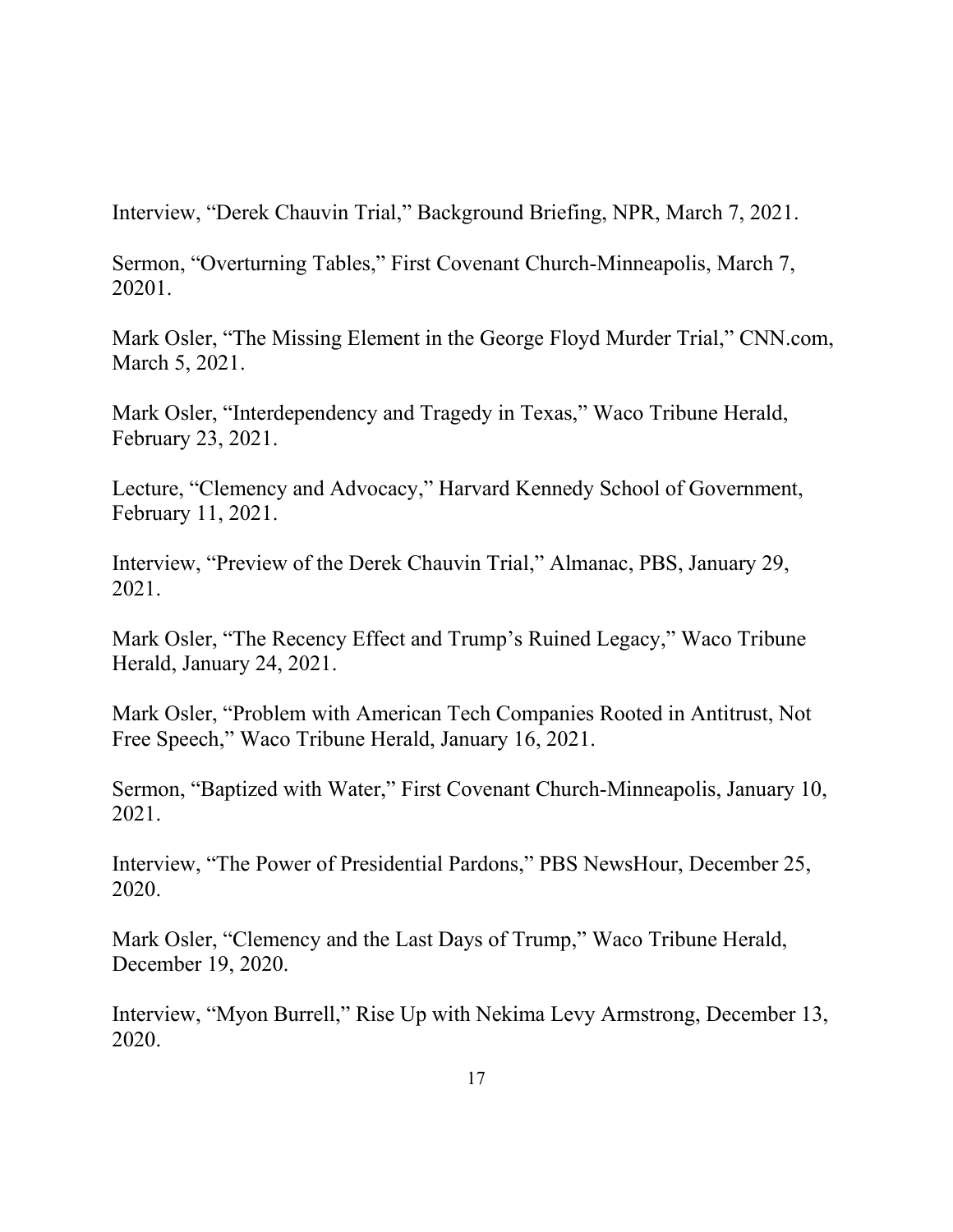Interview, "Derek Chauvin Trial," Background Briefing, NPR, March 7, 2021.

Sermon, "Overturning Tables," First Covenant Church-Minneapolis, March 7, 20201.

Mark Osler, "The Missing Element in the George Floyd Murder Trial," CNN.com, March 5, 2021.

Mark Osler, "Interdependency and Tragedy in Texas," Waco Tribune Herald, February 23, 2021.

Lecture, "Clemency and Advocacy," Harvard Kennedy School of Government, February 11, 2021.

Interview, "Preview of the Derek Chauvin Trial," Almanac, PBS, January 29, 2021.

Mark Osler, "The Recency Effect and Trump's Ruined Legacy," Waco Tribune Herald, January 24, 2021.

Mark Osler, "Problem with American Tech Companies Rooted in Antitrust, Not Free Speech," Waco Tribune Herald, January 16, 2021.

Sermon, "Baptized with Water," First Covenant Church-Minneapolis, January 10, 2021.

Interview, "The Power of Presidential Pardons," PBS NewsHour, December 25, 2020.

Mark Osler, "Clemency and the Last Days of Trump," Waco Tribune Herald, December 19, 2020.

Interview, "Myon Burrell," Rise Up with Nekima Levy Armstrong, December 13, 2020.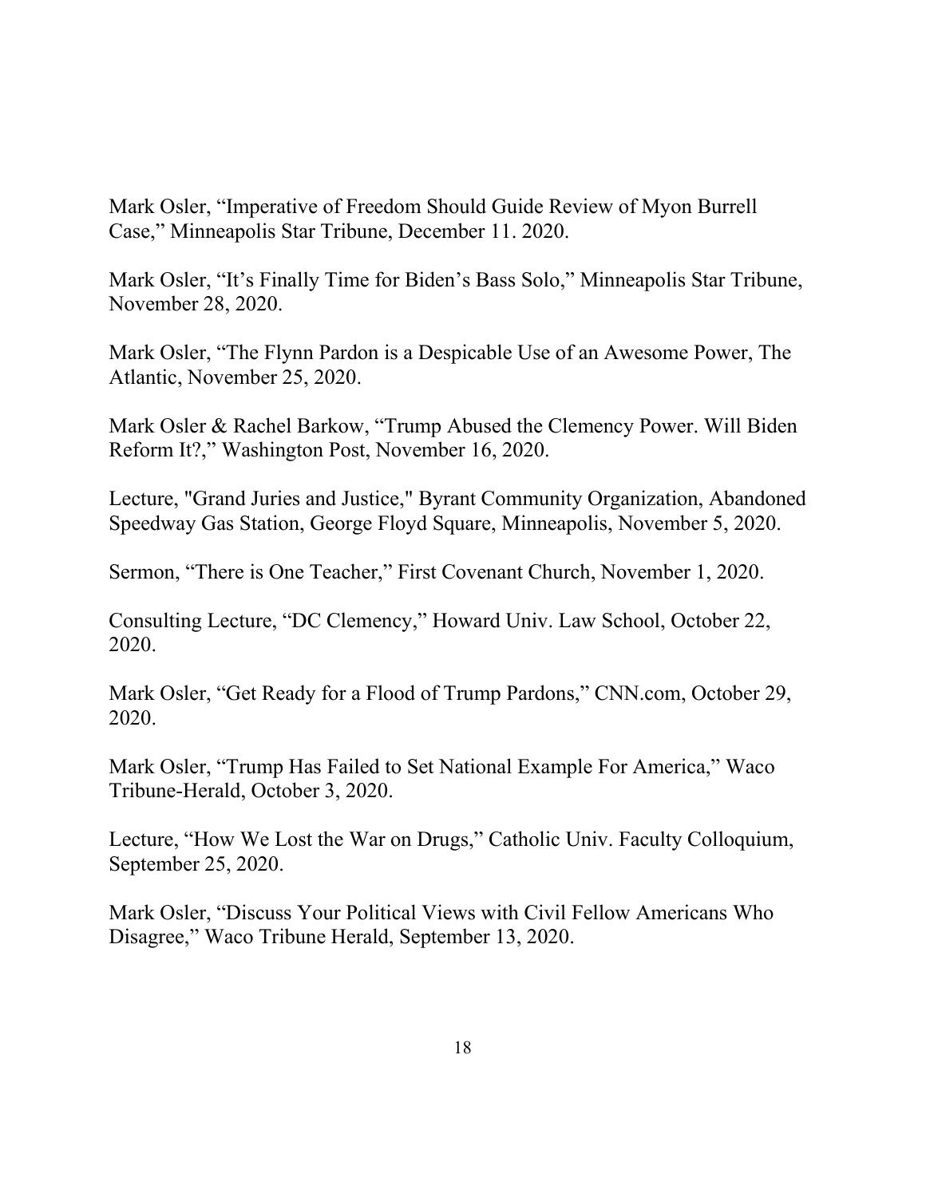Mark Osler, “Imperative of Freedom Should Guide Review of Myon Burrell Case,” Minneapolis Star Tribune, December 11. 2020.

Mark Osler, “It’s Finally Time for Biden’s Bass Solo,” Minneapolis Star Tribune, November 28, 2020.

Mark Osler, “The Flynn Pardon is a Despicable Use of an Awesome Power, The Atlantic, November 25, 2020.

Mark Osler & Rachel Barkow, “Trump Abused the Clemency Power. Will Biden Reform It?,” Washington Post, November 16, 2020.

Lecture, "Grand Juries and Justice," Byrant Community Organization, Abandoned Speedway Gas Station, George Floyd Square, Minneapolis, November 5, 2020.

Sermon, “There is One Teacher,” First Covenant Church, November 1, 2020.

Consulting Lecture, “DC Clemency,” Howard Univ. Law School, October 22, 2020.

Mark Osler, “Get Ready for a Flood of Trump Pardons,” CNN.com, October 29, 2020.

Mark Osler, “Trump Has Failed to Set National Example For America,” Waco Tribune-Herald, October 3, 2020.

Lecture, “How We Lost the War on Drugs,” Catholic Univ. Faculty Colloquium, September 25, 2020.

Mark Osler, “Discuss Your Political Views with Civil Fellow Americans Who Disagree,” Waco Tribune Herald, September 13, 2020.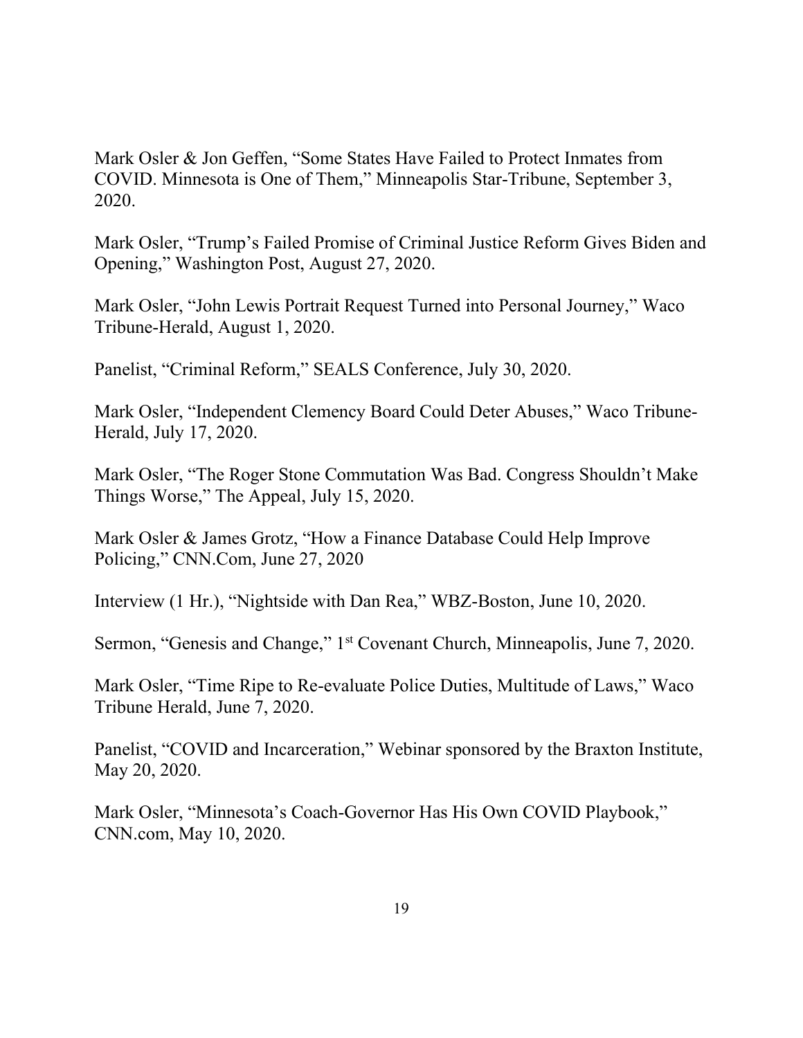Mark Osler & Jon Geffen, "Some States Have Failed to Protect Inmates from COVID. Minnesota is One of Them," Minneapolis Star-Tribune, September 3, 2020.

Mark Osler, "Trump's Failed Promise of Criminal Justice Reform Gives Biden and Opening," Washington Post, August 27, 2020.

Mark Osler, "John Lewis Portrait Request Turned into Personal Journey," Waco Tribune-Herald, August 1, 2020.

Panelist, "Criminal Reform," SEALS Conference, July 30, 2020.

Mark Osler, "Independent Clemency Board Could Deter Abuses," Waco Tribune-Herald, July 17, 2020.

Mark Osler, "The Roger Stone Commutation Was Bad. Congress Shouldn't Make Things Worse," The Appeal, July 15, 2020.

Mark Osler & James Grotz, "How a Finance Database Could Help Improve Policing," CNN.Com, June 27, 2020

Interview (1 Hr.), "Nightside with Dan Rea," WBZ-Boston, June 10, 2020.

Sermon, "Genesis and Change," 1st Covenant Church, Minneapolis, June 7, 2020.

Mark Osler, "Time Ripe to Re-evaluate Police Duties, Multitude of Laws," Waco Tribune Herald, June 7, 2020.

Panelist, "COVID and Incarceration," Webinar sponsored by the Braxton Institute, May 20, 2020.

Mark Osler, "Minnesota's Coach-Governor Has His Own COVID Playbook," CNN.com, May 10, 2020.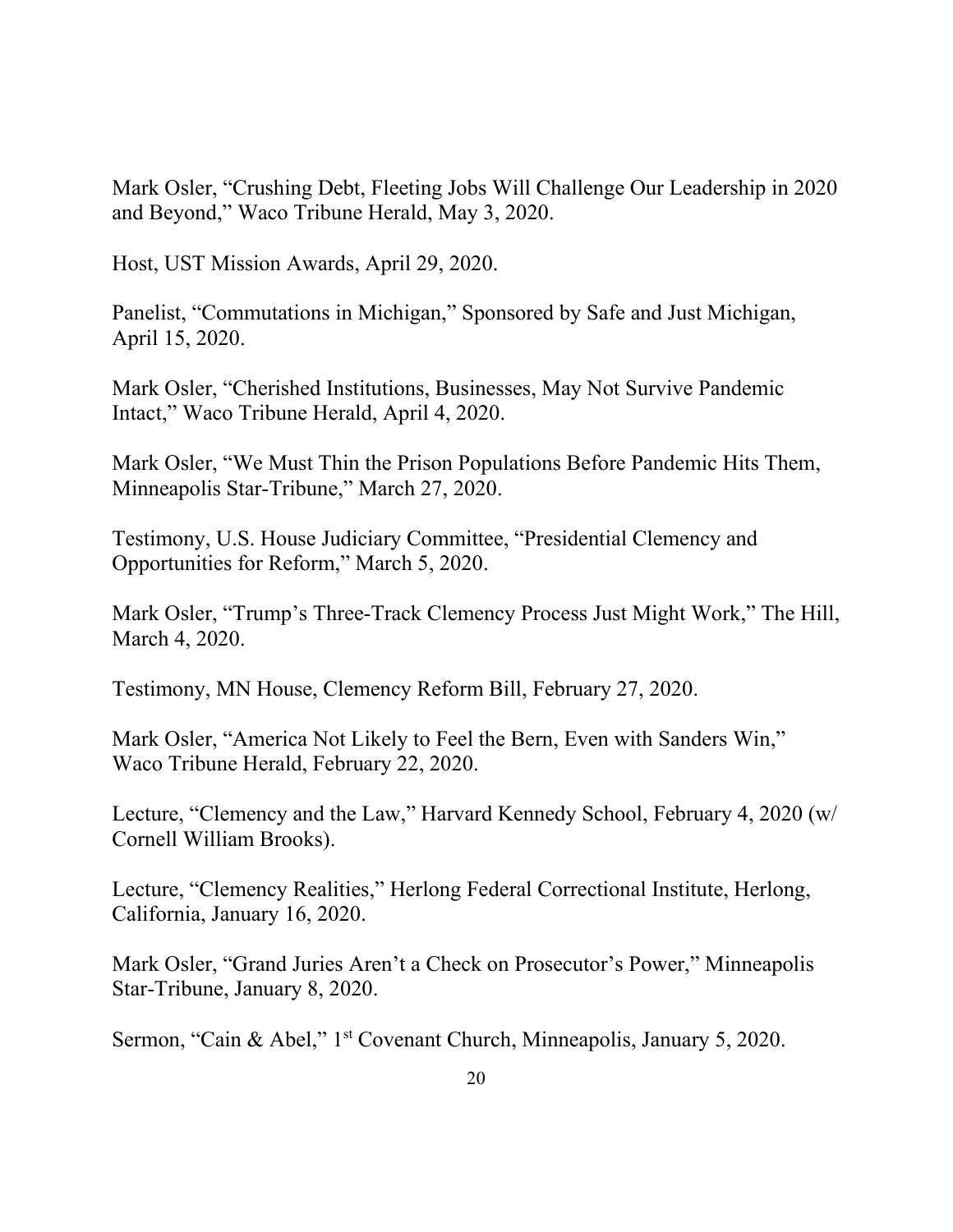Mark Osler, "Crushing Debt, Fleeting Jobs Will Challenge Our Leadership in 2020 and Beyond," Waco Tribune Herald, May 3, 2020.

Host, UST Mission Awards, April 29, 2020.

Panelist, "Commutations in Michigan," Sponsored by Safe and Just Michigan, April 15, 2020.

Mark Osler, "Cherished Institutions, Businesses, May Not Survive Pandemic Intact," Waco Tribune Herald, April 4, 2020.

Mark Osler, "We Must Thin the Prison Populations Before Pandemic Hits Them, Minneapolis Star-Tribune," March 27, 2020.

Testimony, U.S. House Judiciary Committee, "Presidential Clemency and Opportunities for Reform," March 5, 2020.

Mark Osler, "Trump's Three-Track Clemency Process Just Might Work," The Hill, March 4, 2020.

Testimony, MN House, Clemency Reform Bill, February 27, 2020.

Mark Osler, "America Not Likely to Feel the Bern, Even with Sanders Win," Waco Tribune Herald, February 22, 2020.

Lecture, "Clemency and the Law," Harvard Kennedy School, February 4, 2020 (w/ Cornell William Brooks).

Lecture, "Clemency Realities," Herlong Federal Correctional Institute, Herlong, California, January 16, 2020.

Mark Osler, "Grand Juries Aren't a Check on Prosecutor's Power," Minneapolis Star-Tribune, January 8, 2020.

Sermon, "Cain & Abel," 1st Covenant Church, Minneapolis, January 5, 2020.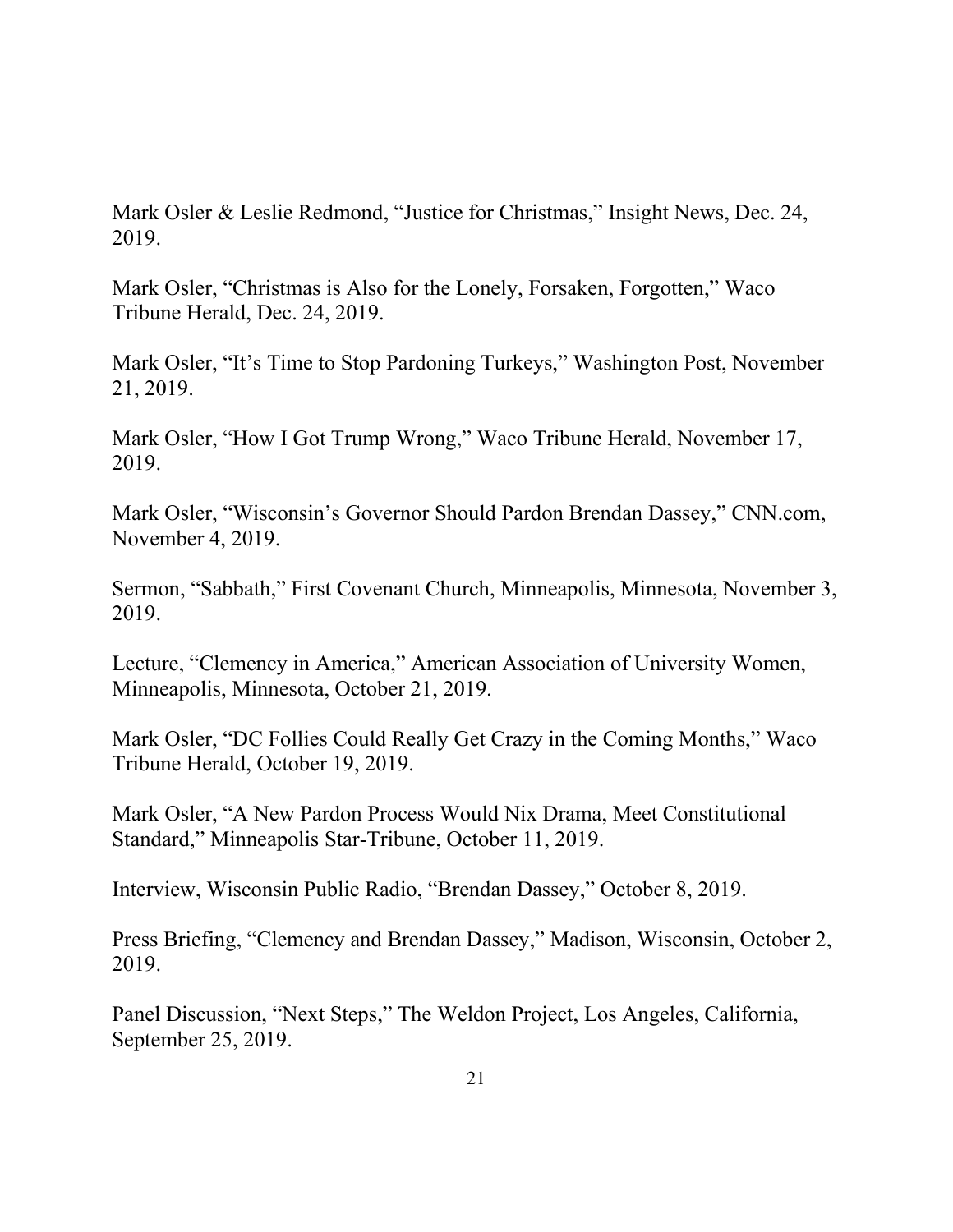Mark Osler & Leslie Redmond, "Justice for Christmas," Insight News, Dec. 24, 2019.

Mark Osler, "Christmas is Also for the Lonely, Forsaken, Forgotten," Waco Tribune Herald, Dec. 24, 2019.

Mark Osler, "It's Time to Stop Pardoning Turkeys," Washington Post, November 21, 2019.

Mark Osler, "How I Got Trump Wrong," Waco Tribune Herald, November 17, 2019.

Mark Osler, "Wisconsin's Governor Should Pardon Brendan Dassey," CNN.com, November 4, 2019.

Sermon, "Sabbath," First Covenant Church, Minneapolis, Minnesota, November 3, 2019.

Lecture, "Clemency in America," American Association of University Women, Minneapolis, Minnesota, October 21, 2019.

Mark Osler, "DC Follies Could Really Get Crazy in the Coming Months," Waco Tribune Herald, October 19, 2019.

Mark Osler, "A New Pardon Process Would Nix Drama, Meet Constitutional Standard," Minneapolis Star-Tribune, October 11, 2019.

Interview, Wisconsin Public Radio, "Brendan Dassey," October 8, 2019.

Press Briefing, "Clemency and Brendan Dassey," Madison, Wisconsin, October 2, 2019.

Panel Discussion, "Next Steps," The Weldon Project, Los Angeles, California, September 25, 2019.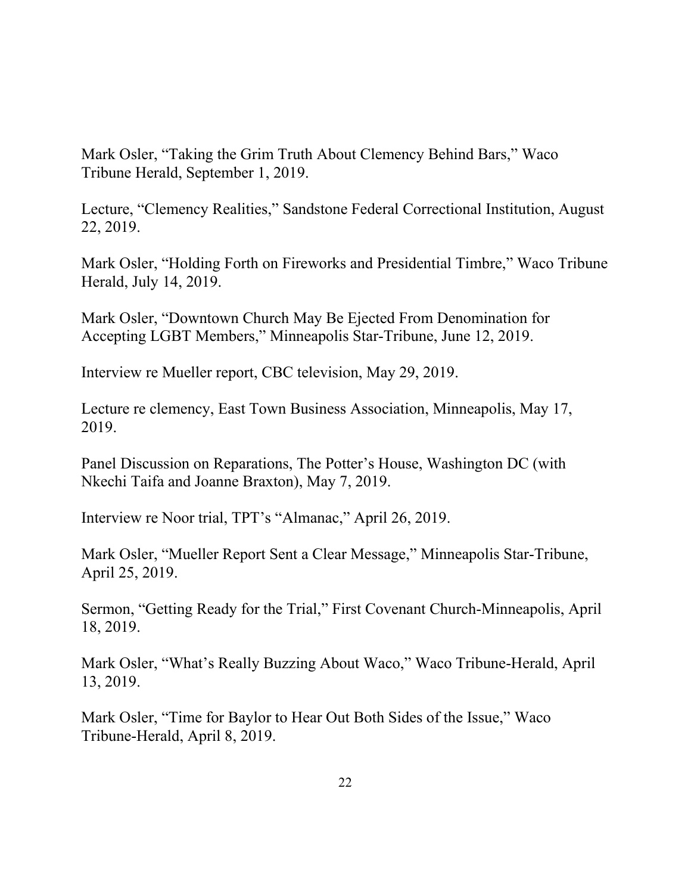Mark Osler, “Taking the Grim Truth About Clemency Behind Bars,” Waco Tribune Herald, September 1, 2019.

Lecture, “Clemency Realities,” Sandstone Federal Correctional Institution, August 22, 2019.

Mark Osler, “Holding Forth on Fireworks and Presidential Timbre,” Waco Tribune Herald, July 14, 2019.

Mark Osler, “Downtown Church May Be Ejected From Denomination for Accepting LGBT Members,” Minneapolis Star-Tribune, June 12, 2019.

Interview re Mueller report, CBC television, May 29, 2019.

Lecture re clemency, East Town Business Association, Minneapolis, May 17, 2019.

Panel Discussion on Reparations, The Potter’s House, Washington DC (with Nkechi Taifa and Joanne Braxton), May 7, 2019.

Interview re Noor trial, TPT’s “Almanac,” April 26, 2019.

Mark Osler, “Mueller Report Sent a Clear Message,” Minneapolis Star-Tribune, April 25, 2019.

Sermon, “Getting Ready for the Trial,” First Covenant Church-Minneapolis, April 18, 2019.

Mark Osler, “What’s Really Buzzing About Waco,” Waco Tribune-Herald, April 13, 2019.

Mark Osler, “Time for Baylor to Hear Out Both Sides of the Issue,” Waco Tribune-Herald, April 8, 2019.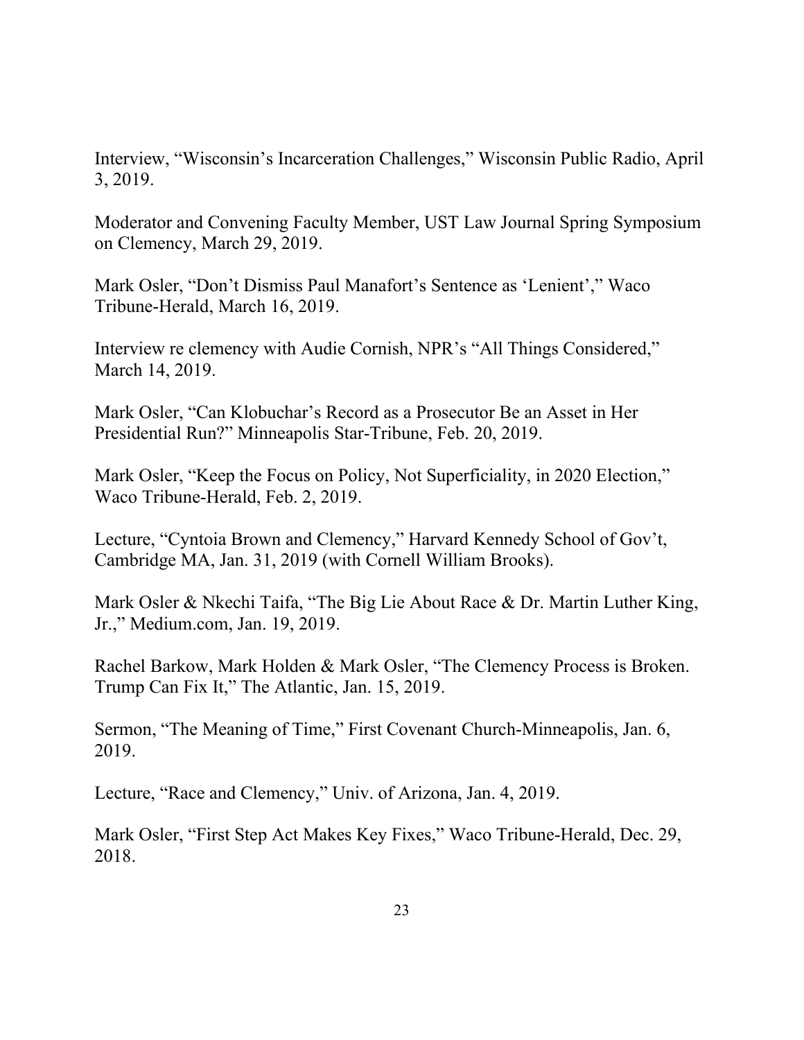Interview, "Wisconsin's Incarceration Challenges," Wisconsin Public Radio, April 3, 2019.

Moderator and Convening Faculty Member, UST Law Journal Spring Symposium on Clemency, March 29, 2019.

Mark Osler, "Don't Dismiss Paul Manafort's Sentence as 'Lenient'," Waco Tribune-Herald, March 16, 2019.

Interview re clemency with Audie Cornish, NPR's "All Things Considered," March 14, 2019.

Mark Osler, "Can Klobuchar's Record as a Prosecutor Be an Asset in Her Presidential Run?" Minneapolis Star-Tribune, Feb. 20, 2019.

Mark Osler, "Keep the Focus on Policy, Not Superficiality, in 2020 Election," Waco Tribune-Herald, Feb. 2, 2019.

Lecture, "Cyntoia Brown and Clemency," Harvard Kennedy School of Gov't, Cambridge MA, Jan. 31, 2019 (with Cornell William Brooks).

Mark Osler & Nkechi Taifa, "The Big Lie About Race & Dr. Martin Luther King, Jr.," Medium.com, Jan. 19, 2019.

Rachel Barkow, Mark Holden & Mark Osler, "The Clemency Process is Broken. Trump Can Fix It," The Atlantic, Jan. 15, 2019.

Sermon, "The Meaning of Time," First Covenant Church-Minneapolis, Jan. 6, 2019.

Lecture, "Race and Clemency," Univ. of Arizona, Jan. 4, 2019.

Mark Osler, "First Step Act Makes Key Fixes," Waco Tribune-Herald, Dec. 29, 2018.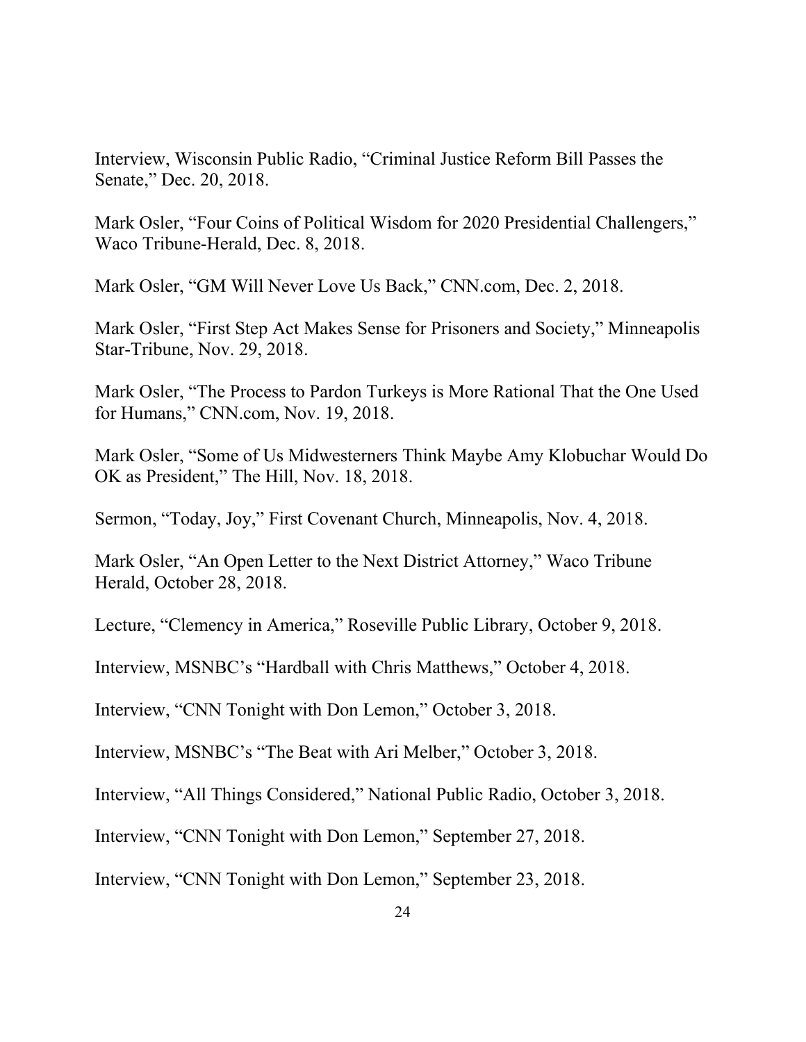Interview, Wisconsin Public Radio, "Criminal Justice Reform Bill Passes the Senate," Dec. 20, 2018.

Mark Osler, "Four Coins of Political Wisdom for 2020 Presidential Challengers," Waco Tribune-Herald, Dec. 8, 2018.

Mark Osler, "GM Will Never Love Us Back," CNN.com, Dec. 2, 2018.

Mark Osler, "First Step Act Makes Sense for Prisoners and Society," Minneapolis Star-Tribune, Nov. 29, 2018.

Mark Osler, "The Process to Pardon Turkeys is More Rational That the One Used for Humans," CNN.com, Nov. 19, 2018.

Mark Osler, "Some of Us Midwesterners Think Maybe Amy Klobuchar Would Do OK as President," The Hill, Nov. 18, 2018.

Sermon, "Today, Joy," First Covenant Church, Minneapolis, Nov. 4, 2018.

Mark Osler, "An Open Letter to the Next District Attorney," Waco Tribune Herald, October 28, 2018.

Lecture, "Clemency in America," Roseville Public Library, October 9, 2018.

Interview, MSNBC's "Hardball with Chris Matthews," October 4, 2018.

Interview, "CNN Tonight with Don Lemon," October 3, 2018.

Interview, MSNBC's "The Beat with Ari Melber," October 3, 2018.

Interview, "All Things Considered," National Public Radio, October 3, 2018.

Interview, "CNN Tonight with Don Lemon," September 27, 2018.

Interview, "CNN Tonight with Don Lemon," September 23, 2018.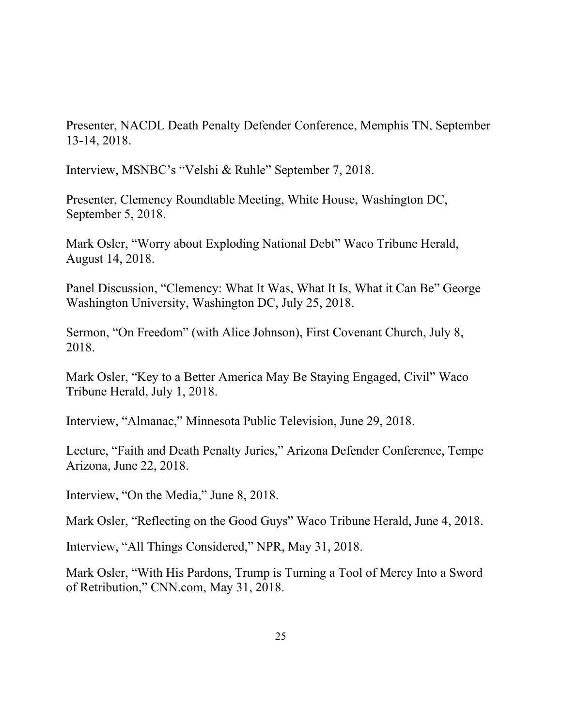Presenter, NACDL Death Penalty Defender Conference, Memphis TN, September 13-14, 2018.

Interview, MSNBC's "Velshi & Ruhle" September 7, 2018.

Presenter, Clemency Roundtable Meeting, White House, Washington DC, September 5, 2018.

Mark Osler, "Worry about Exploding National Debt" Waco Tribune Herald, August 14, 2018.

Panel Discussion, "Clemency: What It Was, What It Is, What it Can Be" George Washington University, Washington DC, July 25, 2018.

Sermon, "On Freedom" (with Alice Johnson), First Covenant Church, July 8, 2018.

Mark Osler, "Key to a Better America May Be Staying Engaged, Civil" Waco Tribune Herald, July 1, 2018.

Interview, "Almanac," Minnesota Public Television, June 29, 2018.

Lecture, "Faith and Death Penalty Juries," Arizona Defender Conference, Tempe Arizona, June 22, 2018.

Interview, "On the Media," June 8, 2018.

Mark Osler, "Reflecting on the Good Guys" Waco Tribune Herald, June 4, 2018.

Interview, "All Things Considered," NPR, May 31, 2018.

Mark Osler, "With His Pardons, Trump is Turning a Tool of Mercy Into a Sword of Retribution," CNN.com, May 31, 2018.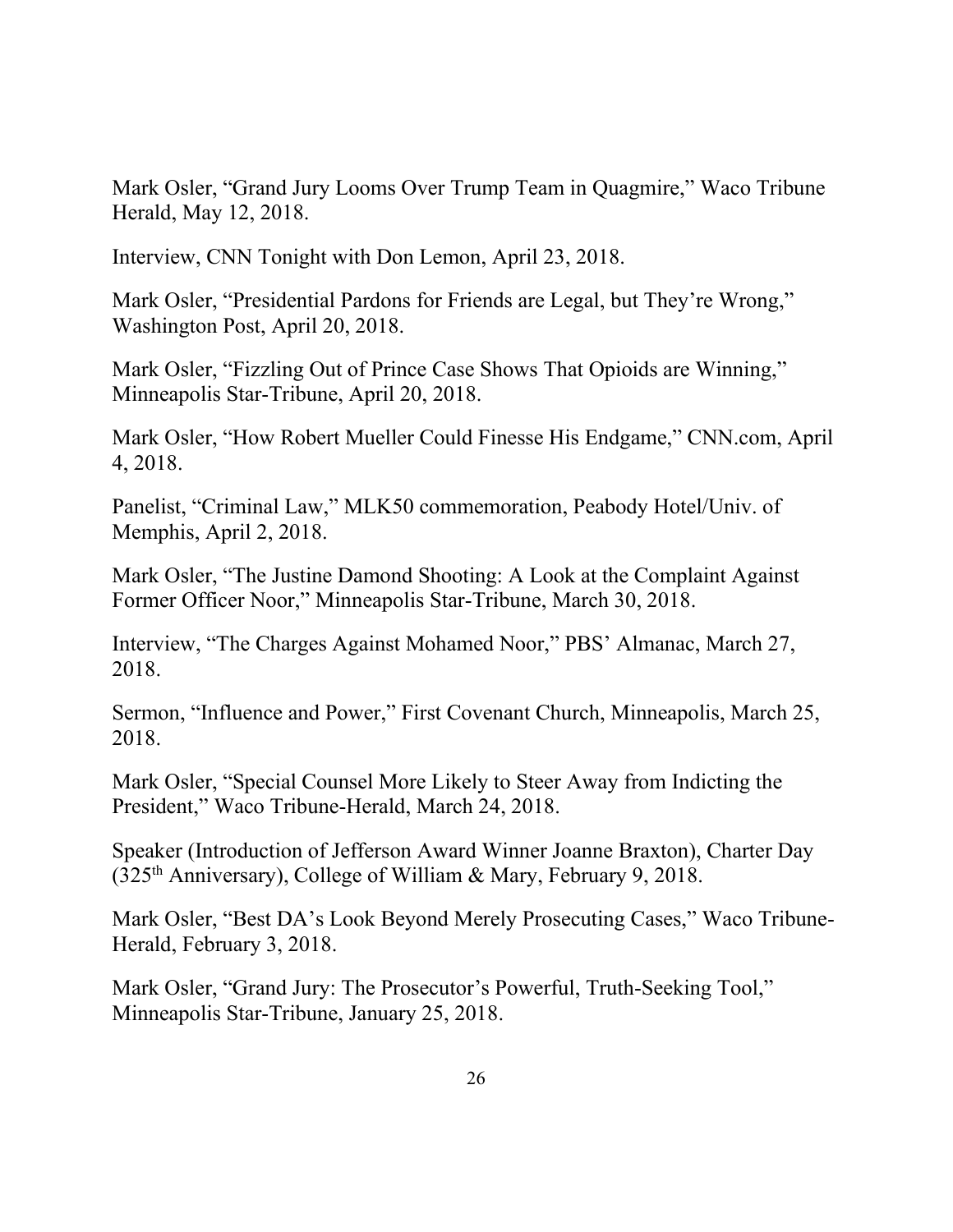Mark Osler, "Grand Jury Looms Over Trump Team in Quagmire," Waco Tribune Herald, May 12, 2018.

Interview, CNN Tonight with Don Lemon, April 23, 2018.

Mark Osler, "Presidential Pardons for Friends are Legal, but They're Wrong," Washington Post, April 20, 2018.

Mark Osler, "Fizzling Out of Prince Case Shows That Opioids are Winning," Minneapolis Star-Tribune, April 20, 2018.

Mark Osler, "How Robert Mueller Could Finesse His Endgame," CNN.com, April 4, 2018.

Panelist, "Criminal Law," MLK50 commemoration, Peabody Hotel/Univ. of Memphis, April 2, 2018.

Mark Osler, "The Justine Damond Shooting: A Look at the Complaint Against Former Officer Noor," Minneapolis Star-Tribune, March 30, 2018.

Interview, "The Charges Against Mohamed Noor," PBS' Almanac, March 27, 2018.

Sermon, "Influence and Power," First Covenant Church, Minneapolis, March 25, 2018.

Mark Osler, "Special Counsel More Likely to Steer Away from Indicting the President," Waco Tribune-Herald, March 24, 2018.

Speaker (Introduction of Jefferson Award Winner Joanne Braxton), Charter Day (325th Anniversary), College of William & Mary, February 9, 2018.

Mark Osler, "Best DA's Look Beyond Merely Prosecuting Cases," Waco Tribune-Herald, February 3, 2018.

Mark Osler, "Grand Jury: The Prosecutor's Powerful, Truth-Seeking Tool," Minneapolis Star-Tribune, January 25, 2018.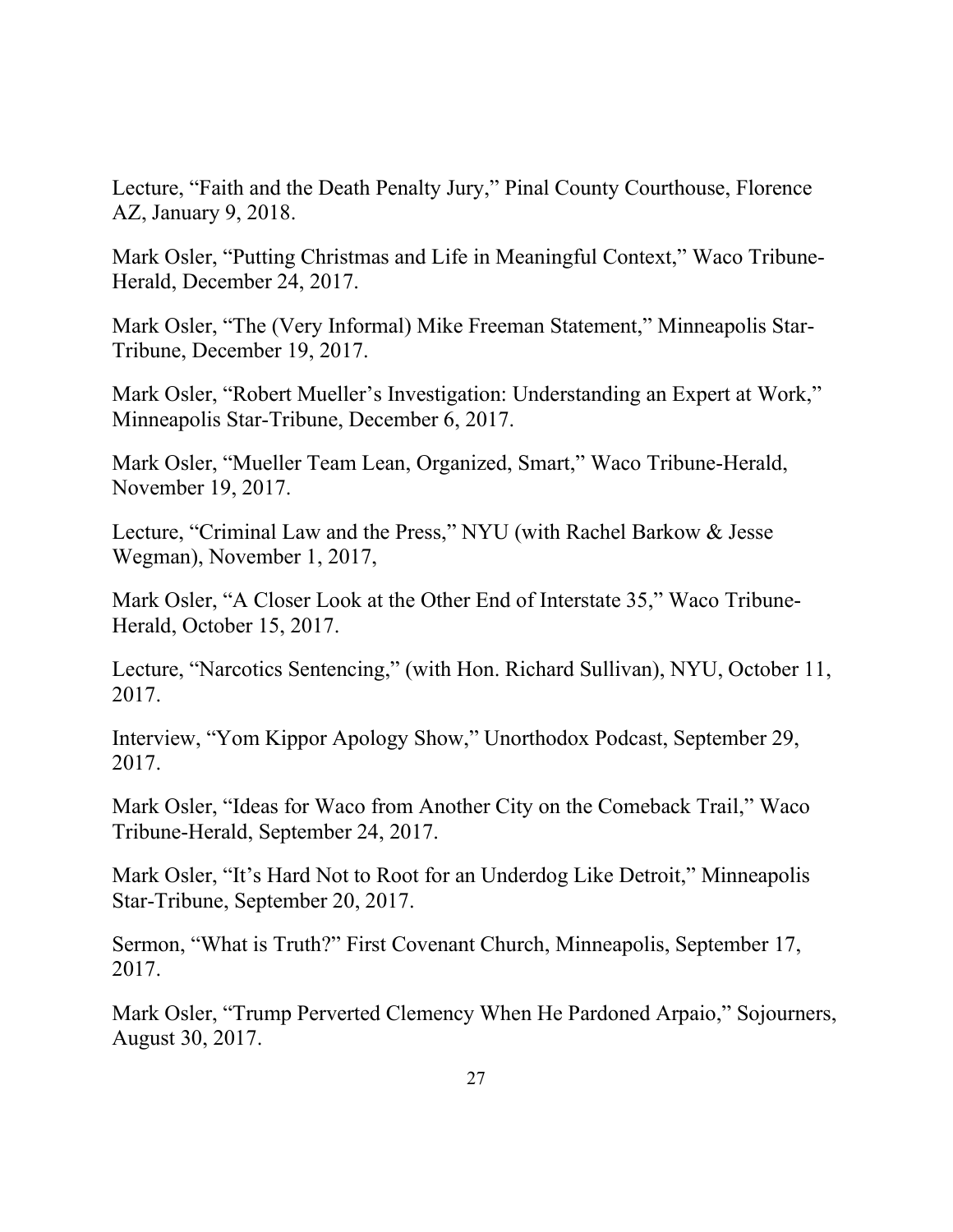Lecture, “Faith and the Death Penalty Jury,” Pinal County Courthouse, Florence AZ, January 9, 2018.

Mark Osler, “Putting Christmas and Life in Meaningful Context,” Waco Tribune-Herald, December 24, 2017.

Mark Osler, “The (Very Informal) Mike Freeman Statement,” Minneapolis Star-Tribune, December 19, 2017.

Mark Osler, “Robert Mueller’s Investigation: Understanding an Expert at Work,” Minneapolis Star-Tribune, December 6, 2017.

Mark Osler, “Mueller Team Lean, Organized, Smart,” Waco Tribune-Herald, November 19, 2017.

Lecture, “Criminal Law and the Press,” NYU (with Rachel Barkow & Jesse Wegman), November 1, 2017,

Mark Osler, “A Closer Look at the Other End of Interstate 35,” Waco Tribune-Herald, October 15, 2017.

Lecture, “Narcotics Sentencing,” (with Hon. Richard Sullivan), NYU, October 11, 2017.

Interview, “Yom Kippor Apology Show,” Unorthodox Podcast, September 29, 2017.

Mark Osler, “Ideas for Waco from Another City on the Comeback Trail,” Waco Tribune-Herald, September 24, 2017.

Mark Osler, “It’s Hard Not to Root for an Underdog Like Detroit,” Minneapolis Star-Tribune, September 20, 2017.

Sermon, “What is Truth?” First Covenant Church, Minneapolis, September 17, 2017.

Mark Osler, “Trump Perverted Clemency When He Pardoned Arpaio,” Sojourners, August 30, 2017.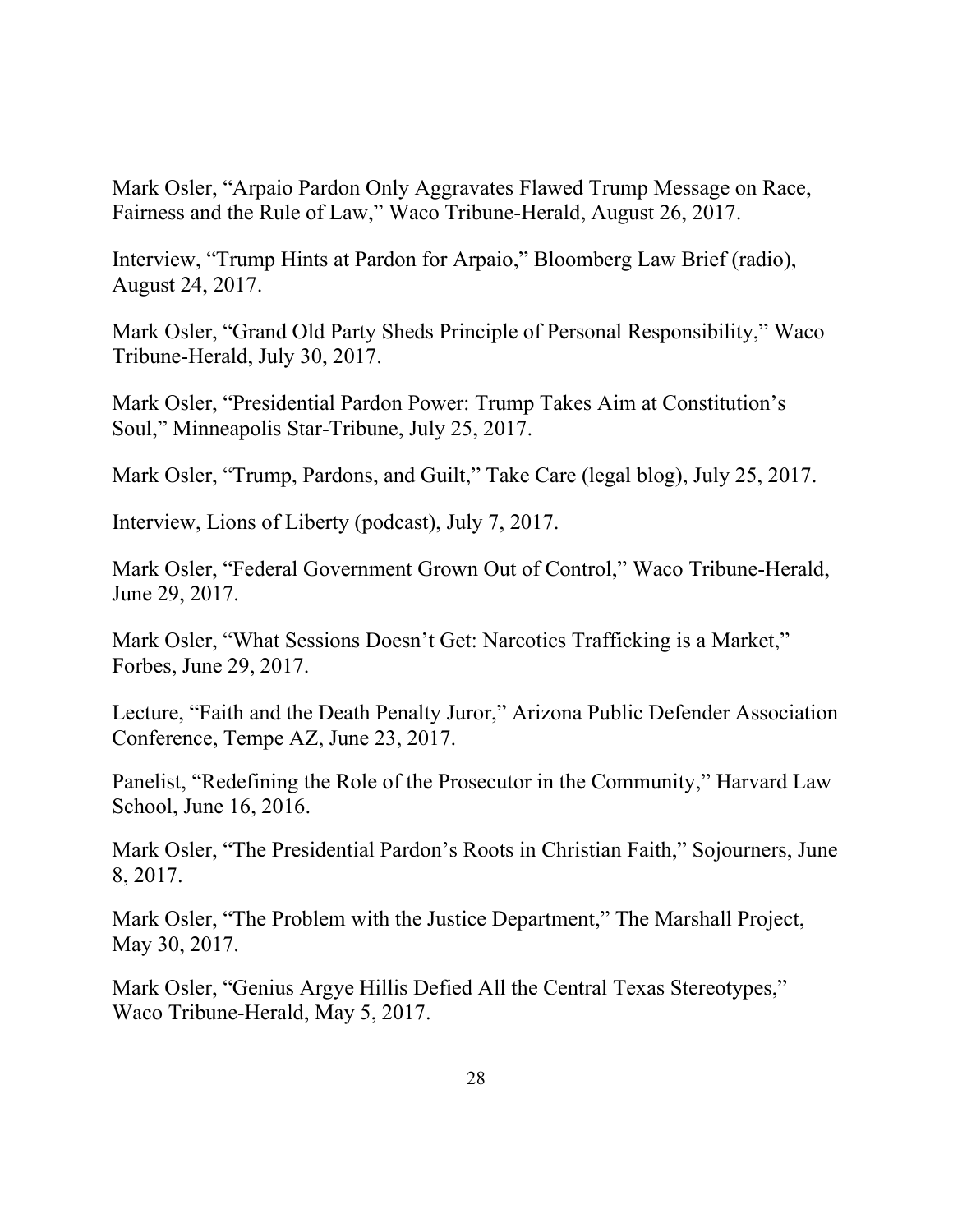Mark Osler, "Arpaio Pardon Only Aggravates Flawed Trump Message on Race, Fairness and the Rule of Law," Waco Tribune-Herald, August 26, 2017.

Interview, "Trump Hints at Pardon for Arpaio," Bloomberg Law Brief (radio), August 24, 2017.

Mark Osler, "Grand Old Party Sheds Principle of Personal Responsibility," Waco Tribune-Herald, July 30, 2017.

Mark Osler, "Presidential Pardon Power: Trump Takes Aim at Constitution's Soul," Minneapolis Star-Tribune, July 25, 2017.

Mark Osler, "Trump, Pardons, and Guilt," Take Care (legal blog), July 25, 2017.

Interview, Lions of Liberty (podcast), July 7, 2017.

Mark Osler, "Federal Government Grown Out of Control," Waco Tribune-Herald, June 29, 2017.

Mark Osler, "What Sessions Doesn't Get: Narcotics Trafficking is a Market," Forbes, June 29, 2017.

Lecture, "Faith and the Death Penalty Juror," Arizona Public Defender Association Conference, Tempe AZ, June 23, 2017.

Panelist, "Redefining the Role of the Prosecutor in the Community," Harvard Law School, June 16, 2016.

Mark Osler, "The Presidential Pardon's Roots in Christian Faith," Sojourners, June 8, 2017.

Mark Osler, "The Problem with the Justice Department," The Marshall Project, May 30, 2017.

Mark Osler, "Genius Argye Hillis Defied All the Central Texas Stereotypes," Waco Tribune-Herald, May 5, 2017.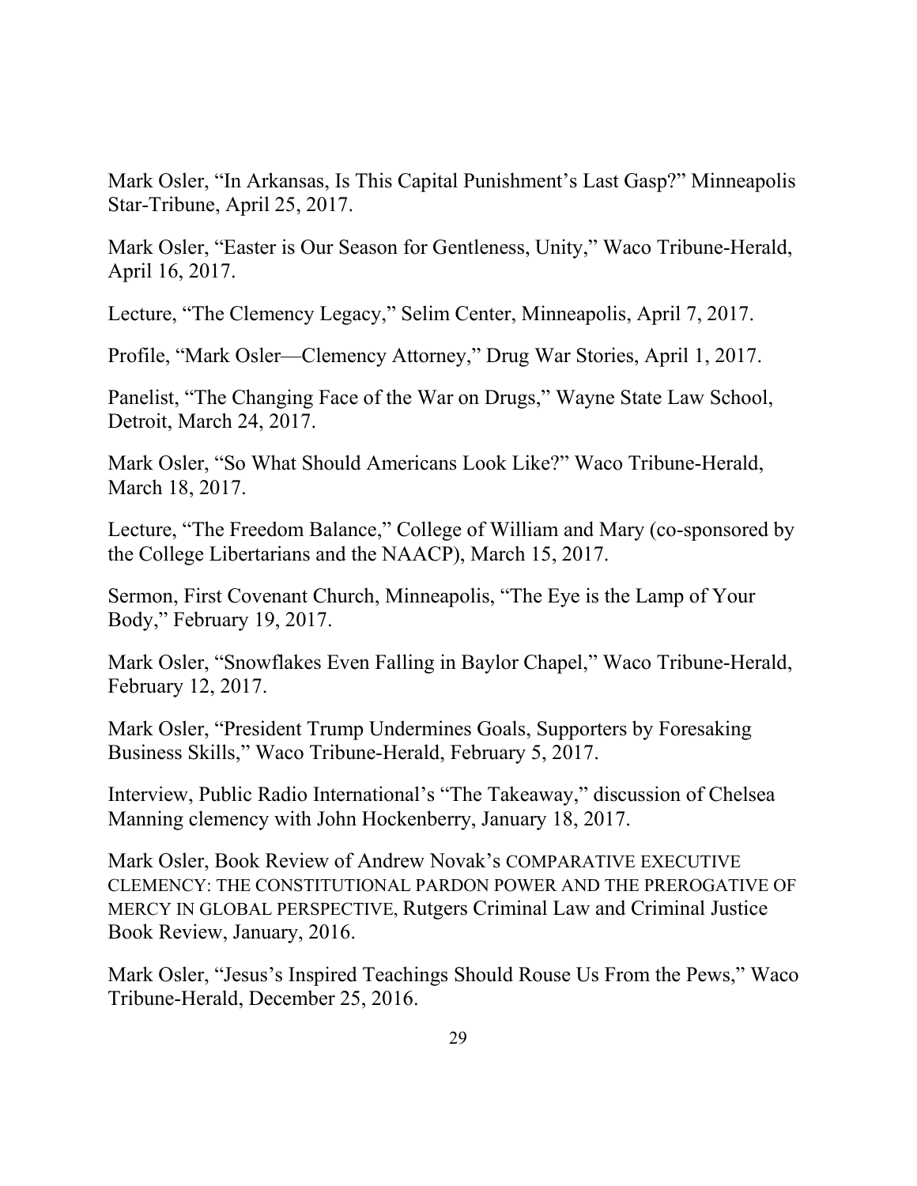Mark Osler, "In Arkansas, Is This Capital Punishment's Last Gasp?" Minneapolis Star-Tribune, April 25, 2017.

Mark Osler, "Easter is Our Season for Gentleness, Unity," Waco Tribune-Herald, April 16, 2017.

Lecture, "The Clemency Legacy," Selim Center, Minneapolis, April 7, 2017.

Profile, "Mark Osler—Clemency Attorney," Drug War Stories, April 1, 2017.

Panelist, "The Changing Face of the War on Drugs," Wayne State Law School, Detroit, March 24, 2017.

Mark Osler, "So What Should Americans Look Like?" Waco Tribune-Herald, March 18, 2017.

Lecture, "The Freedom Balance," College of William and Mary (co-sponsored by the College Libertarians and the NAACP), March 15, 2017.

Sermon, First Covenant Church, Minneapolis, "The Eye is the Lamp of Your Body," February 19, 2017.

Mark Osler, "Snowflakes Even Falling in Baylor Chapel," Waco Tribune-Herald, February 12, 2017.

Mark Osler, "President Trump Undermines Goals, Supporters by Foresaking Business Skills," Waco Tribune-Herald, February 5, 2017.

Interview, Public Radio International's "The Takeaway," discussion of Chelsea Manning clemency with John Hockenberry, January 18, 2017.

Mark Osler, Book Review of Andrew Novak's COMPARATIVE EXECUTIVE CLEMENCY: THE CONSTITUTIONAL PARDON POWER AND THE PREROGATIVE OF MERCY IN GLOBAL PERSPECTIVE, Rutgers Criminal Law and Criminal Justice Book Review, January, 2016.

Mark Osler, "Jesus's Inspired Teachings Should Rouse Us From the Pews," Waco Tribune-Herald, December 25, 2016.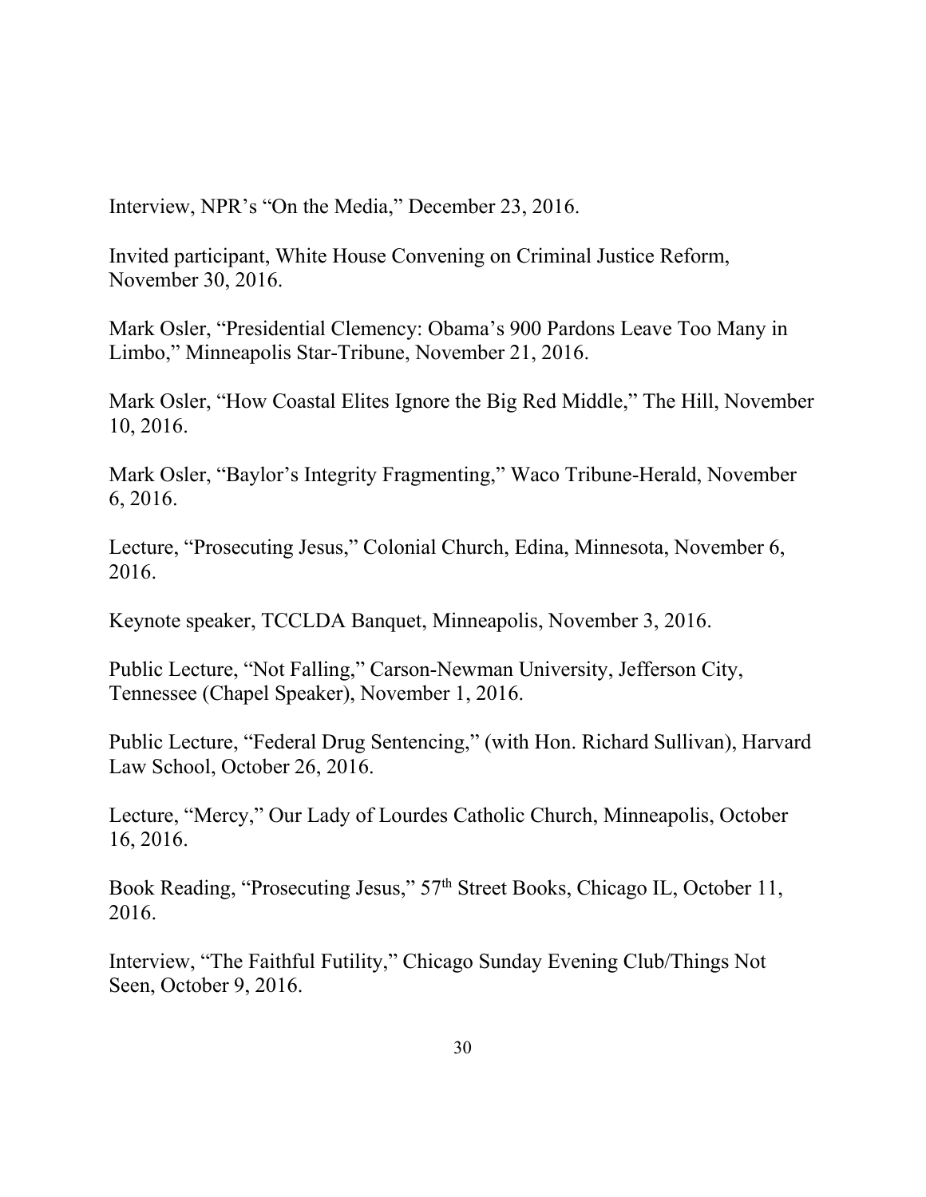Interview, NPR's "On the Media," December 23, 2016.

Invited participant, White House Convening on Criminal Justice Reform, November 30, 2016.

Mark Osler, "Presidential Clemency: Obama's 900 Pardons Leave Too Many in Limbo," Minneapolis Star-Tribune, November 21, 2016.

Mark Osler, "How Coastal Elites Ignore the Big Red Middle," The Hill, November 10, 2016.

Mark Osler, "Baylor's Integrity Fragmenting," Waco Tribune-Herald, November 6, 2016.

Lecture, "Prosecuting Jesus," Colonial Church, Edina, Minnesota, November 6, 2016.

Keynote speaker, TCCLDA Banquet, Minneapolis, November 3, 2016.

Public Lecture, "Not Falling," Carson-Newman University, Jefferson City, Tennessee (Chapel Speaker), November 1, 2016.

Public Lecture, "Federal Drug Sentencing," (with Hon. Richard Sullivan), Harvard Law School, October 26, 2016.

Lecture, "Mercy," Our Lady of Lourdes Catholic Church, Minneapolis, October 16, 2016.

Book Reading, "Prosecuting Jesus," 57th Street Books, Chicago IL, October 11, 2016.

Interview, "The Faithful Futility," Chicago Sunday Evening Club/Things Not Seen, October 9, 2016.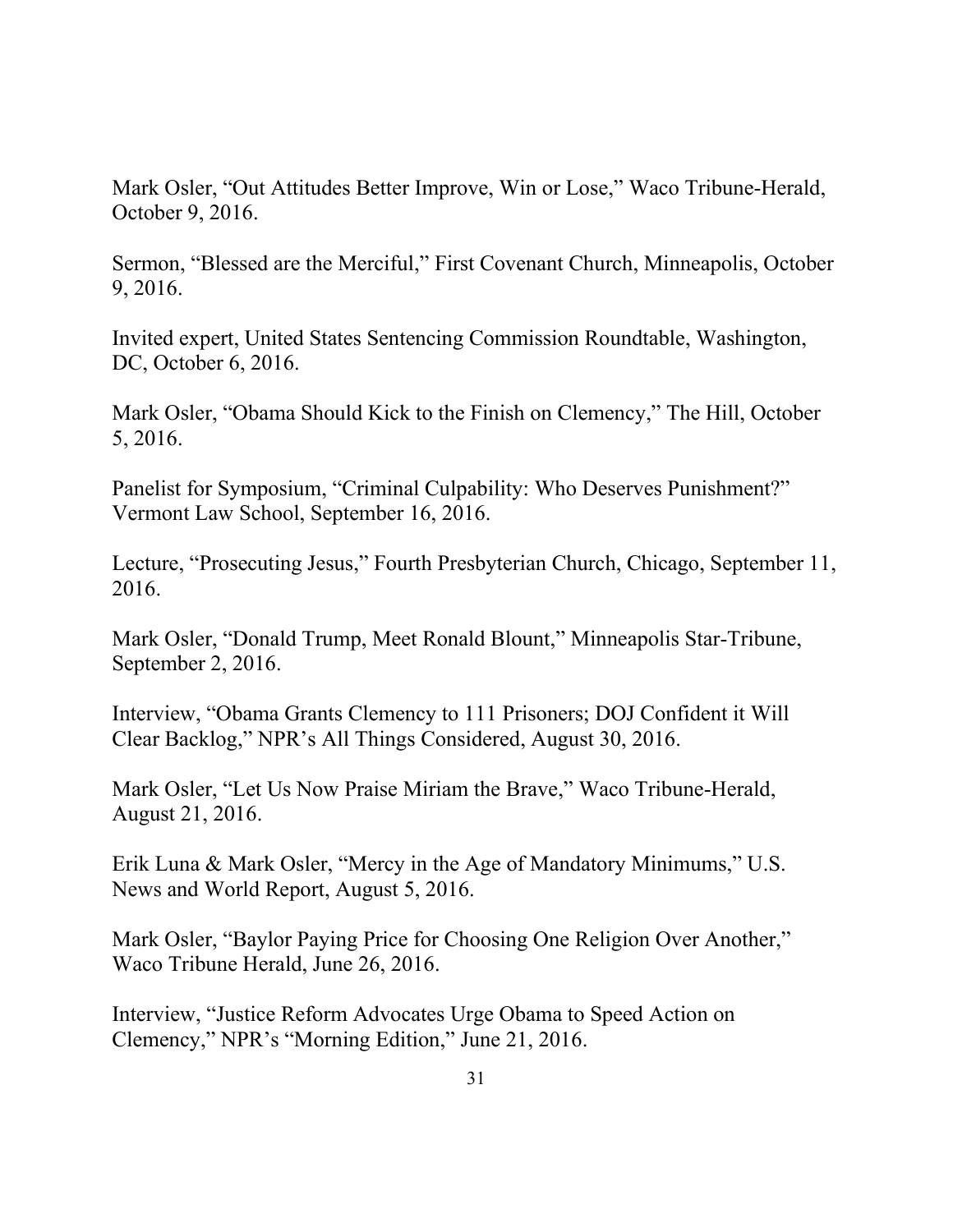Mark Osler, "Out Attitudes Better Improve, Win or Lose," Waco Tribune-Herald, October 9, 2016.

Sermon, "Blessed are the Merciful," First Covenant Church, Minneapolis, October 9, 2016.

Invited expert, United States Sentencing Commission Roundtable, Washington, DC, October 6, 2016.

Mark Osler, "Obama Should Kick to the Finish on Clemency," The Hill, October 5, 2016.

Panelist for Symposium, "Criminal Culpability: Who Deserves Punishment?" Vermont Law School, September 16, 2016.

Lecture, "Prosecuting Jesus," Fourth Presbyterian Church, Chicago, September 11, 2016.

Mark Osler, "Donald Trump, Meet Ronald Blount," Minneapolis Star-Tribune, September 2, 2016.

Interview, "Obama Grants Clemency to 111 Prisoners; DOJ Confident it Will Clear Backlog," NPR's All Things Considered, August 30, 2016.

Mark Osler, "Let Us Now Praise Miriam the Brave," Waco Tribune-Herald, August 21, 2016.

Erik Luna & Mark Osler, "Mercy in the Age of Mandatory Minimums," U.S. News and World Report, August 5, 2016.

Mark Osler, "Baylor Paying Price for Choosing One Religion Over Another," Waco Tribune Herald, June 26, 2016.

Interview, "Justice Reform Advocates Urge Obama to Speed Action on Clemency," NPR's "Morning Edition," June 21, 2016.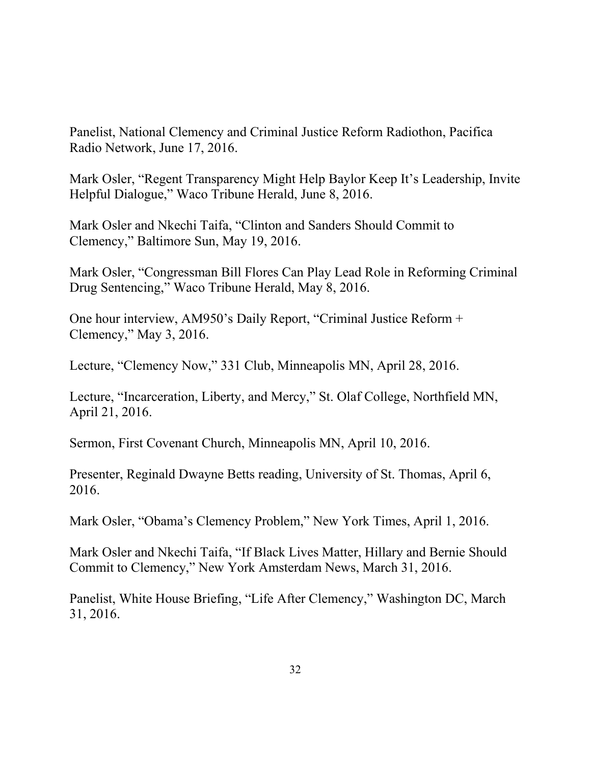Panelist, National Clemency and Criminal Justice Reform Radiothon, Pacifica Radio Network, June 17, 2016.

Mark Osler, "Regent Transparency Might Help Baylor Keep It's Leadership, Invite Helpful Dialogue," Waco Tribune Herald, June 8, 2016.

Mark Osler and Nkechi Taifa, "Clinton and Sanders Should Commit to Clemency," Baltimore Sun, May 19, 2016.

Mark Osler, "Congressman Bill Flores Can Play Lead Role in Reforming Criminal Drug Sentencing," Waco Tribune Herald, May 8, 2016.

One hour interview, AM950's Daily Report, "Criminal Justice Reform + Clemency," May 3, 2016.

Lecture, "Clemency Now," 331 Club, Minneapolis MN, April 28, 2016.

Lecture, "Incarceration, Liberty, and Mercy," St. Olaf College, Northfield MN, April 21, 2016.

Sermon, First Covenant Church, Minneapolis MN, April 10, 2016.

Presenter, Reginald Dwayne Betts reading, University of St. Thomas, April 6, 2016.

Mark Osler, "Obama's Clemency Problem," New York Times, April 1, 2016.

Mark Osler and Nkechi Taifa, "If Black Lives Matter, Hillary and Bernie Should Commit to Clemency," New York Amsterdam News, March 31, 2016.

Panelist, White House Briefing, "Life After Clemency," Washington DC, March 31, 2016.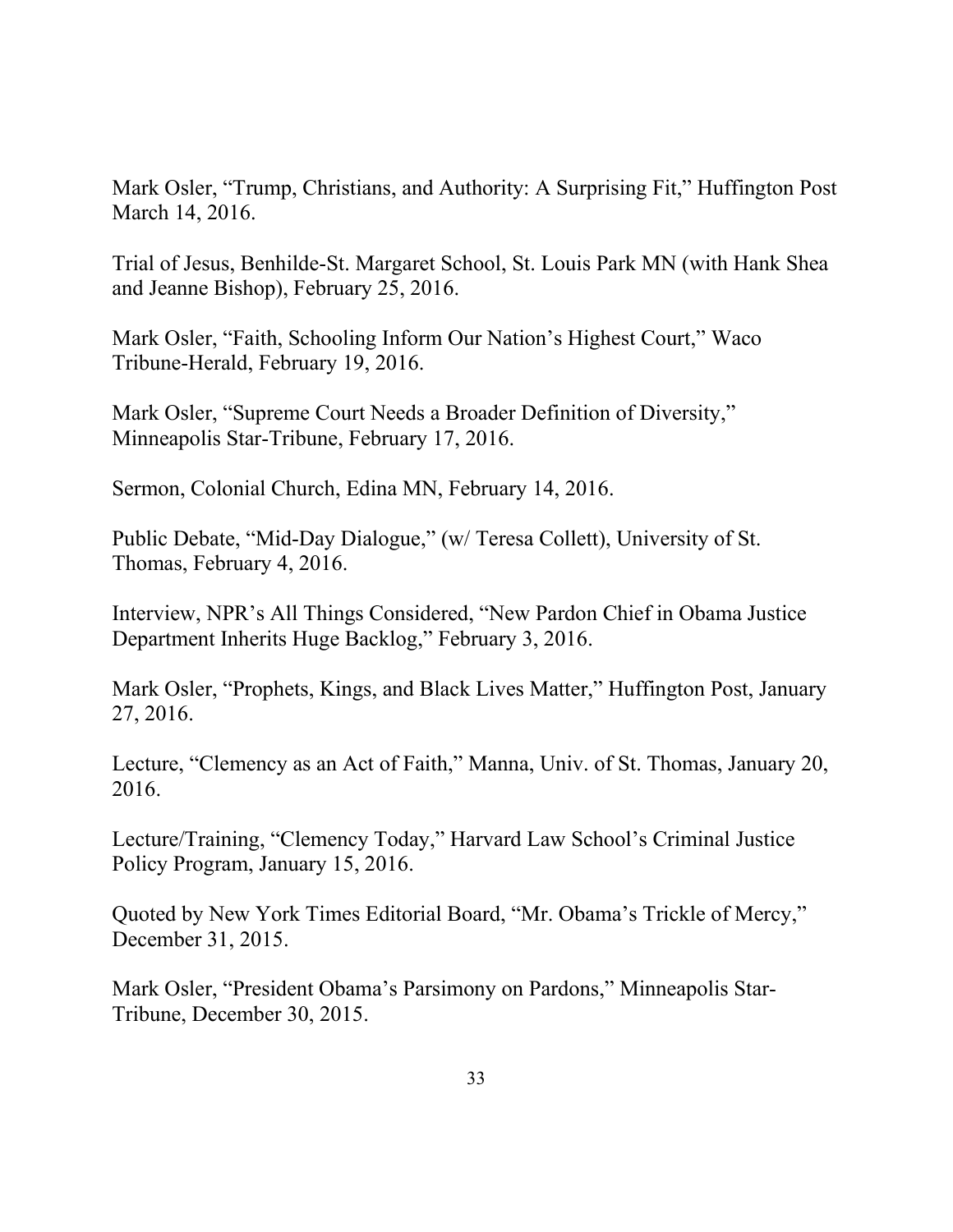Mark Osler, "Trump, Christians, and Authority: A Surprising Fit," Huffington Post March 14, 2016.

Trial of Jesus, Benhilde-St. Margaret School, St. Louis Park MN (with Hank Shea and Jeanne Bishop), February 25, 2016.

Mark Osler, "Faith, Schooling Inform Our Nation's Highest Court," Waco Tribune-Herald, February 19, 2016.

Mark Osler, "Supreme Court Needs a Broader Definition of Diversity," Minneapolis Star-Tribune, February 17, 2016.

Sermon, Colonial Church, Edina MN, February 14, 2016.

Public Debate, "Mid-Day Dialogue," (w/ Teresa Collett), University of St. Thomas, February 4, 2016.

Interview, NPR's All Things Considered, "New Pardon Chief in Obama Justice Department Inherits Huge Backlog," February 3, 2016.

Mark Osler, "Prophets, Kings, and Black Lives Matter," Huffington Post, January 27, 2016.

Lecture, "Clemency as an Act of Faith," Manna, Univ. of St. Thomas, January 20, 2016.

Lecture/Training, "Clemency Today," Harvard Law School's Criminal Justice Policy Program, January 15, 2016.

Quoted by New York Times Editorial Board, "Mr. Obama's Trickle of Mercy," December 31, 2015.

Mark Osler, "President Obama's Parsimony on Pardons," Minneapolis Star-Tribune, December 30, 2015.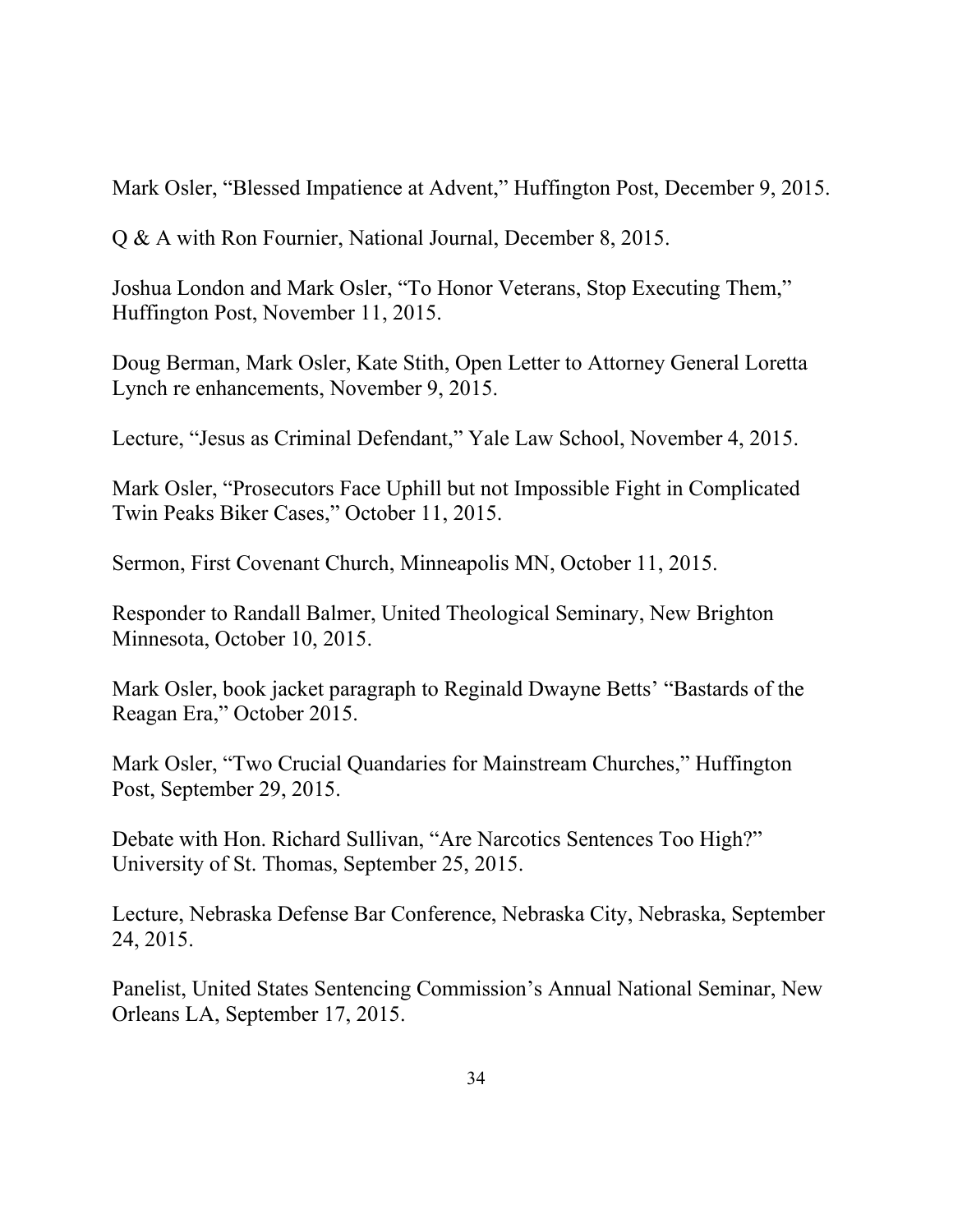Mark Osler, “Blessed Impatience at Advent,” Huffington Post, December 9, 2015.

Q & A with Ron Fournier, National Journal, December 8, 2015.

Joshua London and Mark Osler, “To Honor Veterans, Stop Executing Them,” Huffington Post, November 11, 2015.

Doug Berman, Mark Osler, Kate Stith, Open Letter to Attorney General Loretta Lynch re enhancements, November 9, 2015.

Lecture, “Jesus as Criminal Defendant,” Yale Law School, November 4, 2015.

Mark Osler, “Prosecutors Face Uphill but not Impossible Fight in Complicated Twin Peaks Biker Cases,” October 11, 2015.

Sermon, First Covenant Church, Minneapolis MN, October 11, 2015.

Responder to Randall Balmer, United Theological Seminary, New Brighton Minnesota, October 10, 2015.

Mark Osler, book jacket paragraph to Reginald Dwayne Betts’ “Bastards of the Reagan Era,” October 2015.

Mark Osler, “Two Crucial Quandaries for Mainstream Churches,” Huffington Post, September 29, 2015.

Debate with Hon. Richard Sullivan, “Are Narcotics Sentences Too High?” University of St. Thomas, September 25, 2015.

Lecture, Nebraska Defense Bar Conference, Nebraska City, Nebraska, September 24, 2015.

Panelist, United States Sentencing Commission’s Annual National Seminar, New Orleans LA, September 17, 2015.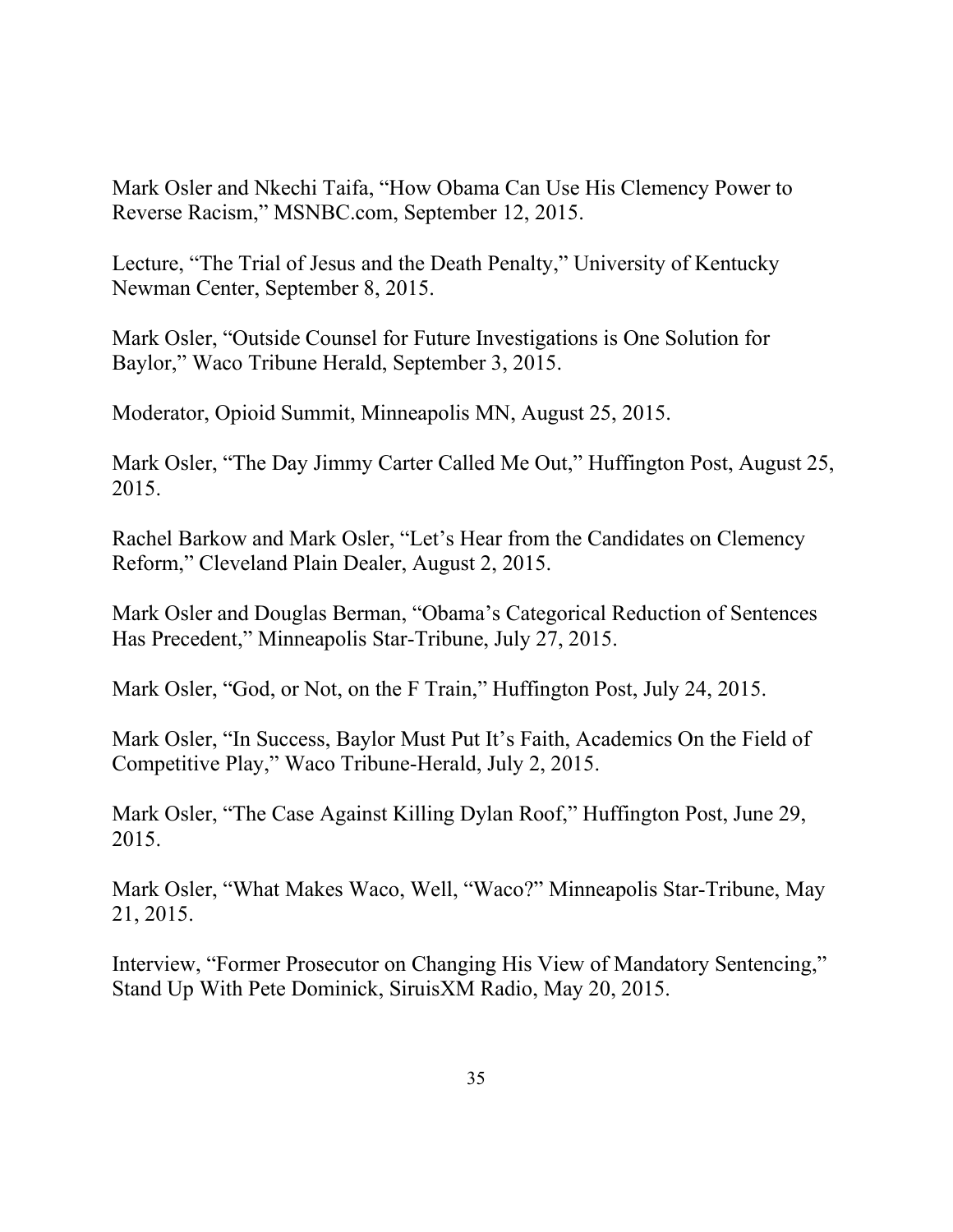Mark Osler and Nkechi Taifa, “How Obama Can Use His Clemency Power to Reverse Racism,” MSNBC.com, September 12, 2015.

Lecture, “The Trial of Jesus and the Death Penalty,” University of Kentucky Newman Center, September 8, 2015.

Mark Osler, “Outside Counsel for Future Investigations is One Solution for Baylor,” Waco Tribune Herald, September 3, 2015.

Moderator, Opioid Summit, Minneapolis MN, August 25, 2015.

Mark Osler, “The Day Jimmy Carter Called Me Out,” Huffington Post, August 25, 2015.

Rachel Barkow and Mark Osler, “Let’s Hear from the Candidates on Clemency Reform,” Cleveland Plain Dealer, August 2, 2015.

Mark Osler and Douglas Berman, “Obama’s Categorical Reduction of Sentences Has Precedent,” Minneapolis Star-Tribune, July 27, 2015.

Mark Osler, “God, or Not, on the F Train,” Huffington Post, July 24, 2015.

Mark Osler, “In Success, Baylor Must Put It’s Faith, Academics On the Field of Competitive Play,” Waco Tribune-Herald, July 2, 2015.

Mark Osler, “The Case Against Killing Dylan Roof,” Huffington Post, June 29, 2015.

Mark Osler, “What Makes Waco, Well, “Waco?” Minneapolis Star-Tribune, May 21, 2015.

Interview, “Former Prosecutor on Changing His View of Mandatory Sentencing,” Stand Up With Pete Dominick, SiruisXM Radio, May 20, 2015.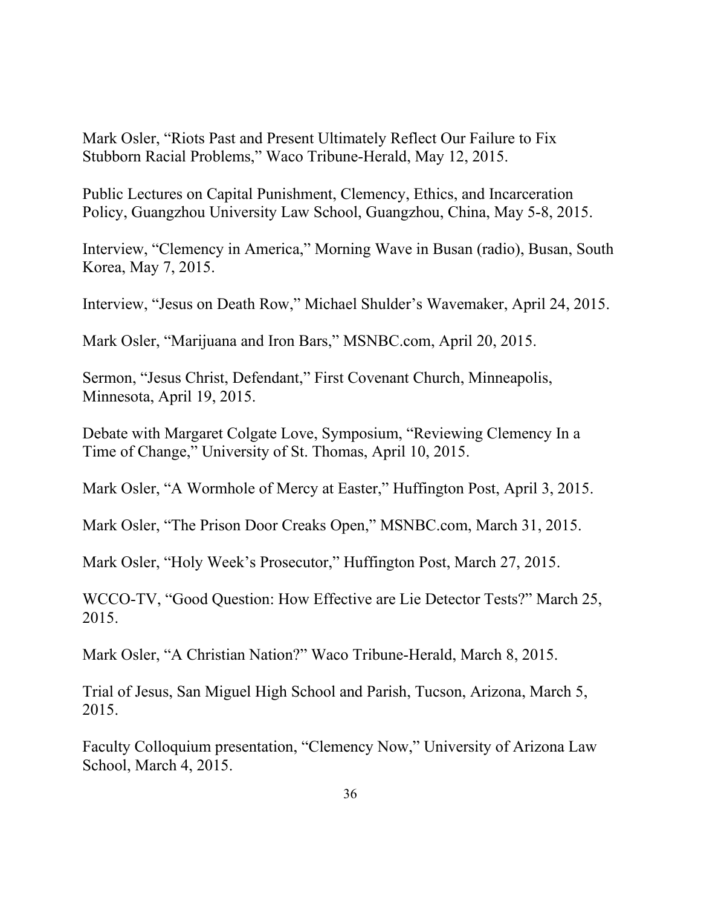Mark Osler, "Riots Past and Present Ultimately Reflect Our Failure to Fix Stubborn Racial Problems," Waco Tribune-Herald, May 12, 2015.

Public Lectures on Capital Punishment, Clemency, Ethics, and Incarceration Policy, Guangzhou University Law School, Guangzhou, China, May 5-8, 2015.

Interview, "Clemency in America," Morning Wave in Busan (radio), Busan, South Korea, May 7, 2015.

Interview, "Jesus on Death Row," Michael Shulder's Wavemaker, April 24, 2015.

Mark Osler, "Marijuana and Iron Bars," MSNBC.com, April 20, 2015.

Sermon, "Jesus Christ, Defendant," First Covenant Church, Minneapolis, Minnesota, April 19, 2015.

Debate with Margaret Colgate Love, Symposium, "Reviewing Clemency In a Time of Change," University of St. Thomas, April 10, 2015.

Mark Osler, "A Wormhole of Mercy at Easter," Huffington Post, April 3, 2015.

Mark Osler, "The Prison Door Creaks Open," MSNBC.com, March 31, 2015.

Mark Osler, "Holy Week's Prosecutor," Huffington Post, March 27, 2015.

WCCO-TV, "Good Question: How Effective are Lie Detector Tests?" March 25, 2015.

Mark Osler, "A Christian Nation?" Waco Tribune-Herald, March 8, 2015.

Trial of Jesus, San Miguel High School and Parish, Tucson, Arizona, March 5, 2015.

Faculty Colloquium presentation, "Clemency Now," University of Arizona Law School, March 4, 2015.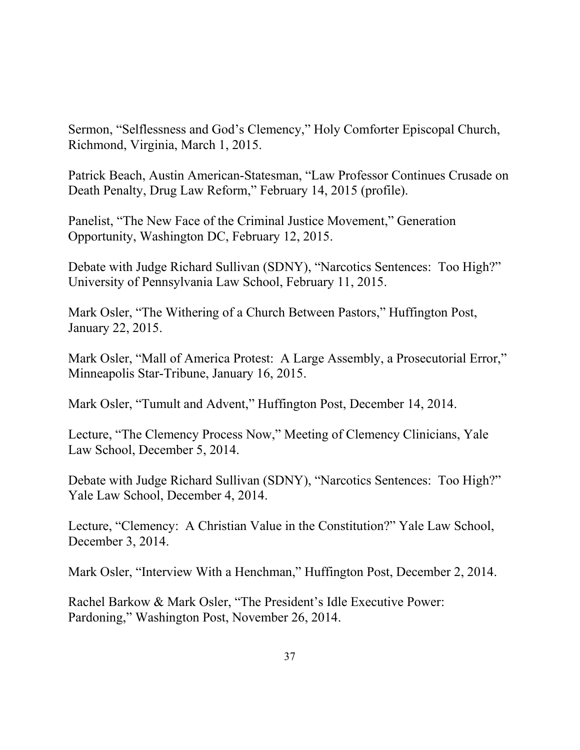Sermon, "Selflessness and God's Clemency," Holy Comforter Episcopal Church, Richmond, Virginia, March 1, 2015.

Patrick Beach, Austin American-Statesman, "Law Professor Continues Crusade on Death Penalty, Drug Law Reform," February 14, 2015 (profile).

Panelist, "The New Face of the Criminal Justice Movement," Generation Opportunity, Washington DC, February 12, 2015.

Debate with Judge Richard Sullivan (SDNY), "Narcotics Sentences: Too High?" University of Pennsylvania Law School, February 11, 2015.

Mark Osler, "The Withering of a Church Between Pastors," Huffington Post, January 22, 2015.

Mark Osler, "Mall of America Protest: A Large Assembly, a Prosecutorial Error," Minneapolis Star-Tribune, January 16, 2015.

Mark Osler, "Tumult and Advent," Huffington Post, December 14, 2014.

Lecture, "The Clemency Process Now," Meeting of Clemency Clinicians, Yale Law School, December 5, 2014.

Debate with Judge Richard Sullivan (SDNY), "Narcotics Sentences: Too High?" Yale Law School, December 4, 2014.

Lecture, "Clemency: A Christian Value in the Constitution?" Yale Law School, December 3, 2014.

Mark Osler, "Interview With a Henchman," Huffington Post, December 2, 2014.

Rachel Barkow & Mark Osler, "The President's Idle Executive Power: Pardoning," Washington Post, November 26, 2014.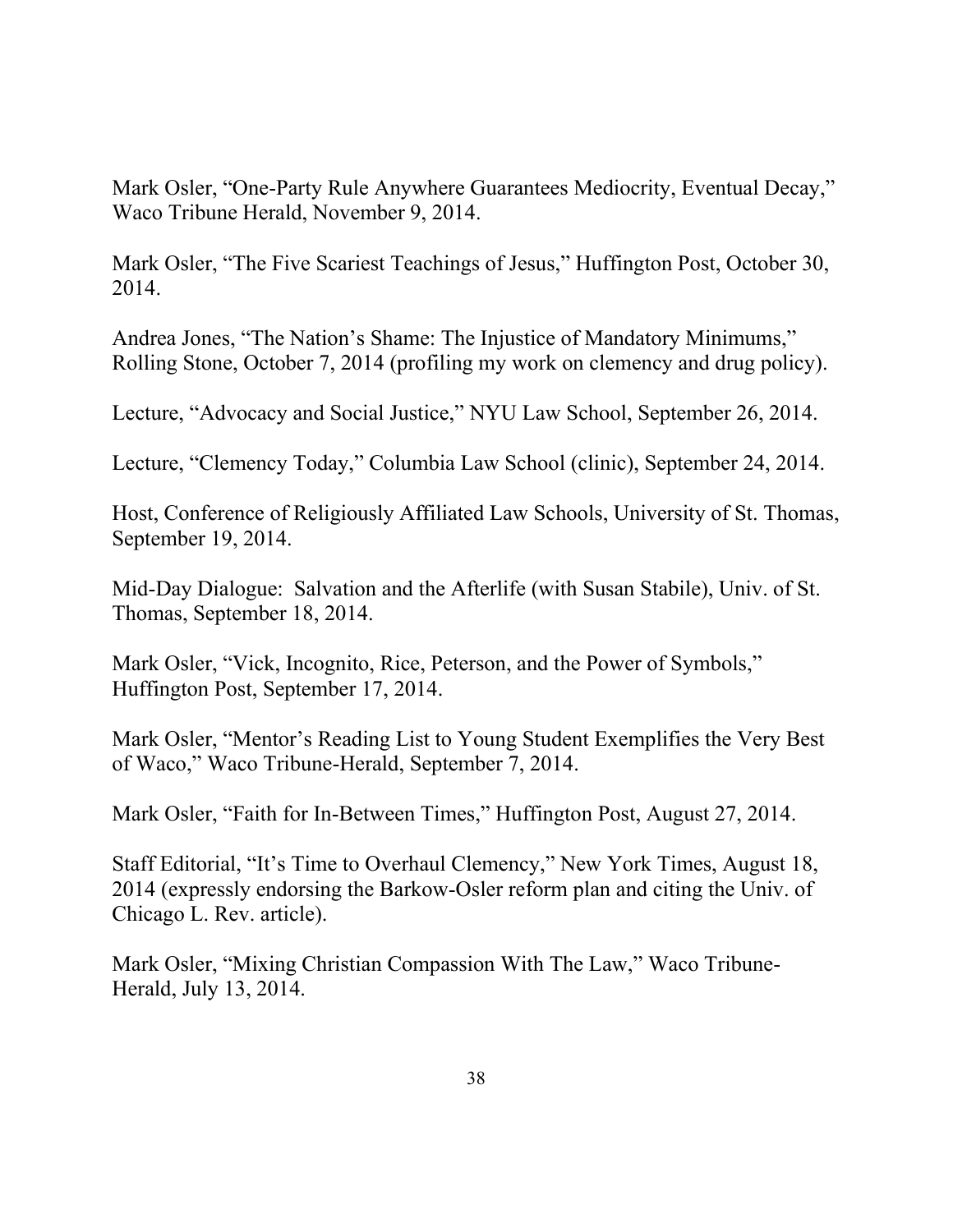Mark Osler, "One-Party Rule Anywhere Guarantees Mediocrity, Eventual Decay," Waco Tribune Herald, November 9, 2014.

Mark Osler, "The Five Scariest Teachings of Jesus," Huffington Post, October 30, 2014.

Andrea Jones, "The Nation's Shame: The Injustice of Mandatory Minimums," Rolling Stone, October 7, 2014 (profiling my work on clemency and drug policy).

Lecture, "Advocacy and Social Justice," NYU Law School, September 26, 2014.

Lecture, "Clemency Today," Columbia Law School (clinic), September 24, 2014.

Host, Conference of Religiously Affiliated Law Schools, University of St. Thomas, September 19, 2014.

Mid-Day Dialogue: Salvation and the Afterlife (with Susan Stabile), Univ. of St. Thomas, September 18, 2014.

Mark Osler, "Vick, Incognito, Rice, Peterson, and the Power of Symbols," Huffington Post, September 17, 2014.

Mark Osler, "Mentor's Reading List to Young Student Exemplifies the Very Best of Waco," Waco Tribune-Herald, September 7, 2014.

Mark Osler, "Faith for In-Between Times," Huffington Post, August 27, 2014.

Staff Editorial, "It's Time to Overhaul Clemency," New York Times, August 18, 2014 (expressly endorsing the Barkow-Osler reform plan and citing the Univ. of Chicago L. Rev. article).

Mark Osler, "Mixing Christian Compassion With The Law," Waco Tribune-Herald, July 13, 2014.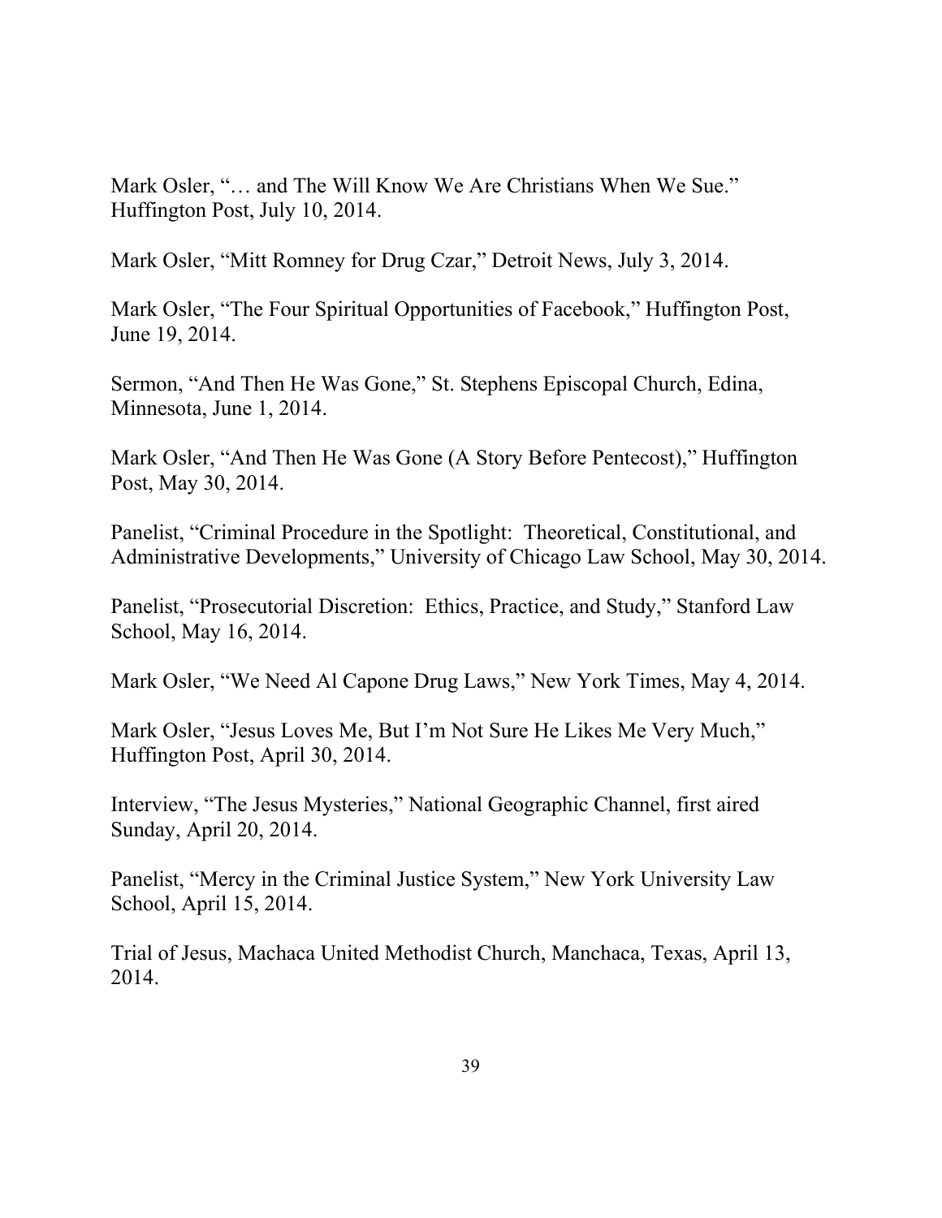Mark Osler, "… and The Will Know We Are Christians When We Sue." Huffington Post, July 10, 2014.

Mark Osler, "Mitt Romney for Drug Czar," Detroit News, July 3, 2014.

Mark Osler, "The Four Spiritual Opportunities of Facebook," Huffington Post, June 19, 2014.

Sermon, "And Then He Was Gone," St. Stephens Episcopal Church, Edina, Minnesota, June 1, 2014.

Mark Osler, "And Then He Was Gone (A Story Before Pentecost)," Huffington Post, May 30, 2014.

Panelist, "Criminal Procedure in the Spotlight: Theoretical, Constitutional, and Administrative Developments," University of Chicago Law School, May 30, 2014.

Panelist, "Prosecutorial Discretion: Ethics, Practice, and Study," Stanford Law School, May 16, 2014.

Mark Osler, "We Need Al Capone Drug Laws," New York Times, May 4, 2014.

Mark Osler, "Jesus Loves Me, But I'm Not Sure He Likes Me Very Much," Huffington Post, April 30, 2014.

Interview, "The Jesus Mysteries," National Geographic Channel, first aired Sunday, April 20, 2014.

Panelist, "Mercy in the Criminal Justice System," New York University Law School, April 15, 2014.

Trial of Jesus, Machaca United Methodist Church, Manchaca, Texas, April 13, 2014.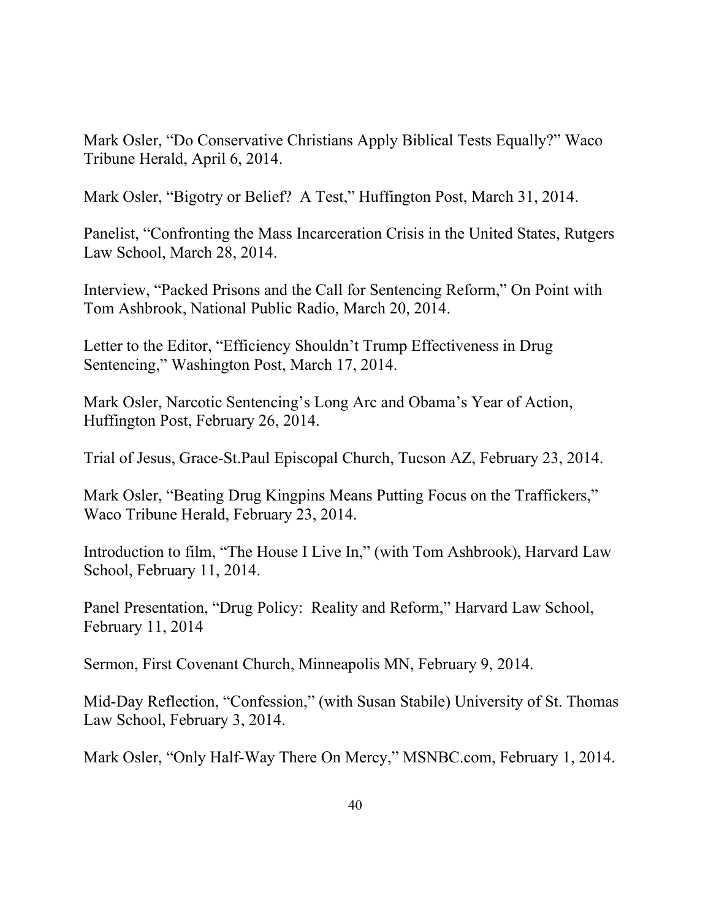Mark Osler, "Do Conservative Christians Apply Biblical Tests Equally?" Waco Tribune Herald, April 6, 2014.

Mark Osler, "Bigotry or Belief? A Test," Huffington Post, March 31, 2014.

Panelist, "Confronting the Mass Incarceration Crisis in the United States, Rutgers Law School, March 28, 2014.

Interview, "Packed Prisons and the Call for Sentencing Reform," On Point with Tom Ashbrook, National Public Radio, March 20, 2014.

Letter to the Editor, "Efficiency Shouldn't Trump Effectiveness in Drug Sentencing," Washington Post, March 17, 2014.

Mark Osler, Narcotic Sentencing's Long Arc and Obama's Year of Action, Huffington Post, February 26, 2014.

Trial of Jesus, Grace-St.Paul Episcopal Church, Tucson AZ, February 23, 2014.

Mark Osler, "Beating Drug Kingpins Means Putting Focus on the Traffickers," Waco Tribune Herald, February 23, 2014.

Introduction to film, "The House I Live In," (with Tom Ashbrook), Harvard Law School, February 11, 2014.

Panel Presentation, "Drug Policy: Reality and Reform," Harvard Law School, February 11, 2014

Sermon, First Covenant Church, Minneapolis MN, February 9, 2014.

Mid-Day Reflection, "Confession," (with Susan Stabile) University of St. Thomas Law School, February 3, 2014.

Mark Osler, "Only Half-Way There On Mercy," MSNBC.com, February 1, 2014.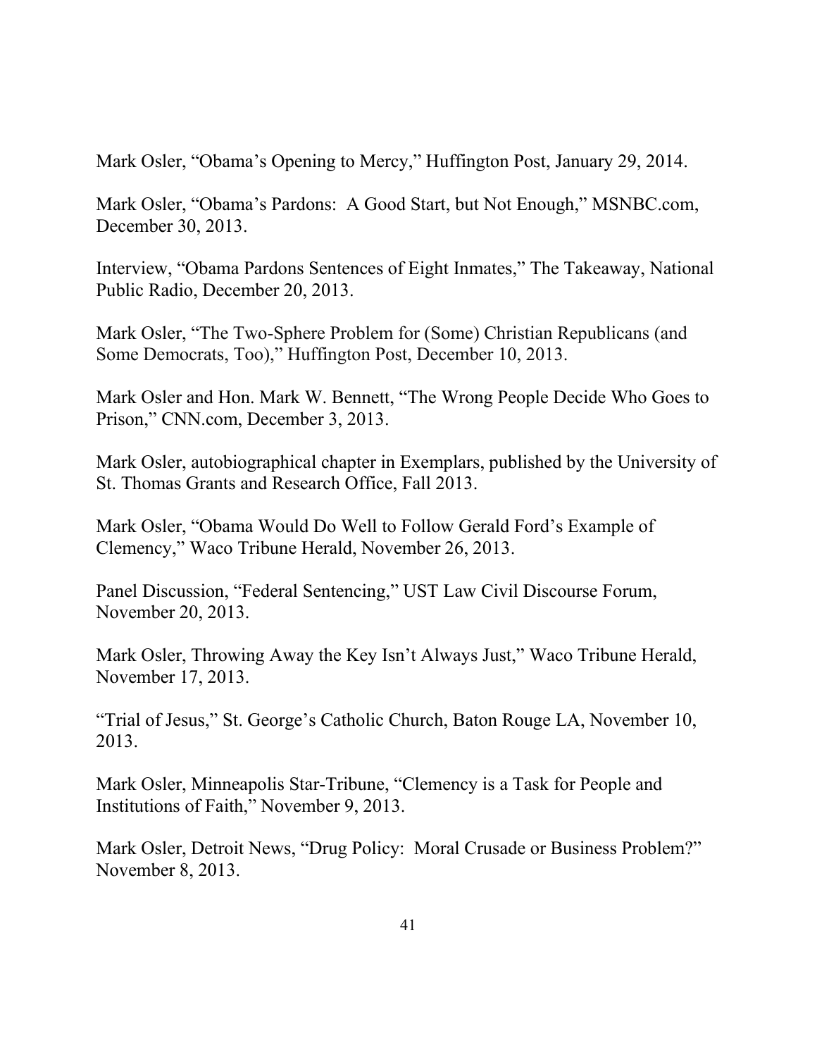Mark Osler, “Obama’s Opening to Mercy,” Huffington Post, January 29, 2014.

Mark Osler, “Obama’s Pardons: A Good Start, but Not Enough,” MSNBC.com, December 30, 2013.

Interview, “Obama Pardons Sentences of Eight Inmates,” The Takeaway, National Public Radio, December 20, 2013.

Mark Osler, “The Two-Sphere Problem for (Some) Christian Republicans (and Some Democrats, Too),” Huffington Post, December 10, 2013.

Mark Osler and Hon. Mark W. Bennett, “The Wrong People Decide Who Goes to Prison,” CNN.com, December 3, 2013.

Mark Osler, autobiographical chapter in Exemplars, published by the University of St. Thomas Grants and Research Office, Fall 2013.

Mark Osler, “Obama Would Do Well to Follow Gerald Ford’s Example of Clemency,” Waco Tribune Herald, November 26, 2013.

Panel Discussion, “Federal Sentencing,” UST Law Civil Discourse Forum, November 20, 2013.

Mark Osler, Throwing Away the Key Isn’t Always Just,” Waco Tribune Herald, November 17, 2013.

“Trial of Jesus,” St. George’s Catholic Church, Baton Rouge LA, November 10, 2013.

Mark Osler, Minneapolis Star-Tribune, “Clemency is a Task for People and Institutions of Faith,” November 9, 2013.

Mark Osler, Detroit News, “Drug Policy: Moral Crusade or Business Problem?” November 8, 2013.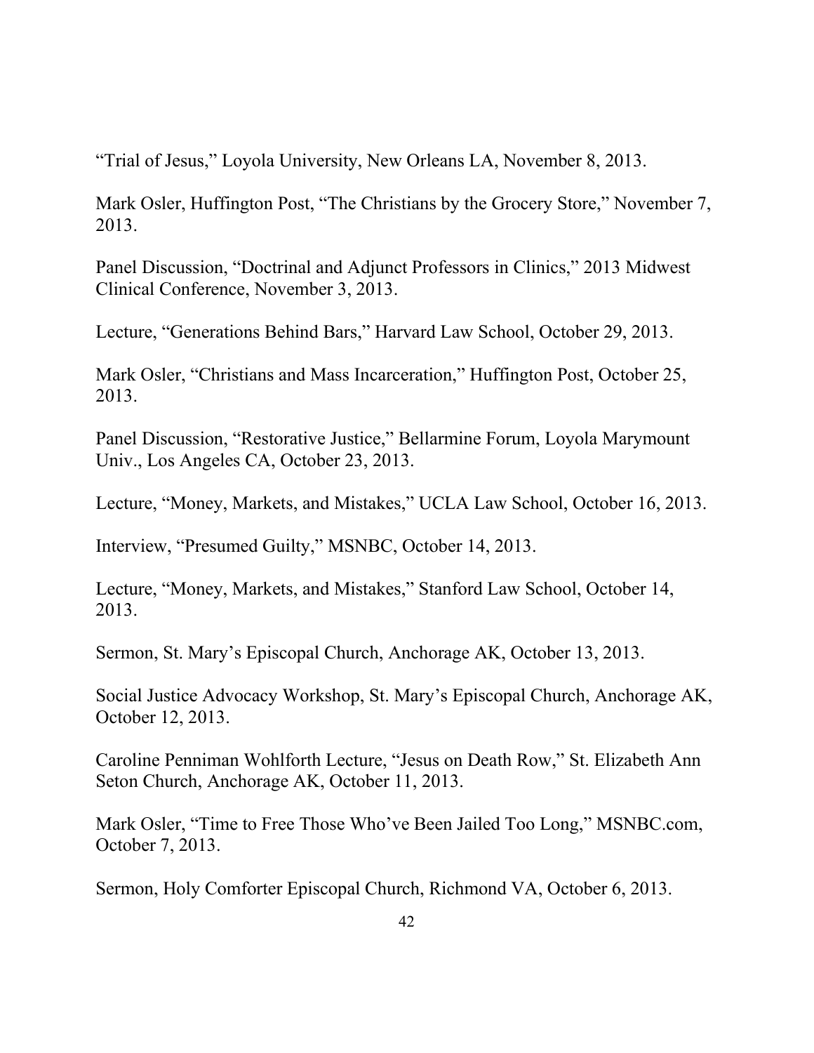"Trial of Jesus," Loyola University, New Orleans LA, November 8, 2013.

Mark Osler, Huffington Post, "The Christians by the Grocery Store," November 7, 2013.

Panel Discussion, "Doctrinal and Adjunct Professors in Clinics," 2013 Midwest Clinical Conference, November 3, 2013.

Lecture, "Generations Behind Bars," Harvard Law School, October 29, 2013.

Mark Osler, "Christians and Mass Incarceration," Huffington Post, October 25, 2013.

Panel Discussion, "Restorative Justice," Bellarmine Forum, Loyola Marymount Univ., Los Angeles CA, October 23, 2013.

Lecture, "Money, Markets, and Mistakes," UCLA Law School, October 16, 2013.

Interview, "Presumed Guilty," MSNBC, October 14, 2013.

Lecture, "Money, Markets, and Mistakes," Stanford Law School, October 14, 2013.

Sermon, St. Mary's Episcopal Church, Anchorage AK, October 13, 2013.

Social Justice Advocacy Workshop, St. Mary's Episcopal Church, Anchorage AK, October 12, 2013.

Caroline Penniman Wohlforth Lecture, "Jesus on Death Row," St. Elizabeth Ann Seton Church, Anchorage AK, October 11, 2013.

Mark Osler, "Time to Free Those Who've Been Jailed Too Long," MSNBC.com, October 7, 2013.

Sermon, Holy Comforter Episcopal Church, Richmond VA, October 6, 2013.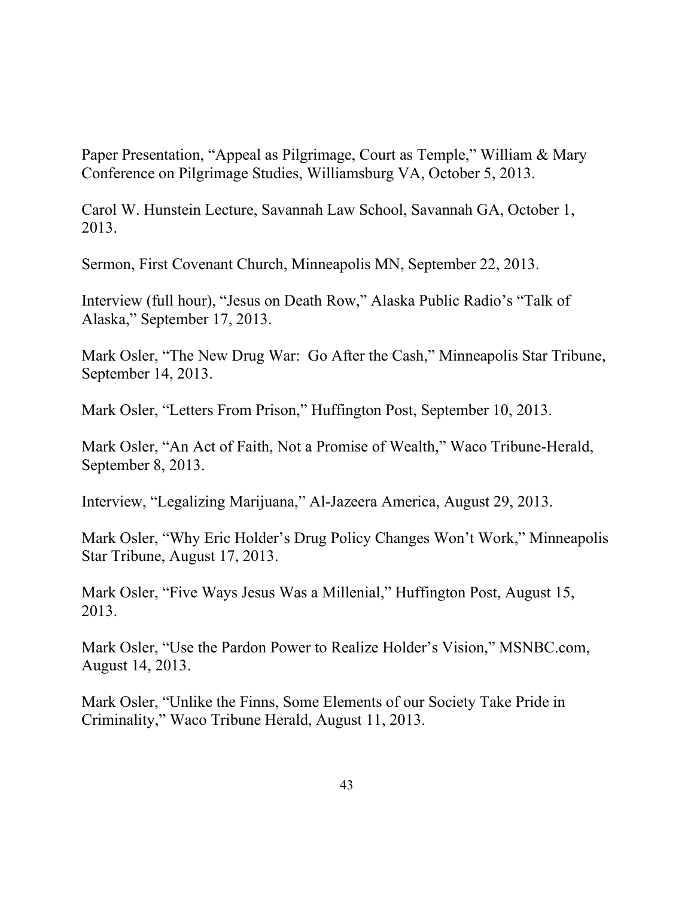Paper Presentation, "Appeal as Pilgrimage, Court as Temple," William & Mary Conference on Pilgrimage Studies, Williamsburg VA, October 5, 2013.

Carol W. Hunstein Lecture, Savannah Law School, Savannah GA, October 1, 2013.

Sermon, First Covenant Church, Minneapolis MN, September 22, 2013.

Interview (full hour), "Jesus on Death Row," Alaska Public Radio's "Talk of Alaska," September 17, 2013.

Mark Osler, "The New Drug War: Go After the Cash," Minneapolis Star Tribune, September 14, 2013.

Mark Osler, "Letters From Prison," Huffington Post, September 10, 2013.

Mark Osler, "An Act of Faith, Not a Promise of Wealth," Waco Tribune-Herald, September 8, 2013.

Interview, "Legalizing Marijuana," Al-Jazeera America, August 29, 2013.

Mark Osler, "Why Eric Holder's Drug Policy Changes Won't Work," Minneapolis Star Tribune, August 17, 2013.

Mark Osler, "Five Ways Jesus Was a Millenial," Huffington Post, August 15, 2013.

Mark Osler, "Use the Pardon Power to Realize Holder's Vision," MSNBC.com, August 14, 2013.

Mark Osler, "Unlike the Finns, Some Elements of our Society Take Pride in Criminality," Waco Tribune Herald, August 11, 2013.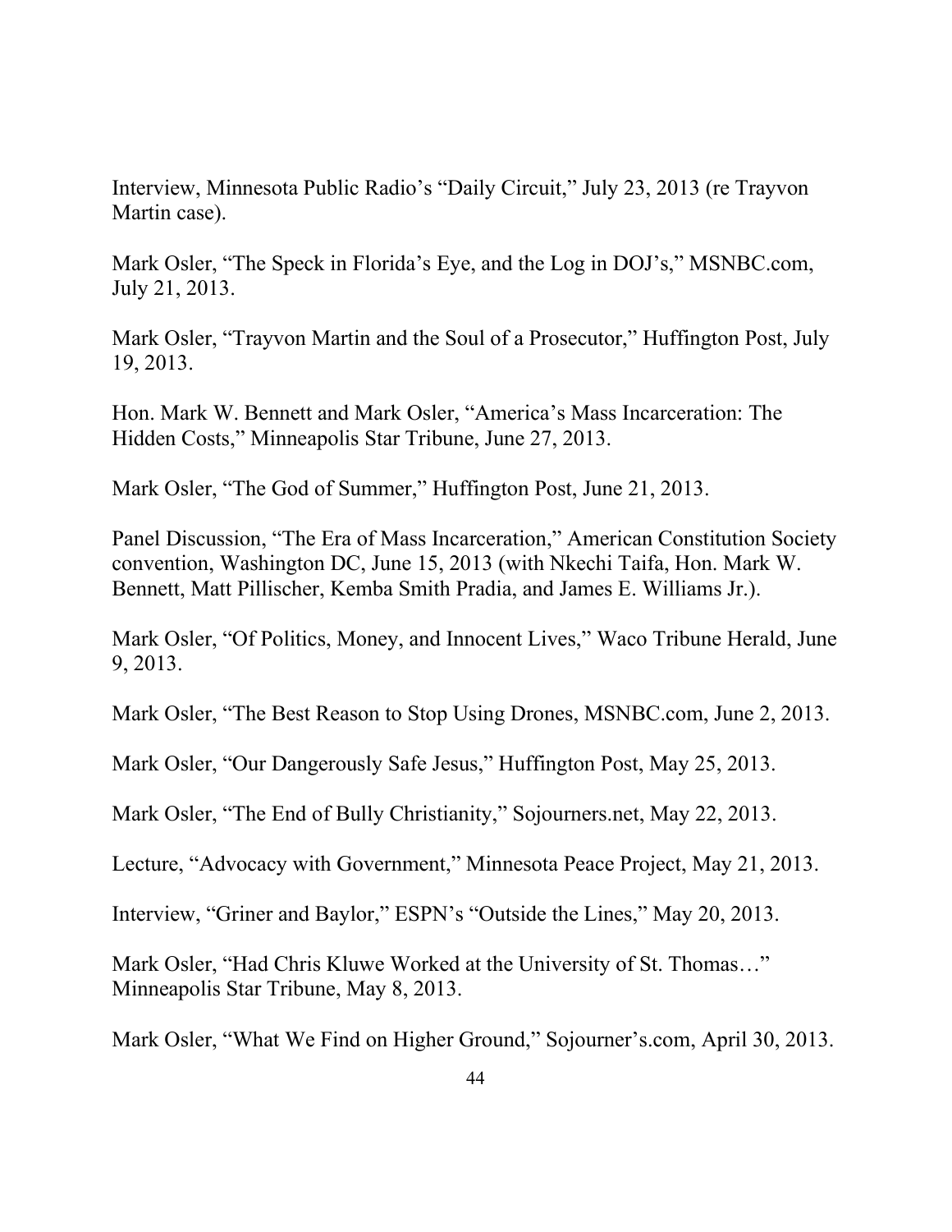Interview, Minnesota Public Radio's "Daily Circuit," July 23, 2013 (re Trayvon Martin case).

Mark Osler, "The Speck in Florida's Eye, and the Log in DOJ's," MSNBC.com, July 21, 2013.

Mark Osler, "Trayvon Martin and the Soul of a Prosecutor," Huffington Post, July 19, 2013.

Hon. Mark W. Bennett and Mark Osler, "America's Mass Incarceration: The Hidden Costs," Minneapolis Star Tribune, June 27, 2013.

Mark Osler, "The God of Summer," Huffington Post, June 21, 2013.

Panel Discussion, "The Era of Mass Incarceration," American Constitution Society convention, Washington DC, June 15, 2013 (with Nkechi Taifa, Hon. Mark W. Bennett, Matt Pillischer, Kemba Smith Pradia, and James E. Williams Jr.).

Mark Osler, "Of Politics, Money, and Innocent Lives," Waco Tribune Herald, June 9, 2013.

Mark Osler, "The Best Reason to Stop Using Drones, MSNBC.com, June 2, 2013.

Mark Osler, "Our Dangerously Safe Jesus," Huffington Post, May 25, 2013.

Mark Osler, "The End of Bully Christianity," Sojourners.net, May 22, 2013.

Lecture, "Advocacy with Government," Minnesota Peace Project, May 21, 2013.

Interview, "Griner and Baylor," ESPN's "Outside the Lines," May 20, 2013.

Mark Osler, "Had Chris Kluwe Worked at the University of St. Thomas…" Minneapolis Star Tribune, May 8, 2013.

Mark Osler, "What We Find on Higher Ground," Sojourner's.com, April 30, 2013.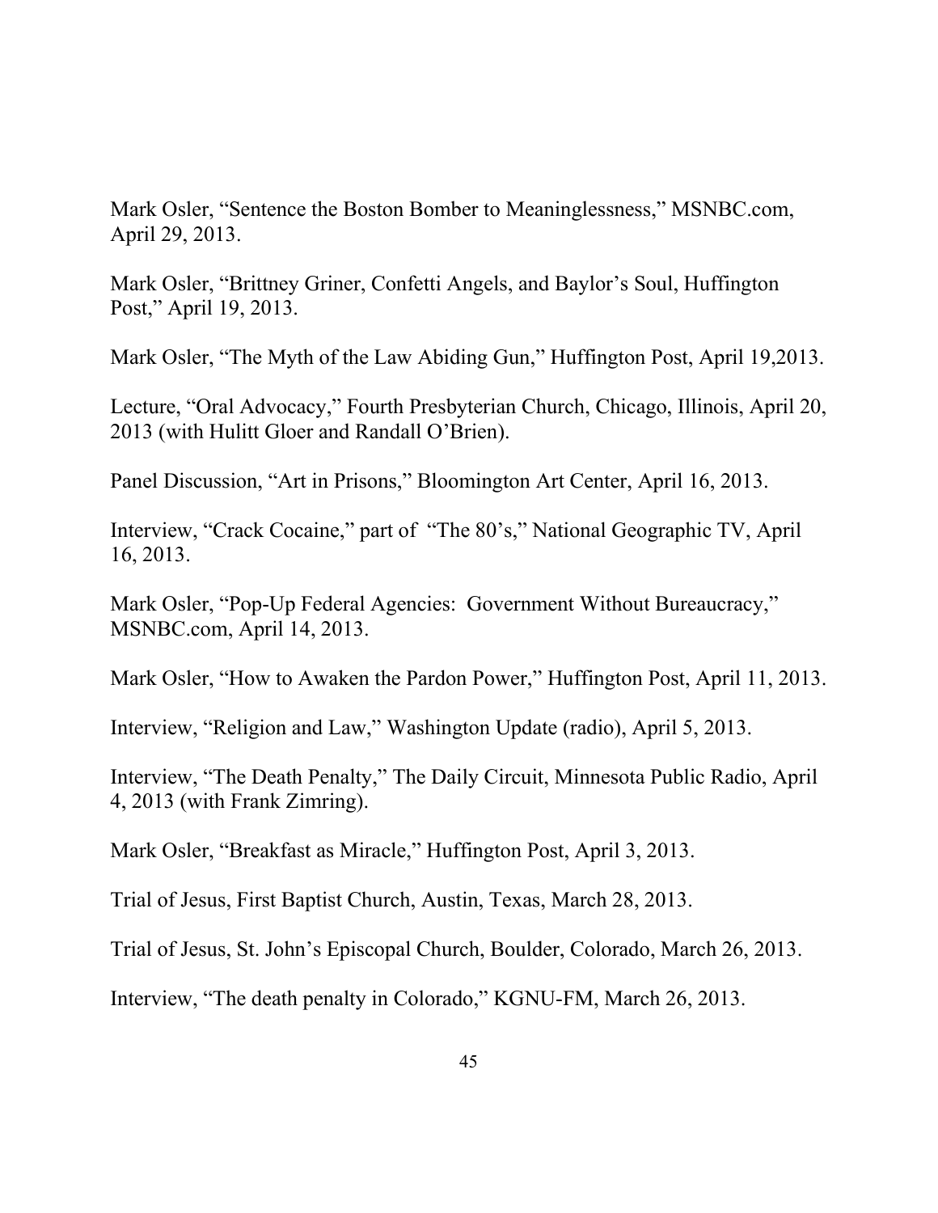Mark Osler, “Sentence the Boston Bomber to Meaninglessness,” MSNBC.com, April 29, 2013.

Mark Osler, “Brittney Griner, Confetti Angels, and Baylor’s Soul, Huffington Post,” April 19, 2013.

Mark Osler, “The Myth of the Law Abiding Gun,” Huffington Post, April 19,2013.

Lecture, “Oral Advocacy,” Fourth Presbyterian Church, Chicago, Illinois, April 20, 2013 (with Hulitt Gloer and Randall O’Brien).

Panel Discussion, “Art in Prisons,” Bloomington Art Center, April 16, 2013.

Interview, “Crack Cocaine,” part of “The 80’s,” National Geographic TV, April 16, 2013.

Mark Osler, “Pop-Up Federal Agencies: Government Without Bureaucracy,” MSNBC.com, April 14, 2013.

Mark Osler, “How to Awaken the Pardon Power,” Huffington Post, April 11, 2013.

Interview, “Religion and Law,” Washington Update (radio), April 5, 2013.

Interview, “The Death Penalty,” The Daily Circuit, Minnesota Public Radio, April 4, 2013 (with Frank Zimring).

Mark Osler, “Breakfast as Miracle,” Huffington Post, April 3, 2013.

Trial of Jesus, First Baptist Church, Austin, Texas, March 28, 2013.

Trial of Jesus, St. John’s Episcopal Church, Boulder, Colorado, March 26, 2013.

Interview, “The death penalty in Colorado,” KGNU-FM, March 26, 2013.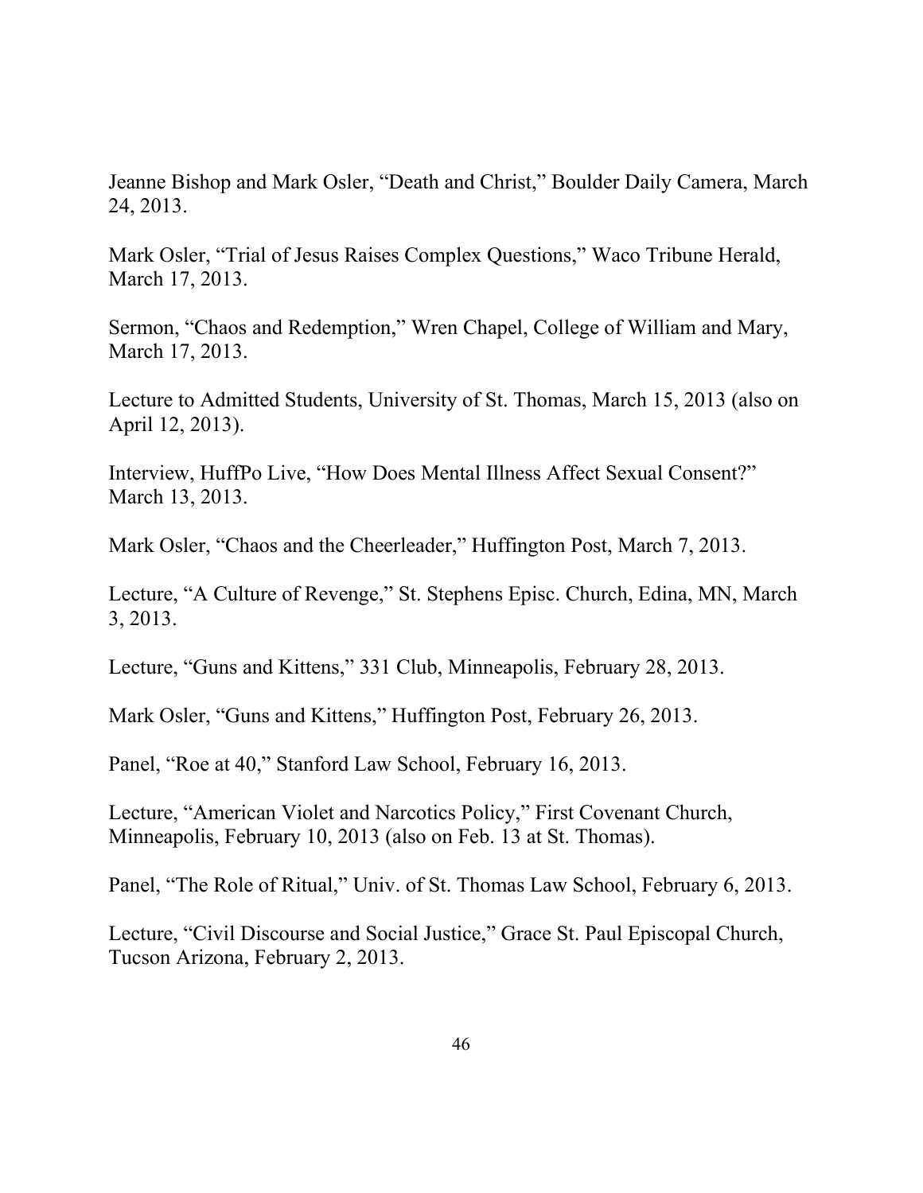Jeanne Bishop and Mark Osler, "Death and Christ," Boulder Daily Camera, March 24, 2013.

Mark Osler, "Trial of Jesus Raises Complex Questions," Waco Tribune Herald, March 17, 2013.

Sermon, "Chaos and Redemption," Wren Chapel, College of William and Mary, March 17, 2013.

Lecture to Admitted Students, University of St. Thomas, March 15, 2013 (also on April 12, 2013).

Interview, HuffPo Live, "How Does Mental Illness Affect Sexual Consent?" March 13, 2013.

Mark Osler, "Chaos and the Cheerleader," Huffington Post, March 7, 2013.

Lecture, "A Culture of Revenge," St. Stephens Episc. Church, Edina, MN, March 3, 2013.

Lecture, "Guns and Kittens," 331 Club, Minneapolis, February 28, 2013.

Mark Osler, "Guns and Kittens," Huffington Post, February 26, 2013.

Panel, "Roe at 40," Stanford Law School, February 16, 2013.

Lecture, "American Violet and Narcotics Policy," First Covenant Church, Minneapolis, February 10, 2013 (also on Feb. 13 at St. Thomas).

Panel, "The Role of Ritual," Univ. of St. Thomas Law School, February 6, 2013.

Lecture, "Civil Discourse and Social Justice," Grace St. Paul Episcopal Church, Tucson Arizona, February 2, 2013.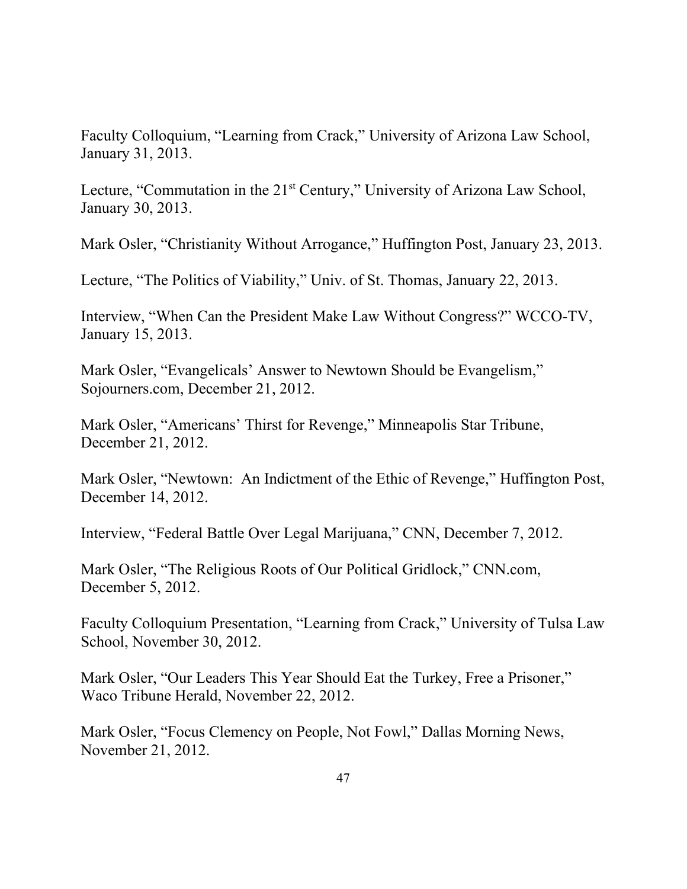Faculty Colloquium, “Learning from Crack,” University of Arizona Law School, January 31, 2013.

Lecture, “Commutation in the 21st Century,” University of Arizona Law School, January 30, 2013.

Mark Osler, “Christianity Without Arrogance,” Huffington Post, January 23, 2013.

Lecture, “The Politics of Viability,” Univ. of St. Thomas, January 22, 2013.

Interview, “When Can the President Make Law Without Congress?” WCCO-TV, January 15, 2013.

Mark Osler, “Evangelicals’ Answer to Newtown Should be Evangelism,” Sojourners.com, December 21, 2012.

Mark Osler, “Americans’ Thirst for Revenge,” Minneapolis Star Tribune, December 21, 2012.

Mark Osler, “Newtown: An Indictment of the Ethic of Revenge,” Huffington Post, December 14, 2012.

Interview, “Federal Battle Over Legal Marijuana,” CNN, December 7, 2012.

Mark Osler, “The Religious Roots of Our Political Gridlock,” CNN.com, December 5, 2012.

Faculty Colloquium Presentation, “Learning from Crack,” University of Tulsa Law School, November 30, 2012.

Mark Osler, “Our Leaders This Year Should Eat the Turkey, Free a Prisoner,” Waco Tribune Herald, November 22, 2012.

Mark Osler, “Focus Clemency on People, Not Fowl,” Dallas Morning News, November 21, 2012.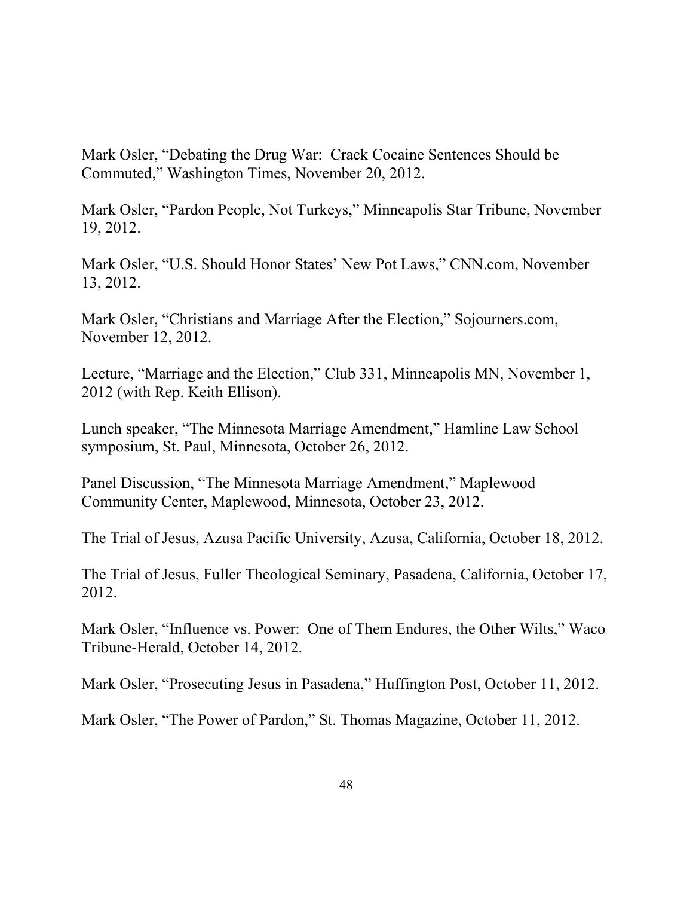Mark Osler, "Debating the Drug War: Crack Cocaine Sentences Should be Commuted," Washington Times, November 20, 2012.

Mark Osler, "Pardon People, Not Turkeys," Minneapolis Star Tribune, November 19, 2012.

Mark Osler, "U.S. Should Honor States' New Pot Laws," CNN.com, November 13, 2012.

Mark Osler, "Christians and Marriage After the Election," Sojourners.com, November 12, 2012.

Lecture, "Marriage and the Election," Club 331, Minneapolis MN, November 1, 2012 (with Rep. Keith Ellison).

Lunch speaker, "The Minnesota Marriage Amendment," Hamline Law School symposium, St. Paul, Minnesota, October 26, 2012.

Panel Discussion, "The Minnesota Marriage Amendment," Maplewood Community Center, Maplewood, Minnesota, October 23, 2012.

The Trial of Jesus, Azusa Pacific University, Azusa, California, October 18, 2012.

The Trial of Jesus, Fuller Theological Seminary, Pasadena, California, October 17, 2012.

Mark Osler, "Influence vs. Power: One of Them Endures, the Other Wilts," Waco Tribune-Herald, October 14, 2012.

Mark Osler, "Prosecuting Jesus in Pasadena," Huffington Post, October 11, 2012.

Mark Osler, "The Power of Pardon," St. Thomas Magazine, October 11, 2012.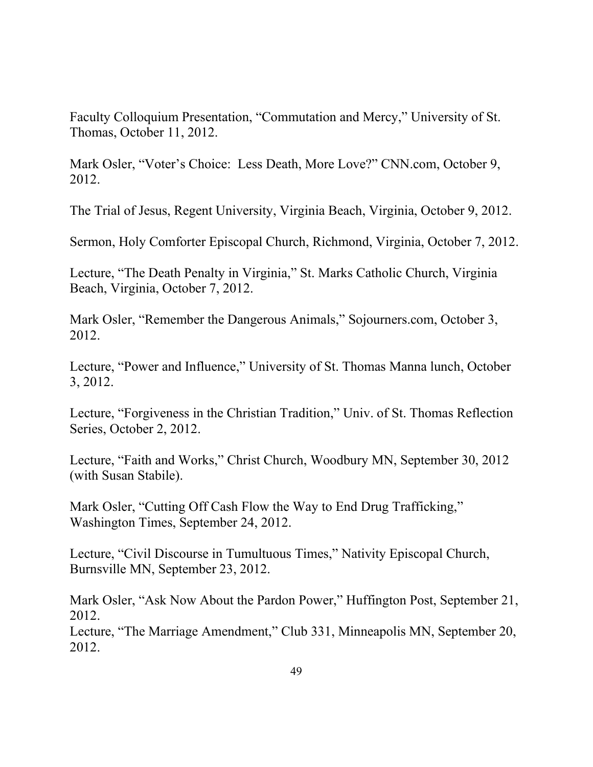Faculty Colloquium Presentation, "Commutation and Mercy," University of St. Thomas, October 11, 2012.

Mark Osler, "Voter's Choice: Less Death, More Love?" CNN.com, October 9, 2012.

The Trial of Jesus, Regent University, Virginia Beach, Virginia, October 9, 2012.

Sermon, Holy Comforter Episcopal Church, Richmond, Virginia, October 7, 2012.

Lecture, "The Death Penalty in Virginia," St. Marks Catholic Church, Virginia Beach, Virginia, October 7, 2012.

Mark Osler, "Remember the Dangerous Animals," Sojourners.com, October 3, 2012.

Lecture, "Power and Influence," University of St. Thomas Manna lunch, October 3, 2012.

Lecture, "Forgiveness in the Christian Tradition," Univ. of St. Thomas Reflection Series, October 2, 2012.

Lecture, "Faith and Works," Christ Church, Woodbury MN, September 30, 2012 (with Susan Stabile).

Mark Osler, "Cutting Off Cash Flow the Way to End Drug Trafficking," Washington Times, September 24, 2012.

Lecture, "Civil Discourse in Tumultuous Times," Nativity Episcopal Church, Burnsville MN, September 23, 2012.

Mark Osler, "Ask Now About the Pardon Power," Huffington Post, September 21, 2012.

Lecture, "The Marriage Amendment," Club 331, Minneapolis MN, September 20, 2012.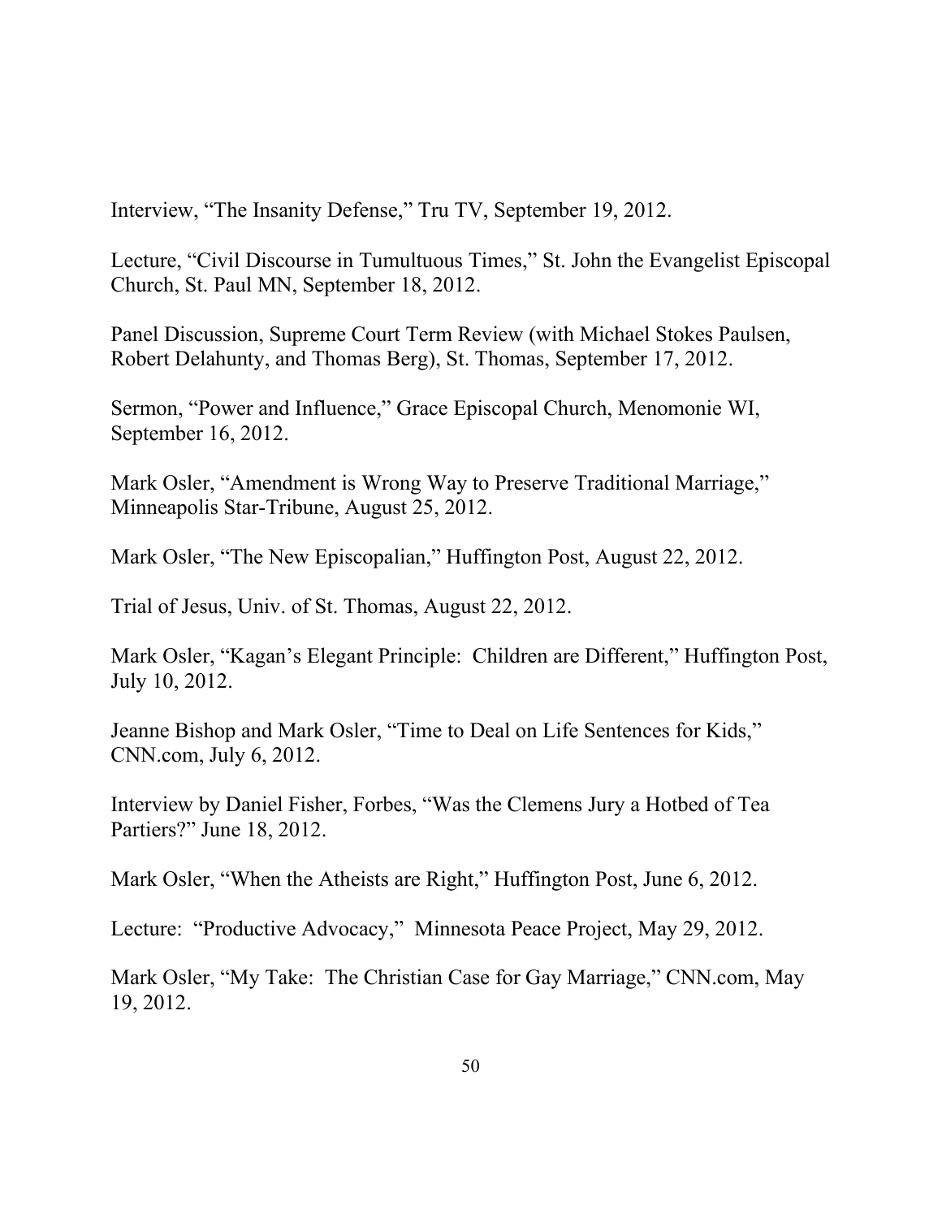Interview, "The Insanity Defense," Tru TV, September 19, 2012.

Lecture, "Civil Discourse in Tumultuous Times," St. John the Evangelist Episcopal Church, St. Paul MN, September 18, 2012.

Panel Discussion, Supreme Court Term Review (with Michael Stokes Paulsen, Robert Delahunty, and Thomas Berg), St. Thomas, September 17, 2012.

Sermon, "Power and Influence," Grace Episcopal Church, Menomonie WI, September 16, 2012.

Mark Osler, "Amendment is Wrong Way to Preserve Traditional Marriage," Minneapolis Star-Tribune, August 25, 2012.

Mark Osler, "The New Episcopalian," Huffington Post, August 22, 2012.

Trial of Jesus, Univ. of St. Thomas, August 22, 2012.

Mark Osler, "Kagan's Elegant Principle: Children are Different," Huffington Post, July 10, 2012.

Jeanne Bishop and Mark Osler, "Time to Deal on Life Sentences for Kids," CNN.com, July 6, 2012.

Interview by Daniel Fisher, Forbes, "Was the Clemens Jury a Hotbed of Tea Partiers?" June 18, 2012.

Mark Osler, "When the Atheists are Right," Huffington Post, June 6, 2012.

Lecture: "Productive Advocacy," Minnesota Peace Project, May 29, 2012.

Mark Osler, "My Take: The Christian Case for Gay Marriage," CNN.com, May 19, 2012.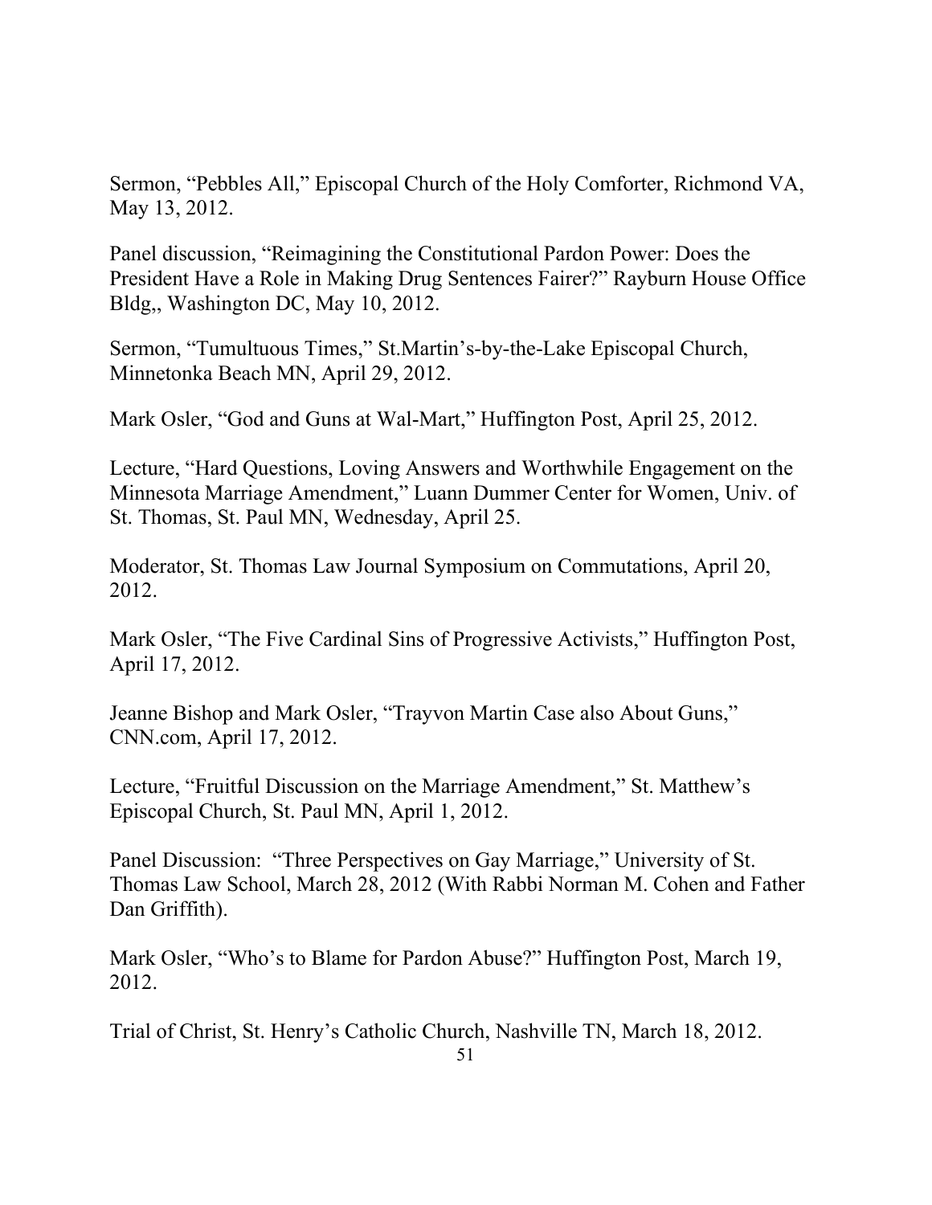Sermon, “Pebbles All,” Episcopal Church of the Holy Comforter, Richmond VA, May 13, 2012.

Panel discussion, “Reimagining the Constitutional Pardon Power: Does the President Have a Role in Making Drug Sentences Fairer?” Rayburn House Office Bldg,, Washington DC, May 10, 2012.

Sermon, “Tumultuous Times,” St.Martin’s-by-the-Lake Episcopal Church, Minnetonka Beach MN, April 29, 2012.

Mark Osler, “God and Guns at Wal-Mart,” Huffington Post, April 25, 2012.

Lecture, “Hard Questions, Loving Answers and Worthwhile Engagement on the Minnesota Marriage Amendment,” Luann Dummer Center for Women, Univ. of St. Thomas, St. Paul MN, Wednesday, April 25.

Moderator, St. Thomas Law Journal Symposium on Commutations, April 20, 2012.

Mark Osler, “The Five Cardinal Sins of Progressive Activists,” Huffington Post, April 17, 2012.

Jeanne Bishop and Mark Osler, “Trayvon Martin Case also About Guns,” CNN.com, April 17, 2012.

Lecture, “Fruitful Discussion on the Marriage Amendment,” St. Matthew’s Episcopal Church, St. Paul MN, April 1, 2012.

Panel Discussion: “Three Perspectives on Gay Marriage,” University of St. Thomas Law School, March 28, 2012 (With Rabbi Norman M. Cohen and Father Dan Griffith).

Mark Osler, “Who’s to Blame for Pardon Abuse?” Huffington Post, March 19, 2012.

Trial of Christ, St. Henry’s Catholic Church, Nashville TN, March 18, 2012.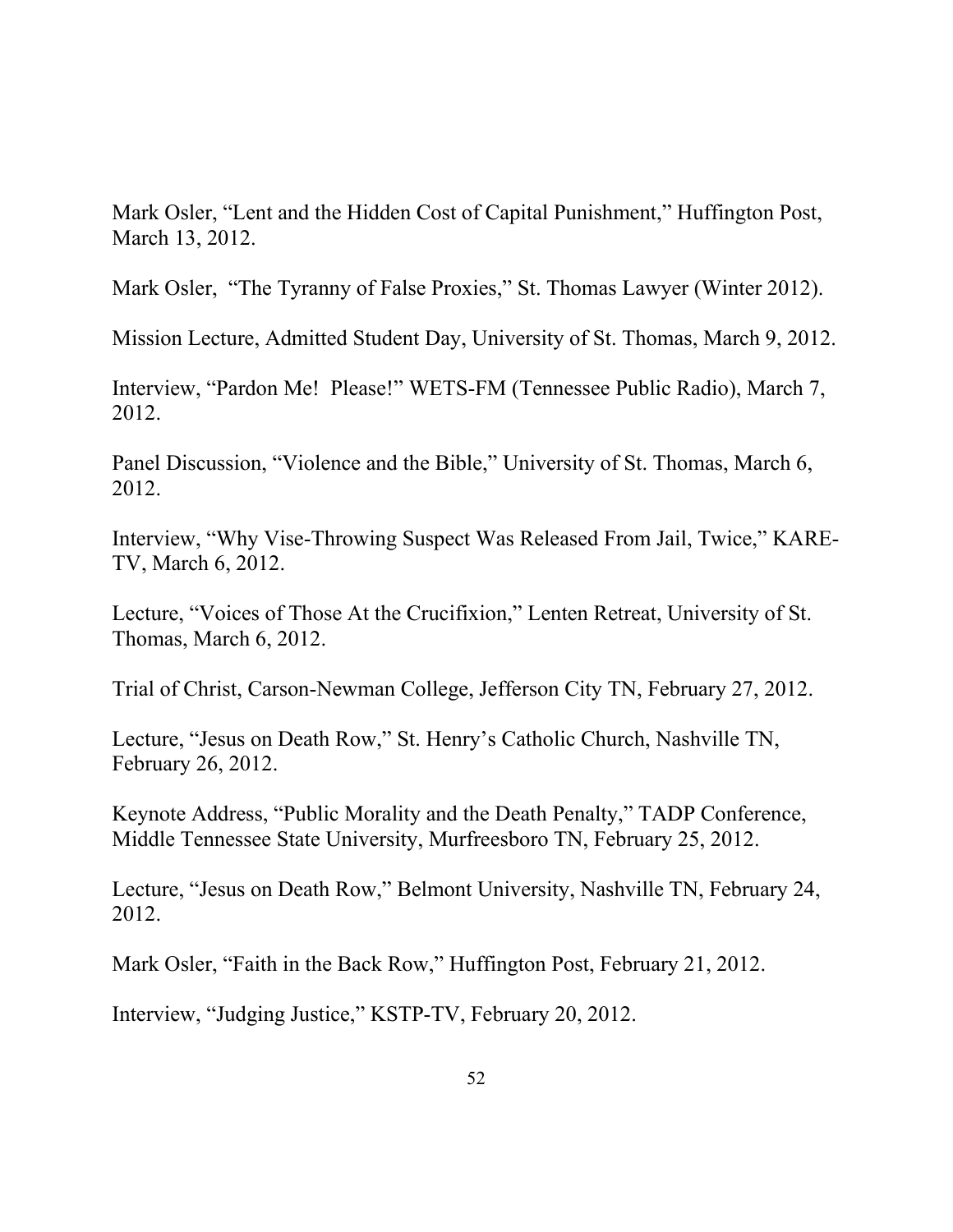Mark Osler, "Lent and the Hidden Cost of Capital Punishment," Huffington Post, March 13, 2012.

Mark Osler, "The Tyranny of False Proxies," St. Thomas Lawyer (Winter 2012).

Mission Lecture, Admitted Student Day, University of St. Thomas, March 9, 2012.

Interview, "Pardon Me! Please!" WETS-FM (Tennessee Public Radio), March 7, 2012.

Panel Discussion, "Violence and the Bible," University of St. Thomas, March 6, 2012.

Interview, "Why Vise-Throwing Suspect Was Released From Jail, Twice," KARE-TV, March 6, 2012.

Lecture, "Voices of Those At the Crucifixion," Lenten Retreat, University of St. Thomas, March 6, 2012.

Trial of Christ, Carson-Newman College, Jefferson City TN, February 27, 2012.

Lecture, "Jesus on Death Row," St. Henry's Catholic Church, Nashville TN, February 26, 2012.

Keynote Address, "Public Morality and the Death Penalty," TADP Conference, Middle Tennessee State University, Murfreesboro TN, February 25, 2012.

Lecture, "Jesus on Death Row," Belmont University, Nashville TN, February 24, 2012.

Mark Osler, "Faith in the Back Row," Huffington Post, February 21, 2012.

Interview, "Judging Justice," KSTP-TV, February 20, 2012.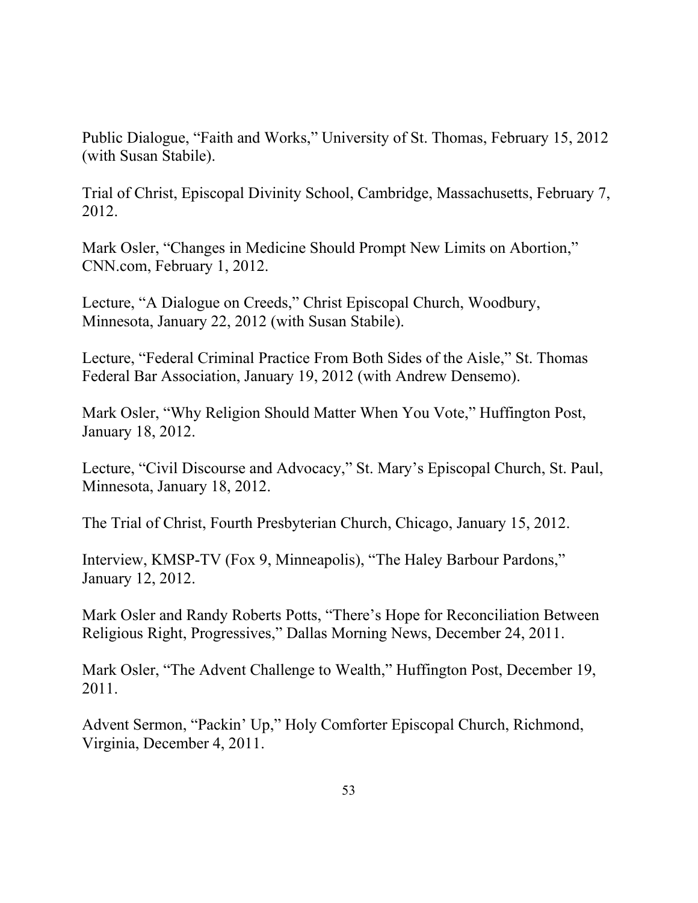Public Dialogue, "Faith and Works," University of St. Thomas, February 15, 2012 (with Susan Stabile).

Trial of Christ, Episcopal Divinity School, Cambridge, Massachusetts, February 7, 2012.

Mark Osler, "Changes in Medicine Should Prompt New Limits on Abortion," CNN.com, February 1, 2012.

Lecture, "A Dialogue on Creeds," Christ Episcopal Church, Woodbury, Minnesota, January 22, 2012 (with Susan Stabile).

Lecture, "Federal Criminal Practice From Both Sides of the Aisle," St. Thomas Federal Bar Association, January 19, 2012 (with Andrew Densemo).

Mark Osler, "Why Religion Should Matter When You Vote," Huffington Post, January 18, 2012.

Lecture, "Civil Discourse and Advocacy," St. Mary's Episcopal Church, St. Paul, Minnesota, January 18, 2012.

The Trial of Christ, Fourth Presbyterian Church, Chicago, January 15, 2012.

Interview, KMSP-TV (Fox 9, Minneapolis), "The Haley Barbour Pardons," January 12, 2012.

Mark Osler and Randy Roberts Potts, "There's Hope for Reconciliation Between Religious Right, Progressives," Dallas Morning News, December 24, 2011.

Mark Osler, "The Advent Challenge to Wealth," Huffington Post, December 19, 2011.

Advent Sermon, "Packin' Up," Holy Comforter Episcopal Church, Richmond, Virginia, December 4, 2011.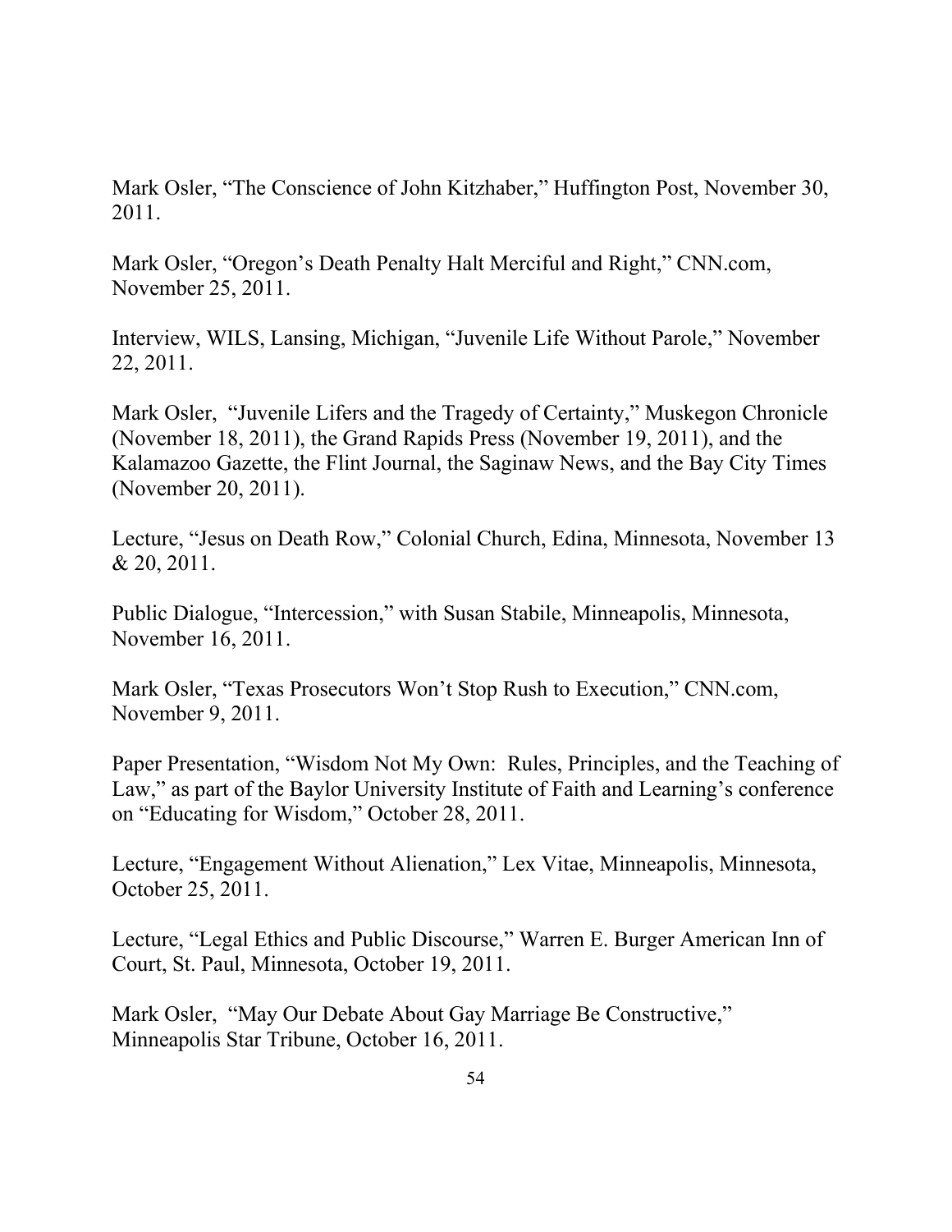Mark Osler, “The Conscience of John Kitzhaber,” Huffington Post, November 30, 2011.

Mark Osler, “Oregon’s Death Penalty Halt Merciful and Right,” CNN.com, November 25, 2011.

Interview, WILS, Lansing, Michigan, “Juvenile Life Without Parole,” November 22, 2011.

Mark Osler, “Juvenile Lifers and the Tragedy of Certainty,” Muskegon Chronicle (November 18, 2011), the Grand Rapids Press (November 19, 2011), and the Kalamazoo Gazette, the Flint Journal, the Saginaw News, and the Bay City Times (November 20, 2011).

Lecture, “Jesus on Death Row,” Colonial Church, Edina, Minnesota, November 13 & 20, 2011.

Public Dialogue, “Intercession,” with Susan Stabile, Minneapolis, Minnesota, November 16, 2011.

Mark Osler, “Texas Prosecutors Won’t Stop Rush to Execution,” CNN.com, November 9, 2011.

Paper Presentation, “Wisdom Not My Own: Rules, Principles, and the Teaching of Law,” as part of the Baylor University Institute of Faith and Learning’s conference on “Educating for Wisdom,” October 28, 2011.

Lecture, “Engagement Without Alienation,” Lex Vitae, Minneapolis, Minnesota, October 25, 2011.

Lecture, “Legal Ethics and Public Discourse,” Warren E. Burger American Inn of Court, St. Paul, Minnesota, October 19, 2011.

Mark Osler, “May Our Debate About Gay Marriage Be Constructive,” Minneapolis Star Tribune, October 16, 2011.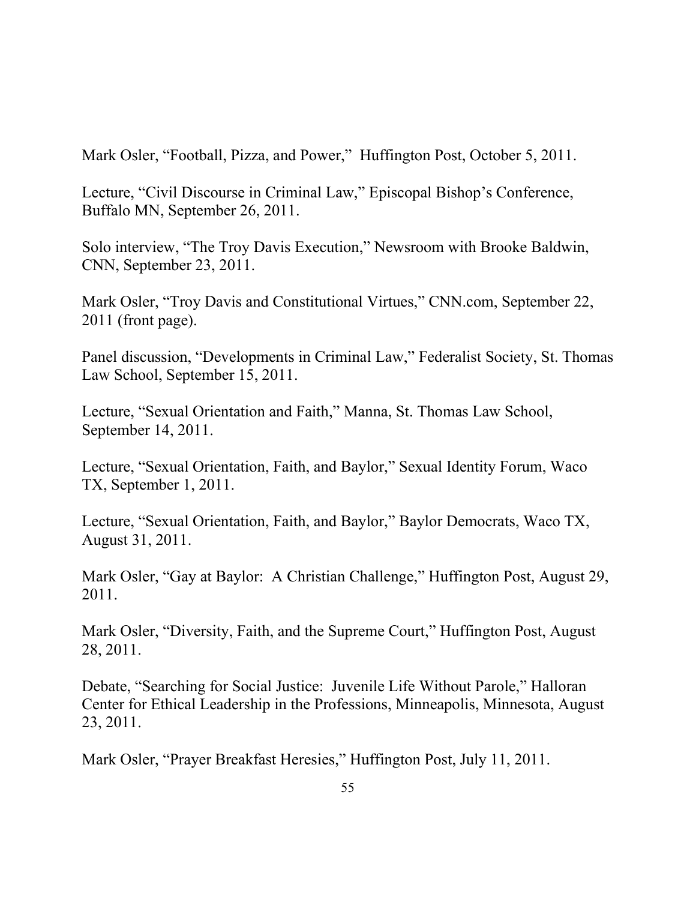Mark Osler, “Football, Pizza, and Power,” Huffington Post, October 5, 2011.

Lecture, “Civil Discourse in Criminal Law,” Episcopal Bishop’s Conference, Buffalo MN, September 26, 2011.

Solo interview, “The Troy Davis Execution,” Newsroom with Brooke Baldwin, CNN, September 23, 2011.

Mark Osler, “Troy Davis and Constitutional Virtues,” CNN.com, September 22, 2011 (front page).

Panel discussion, “Developments in Criminal Law,” Federalist Society, St. Thomas Law School, September 15, 2011.

Lecture, “Sexual Orientation and Faith,” Manna, St. Thomas Law School, September 14, 2011.

Lecture, “Sexual Orientation, Faith, and Baylor,” Sexual Identity Forum, Waco TX, September 1, 2011.

Lecture, “Sexual Orientation, Faith, and Baylor,” Baylor Democrats, Waco TX, August 31, 2011.

Mark Osler, “Gay at Baylor: A Christian Challenge,” Huffington Post, August 29, 2011.

Mark Osler, “Diversity, Faith, and the Supreme Court,” Huffington Post, August 28, 2011.

Debate, “Searching for Social Justice: Juvenile Life Without Parole,” Halloran Center for Ethical Leadership in the Professions, Minneapolis, Minnesota, August 23, 2011.

Mark Osler, “Prayer Breakfast Heresies,” Huffington Post, July 11, 2011.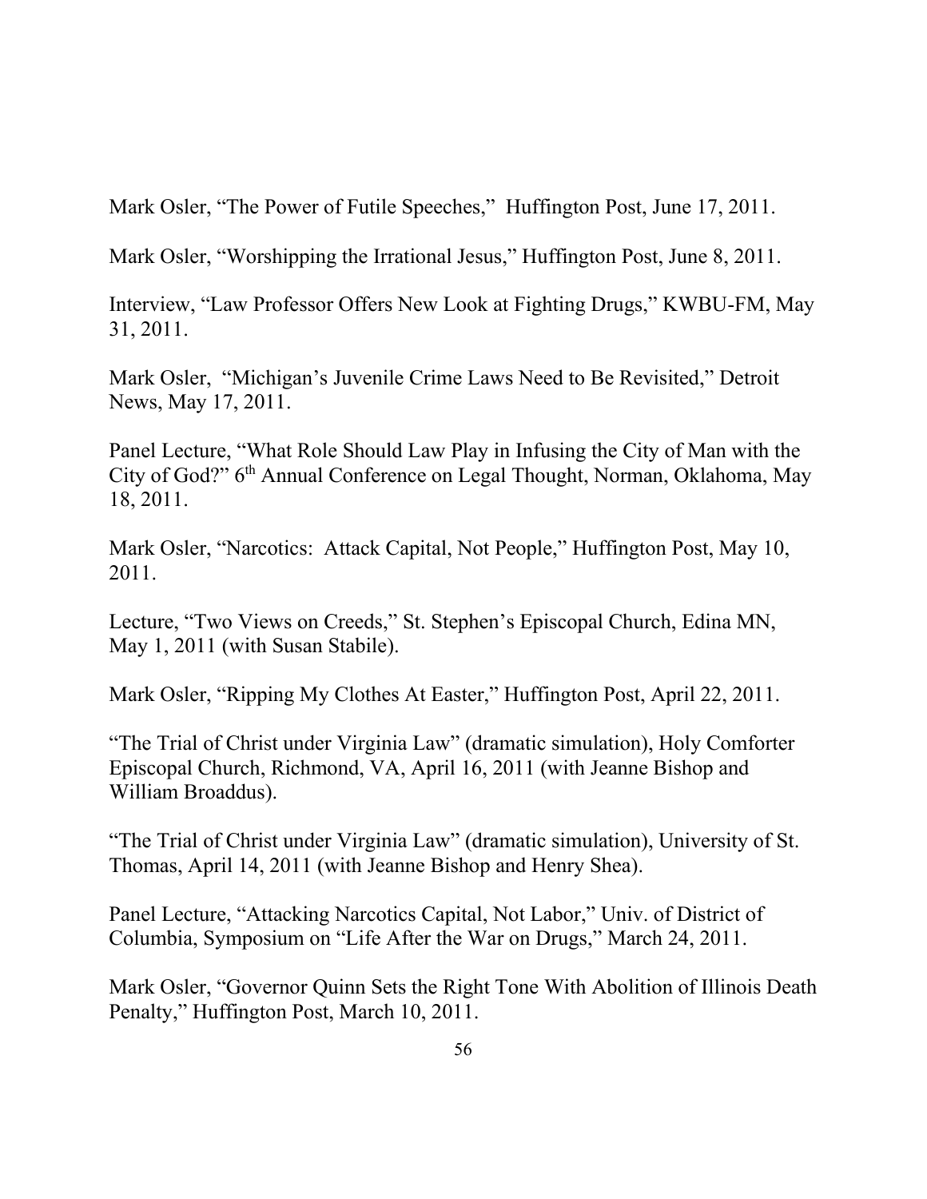Mark Osler, "The Power of Futile Speeches," Huffington Post, June 17, 2011.

Mark Osler, "Worshipping the Irrational Jesus," Huffington Post, June 8, 2011.

Interview, "Law Professor Offers New Look at Fighting Drugs," KWBU-FM, May 31, 2011.

Mark Osler, "Michigan's Juvenile Crime Laws Need to Be Revisited," Detroit News, May 17, 2011.

Panel Lecture, "What Role Should Law Play in Infusing the City of Man with the City of God?" 6th Annual Conference on Legal Thought, Norman, Oklahoma, May 18, 2011.

Mark Osler, "Narcotics: Attack Capital, Not People," Huffington Post, May 10, 2011.

Lecture, "Two Views on Creeds," St. Stephen's Episcopal Church, Edina MN, May 1, 2011 (with Susan Stabile).

Mark Osler, "Ripping My Clothes At Easter," Huffington Post, April 22, 2011.

"The Trial of Christ under Virginia Law" (dramatic simulation), Holy Comforter Episcopal Church, Richmond, VA, April 16, 2011 (with Jeanne Bishop and William Broaddus).

"The Trial of Christ under Virginia Law" (dramatic simulation), University of St. Thomas, April 14, 2011 (with Jeanne Bishop and Henry Shea).

Panel Lecture, "Attacking Narcotics Capital, Not Labor," Univ. of District of Columbia, Symposium on "Life After the War on Drugs," March 24, 2011.

Mark Osler, "Governor Quinn Sets the Right Tone With Abolition of Illinois Death Penalty," Huffington Post, March 10, 2011.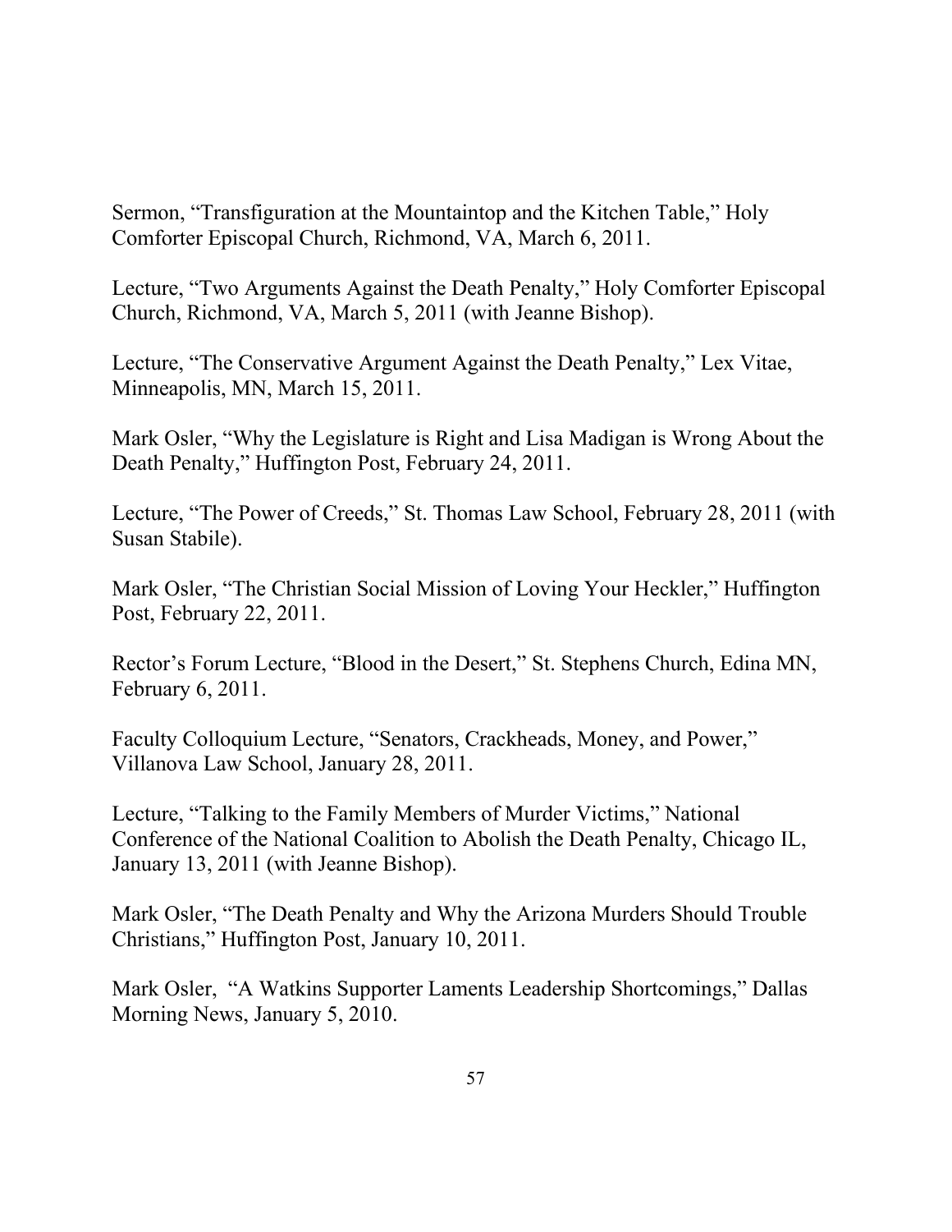Sermon, “Transfiguration at the Mountaintop and the Kitchen Table,” Holy Comforter Episcopal Church, Richmond, VA, March 6, 2011.

Lecture, “Two Arguments Against the Death Penalty,” Holy Comforter Episcopal Church, Richmond, VA, March 5, 2011 (with Jeanne Bishop).

Lecture, “The Conservative Argument Against the Death Penalty,” Lex Vitae, Minneapolis, MN, March 15, 2011.

Mark Osler, “Why the Legislature is Right and Lisa Madigan is Wrong About the Death Penalty,” Huffington Post, February 24, 2011.

Lecture, “The Power of Creeds,” St. Thomas Law School, February 28, 2011 (with Susan Stabile).

Mark Osler, “The Christian Social Mission of Loving Your Heckler,” Huffington Post, February 22, 2011.

Rector’s Forum Lecture, “Blood in the Desert,” St. Stephens Church, Edina MN, February 6, 2011.

Faculty Colloquium Lecture, “Senators, Crackheads, Money, and Power,” Villanova Law School, January 28, 2011.

Lecture, “Talking to the Family Members of Murder Victims,” National Conference of the National Coalition to Abolish the Death Penalty, Chicago IL, January 13, 2011 (with Jeanne Bishop).

Mark Osler, “The Death Penalty and Why the Arizona Murders Should Trouble Christians,” Huffington Post, January 10, 2011.

Mark Osler, “A Watkins Supporter Laments Leadership Shortcomings,” Dallas Morning News, January 5, 2010.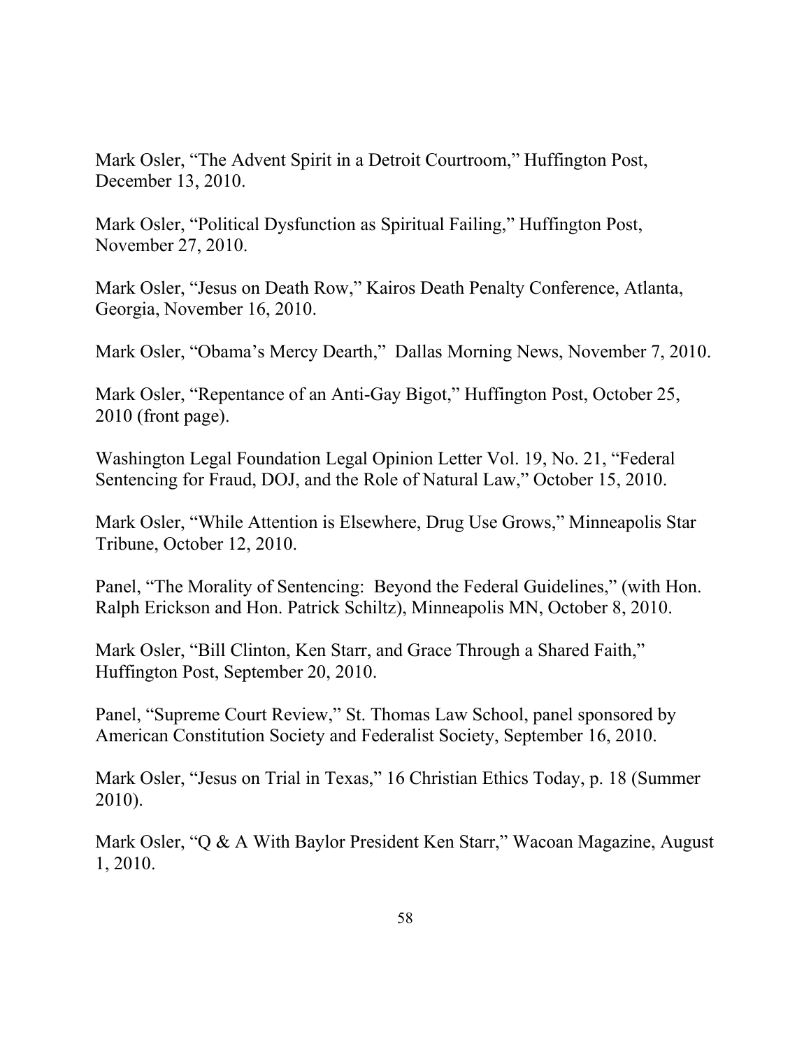Mark Osler, "The Advent Spirit in a Detroit Courtroom," Huffington Post, December 13, 2010.

Mark Osler, "Political Dysfunction as Spiritual Failing," Huffington Post, November 27, 2010.

Mark Osler, "Jesus on Death Row," Kairos Death Penalty Conference, Atlanta, Georgia, November 16, 2010.

Mark Osler, "Obama's Mercy Dearth," Dallas Morning News, November 7, 2010.

Mark Osler, "Repentance of an Anti-Gay Bigot," Huffington Post, October 25, 2010 (front page).

Washington Legal Foundation Legal Opinion Letter Vol. 19, No. 21, "Federal Sentencing for Fraud, DOJ, and the Role of Natural Law," October 15, 2010.

Mark Osler, "While Attention is Elsewhere, Drug Use Grows," Minneapolis Star Tribune, October 12, 2010.

Panel, "The Morality of Sentencing: Beyond the Federal Guidelines," (with Hon. Ralph Erickson and Hon. Patrick Schiltz), Minneapolis MN, October 8, 2010.

Mark Osler, "Bill Clinton, Ken Starr, and Grace Through a Shared Faith," Huffington Post, September 20, 2010.

Panel, "Supreme Court Review," St. Thomas Law School, panel sponsored by American Constitution Society and Federalist Society, September 16, 2010.

Mark Osler, "Jesus on Trial in Texas," 16 Christian Ethics Today, p. 18 (Summer 2010).

Mark Osler, "Q & A With Baylor President Ken Starr," Wacoan Magazine, August 1, 2010.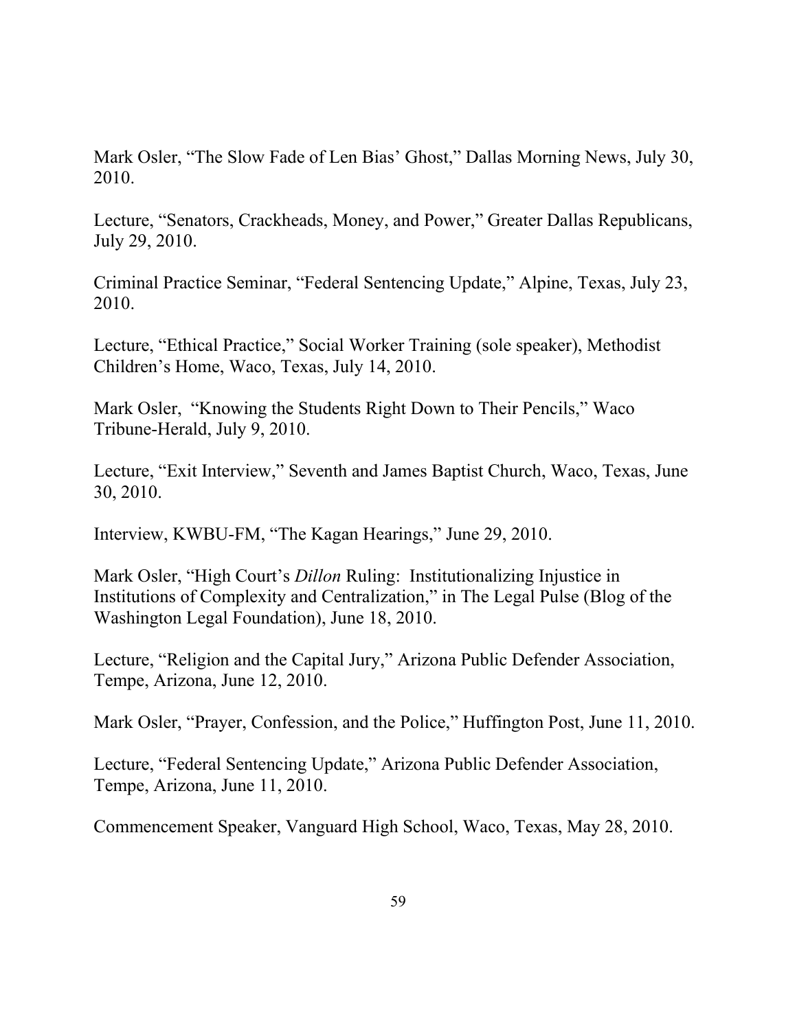Mark Osler, "The Slow Fade of Len Bias' Ghost," Dallas Morning News, July 30, 2010.

Lecture, "Senators, Crackheads, Money, and Power," Greater Dallas Republicans, July 29, 2010.

Criminal Practice Seminar, "Federal Sentencing Update," Alpine, Texas, July 23, 2010.

Lecture, "Ethical Practice," Social Worker Training (sole speaker), Methodist Children's Home, Waco, Texas, July 14, 2010.

Mark Osler, "Knowing the Students Right Down to Their Pencils," Waco Tribune-Herald, July 9, 2010.

Lecture, "Exit Interview," Seventh and James Baptist Church, Waco, Texas, June 30, 2010.

Interview, KWBU-FM, "The Kagan Hearings," June 29, 2010.

Mark Osler, "High Court's *Dillon* Ruling: Institutionalizing Injustice in Institutions of Complexity and Centralization," in The Legal Pulse (Blog of the Washington Legal Foundation), June 18, 2010.

Lecture, "Religion and the Capital Jury," Arizona Public Defender Association, Tempe, Arizona, June 12, 2010.

Mark Osler, "Prayer, Confession, and the Police," Huffington Post, June 11, 2010.

Lecture, "Federal Sentencing Update," Arizona Public Defender Association, Tempe, Arizona, June 11, 2010.

Commencement Speaker, Vanguard High School, Waco, Texas, May 28, 2010.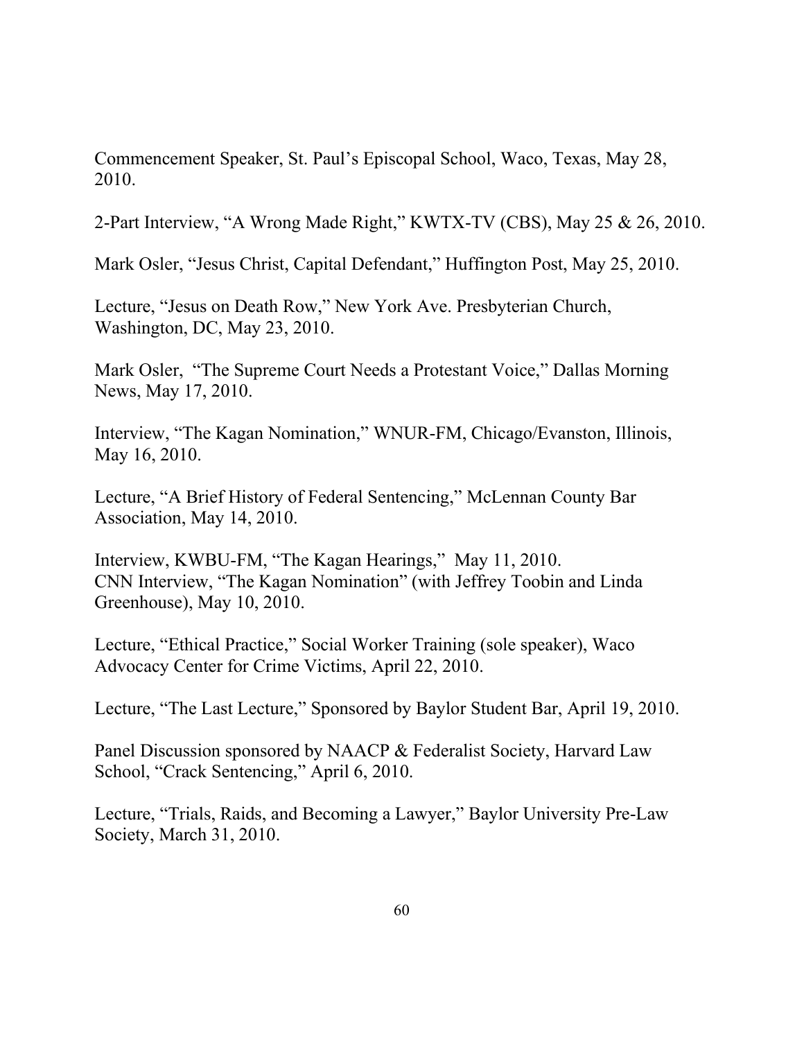Commencement Speaker, St. Paul's Episcopal School, Waco, Texas, May 28, 2010.

2-Part Interview, "A Wrong Made Right," KWTX-TV (CBS), May 25 & 26, 2010.

Mark Osler, "Jesus Christ, Capital Defendant," Huffington Post, May 25, 2010.

Lecture, "Jesus on Death Row," New York Ave. Presbyterian Church, Washington, DC, May 23, 2010.

Mark Osler, "The Supreme Court Needs a Protestant Voice," Dallas Morning News, May 17, 2010.

Interview, "The Kagan Nomination," WNUR-FM, Chicago/Evanston, Illinois, May 16, 2010.

Lecture, "A Brief History of Federal Sentencing," McLennan County Bar Association, May 14, 2010.

Interview, KWBU-FM, "The Kagan Hearings," May 11, 2010.
CNN Interview, "The Kagan Nomination" (with Jeffrey Toobin and Linda Greenhouse), May 10, 2010.

Lecture, "Ethical Practice," Social Worker Training (sole speaker), Waco Advocacy Center for Crime Victims, April 22, 2010.

Lecture, "The Last Lecture," Sponsored by Baylor Student Bar, April 19, 2010.

Panel Discussion sponsored by NAACP & Federalist Society, Harvard Law School, "Crack Sentencing," April 6, 2010.

Lecture, "Trials, Raids, and Becoming a Lawyer," Baylor University Pre-Law Society, March 31, 2010.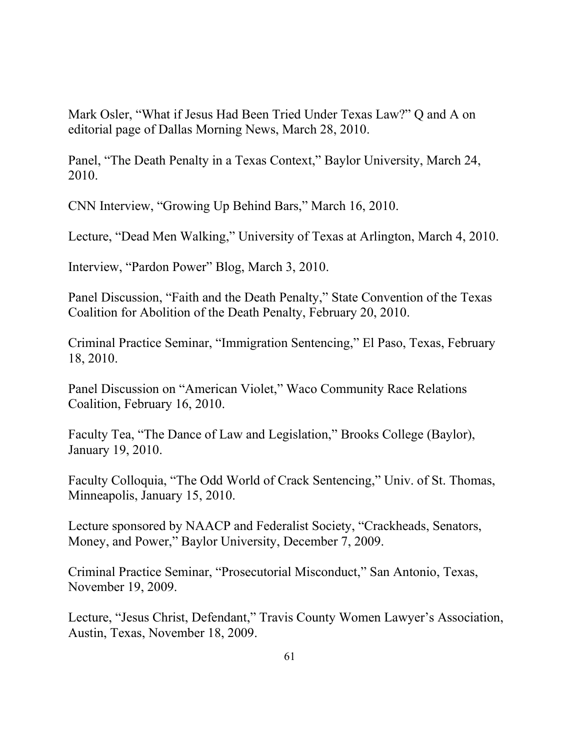Mark Osler, "What if Jesus Had Been Tried Under Texas Law?" Q and A on editorial page of Dallas Morning News, March 28, 2010.

Panel, "The Death Penalty in a Texas Context," Baylor University, March 24, 2010.

CNN Interview, "Growing Up Behind Bars," March 16, 2010.

Lecture, "Dead Men Walking," University of Texas at Arlington, March 4, 2010.

Interview, "Pardon Power" Blog, March 3, 2010.

Panel Discussion, "Faith and the Death Penalty," State Convention of the Texas Coalition for Abolition of the Death Penalty, February 20, 2010.

Criminal Practice Seminar, "Immigration Sentencing," El Paso, Texas, February 18, 2010.

Panel Discussion on "American Violet," Waco Community Race Relations Coalition, February 16, 2010.

Faculty Tea, "The Dance of Law and Legislation," Brooks College (Baylor), January 19, 2010.

Faculty Colloquia, "The Odd World of Crack Sentencing," Univ. of St. Thomas, Minneapolis, January 15, 2010.

Lecture sponsored by NAACP and Federalist Society, "Crackheads, Senators, Money, and Power," Baylor University, December 7, 2009.

Criminal Practice Seminar, "Prosecutorial Misconduct," San Antonio, Texas, November 19, 2009.

Lecture, "Jesus Christ, Defendant," Travis County Women Lawyer's Association, Austin, Texas, November 18, 2009.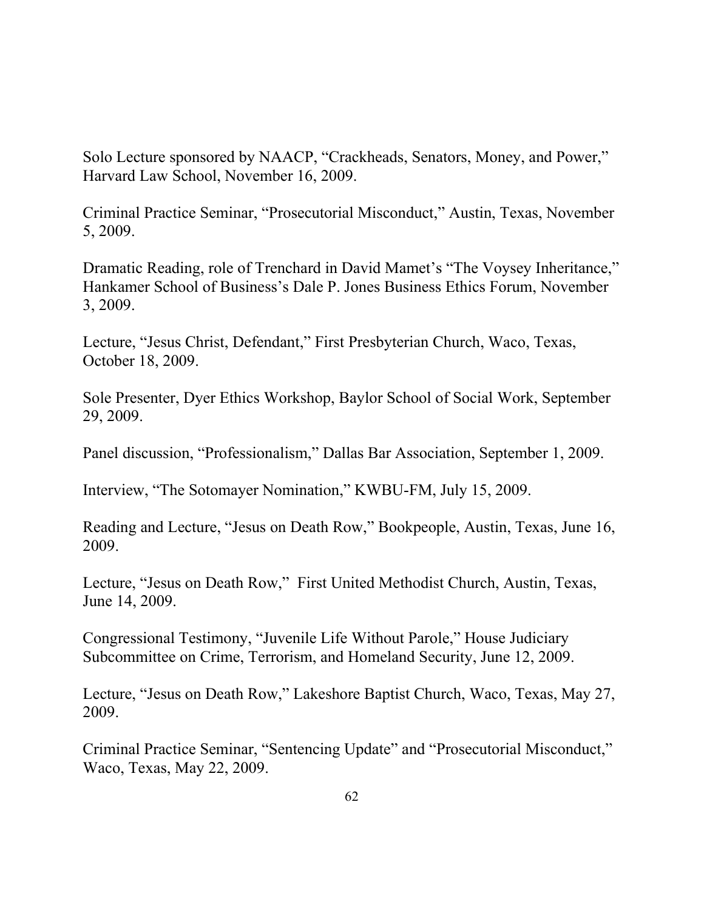Solo Lecture sponsored by NAACP, "Crackheads, Senators, Money, and Power," Harvard Law School, November 16, 2009.

Criminal Practice Seminar, "Prosecutorial Misconduct," Austin, Texas, November 5, 2009.

Dramatic Reading, role of Trenchard in David Mamet's "The Voysey Inheritance," Hankamer School of Business's Dale P. Jones Business Ethics Forum, November 3, 2009.

Lecture, "Jesus Christ, Defendant," First Presbyterian Church, Waco, Texas, October 18, 2009.

Sole Presenter, Dyer Ethics Workshop, Baylor School of Social Work, September 29, 2009.

Panel discussion, "Professionalism," Dallas Bar Association, September 1, 2009.

Interview, "The Sotomayer Nomination," KWBU-FM, July 15, 2009.

Reading and Lecture, "Jesus on Death Row," Bookpeople, Austin, Texas, June 16, 2009.

Lecture, "Jesus on Death Row," First United Methodist Church, Austin, Texas, June 14, 2009.

Congressional Testimony, "Juvenile Life Without Parole," House Judiciary Subcommittee on Crime, Terrorism, and Homeland Security, June 12, 2009.

Lecture, "Jesus on Death Row," Lakeshore Baptist Church, Waco, Texas, May 27, 2009.

Criminal Practice Seminar, "Sentencing Update" and "Prosecutorial Misconduct," Waco, Texas, May 22, 2009.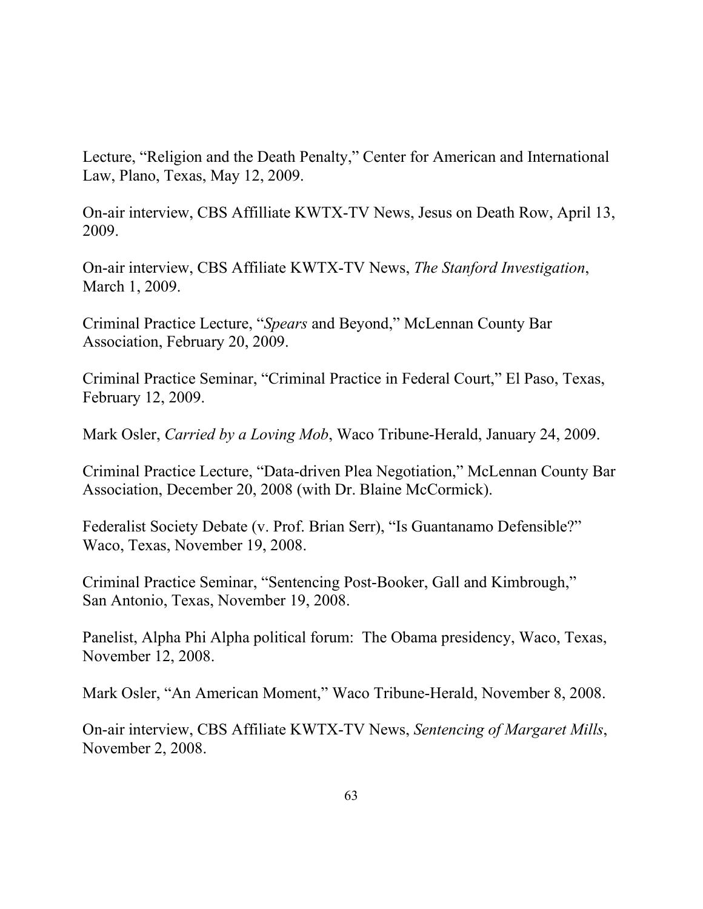Lecture, "Religion and the Death Penalty," Center for American and International Law, Plano, Texas, May 12, 2009.

On-air interview, CBS Affilliate KWTX-TV News, Jesus on Death Row, April 13, 2009.

On-air interview, CBS Affiliate KWTX-TV News, *The Stanford Investigation*, March 1, 2009.

Criminal Practice Lecture, "*Spears* and Beyond," McLennan County Bar Association, February 20, 2009.

Criminal Practice Seminar, "Criminal Practice in Federal Court," El Paso, Texas, February 12, 2009.

Mark Osler, *Carried by a Loving Mob*, Waco Tribune-Herald, January 24, 2009.

Criminal Practice Lecture, "Data-driven Plea Negotiation," McLennan County Bar Association, December 20, 2008 (with Dr. Blaine McCormick).

Federalist Society Debate (v. Prof. Brian Serr), "Is Guantanamo Defensible?" Waco, Texas, November 19, 2008.

Criminal Practice Seminar, "Sentencing Post-Booker, Gall and Kimbrough," San Antonio, Texas, November 19, 2008.

Panelist, Alpha Phi Alpha political forum: The Obama presidency, Waco, Texas, November 12, 2008.

Mark Osler, "An American Moment," Waco Tribune-Herald, November 8, 2008.

On-air interview, CBS Affiliate KWTX-TV News, *Sentencing of Margaret Mills*, November 2, 2008.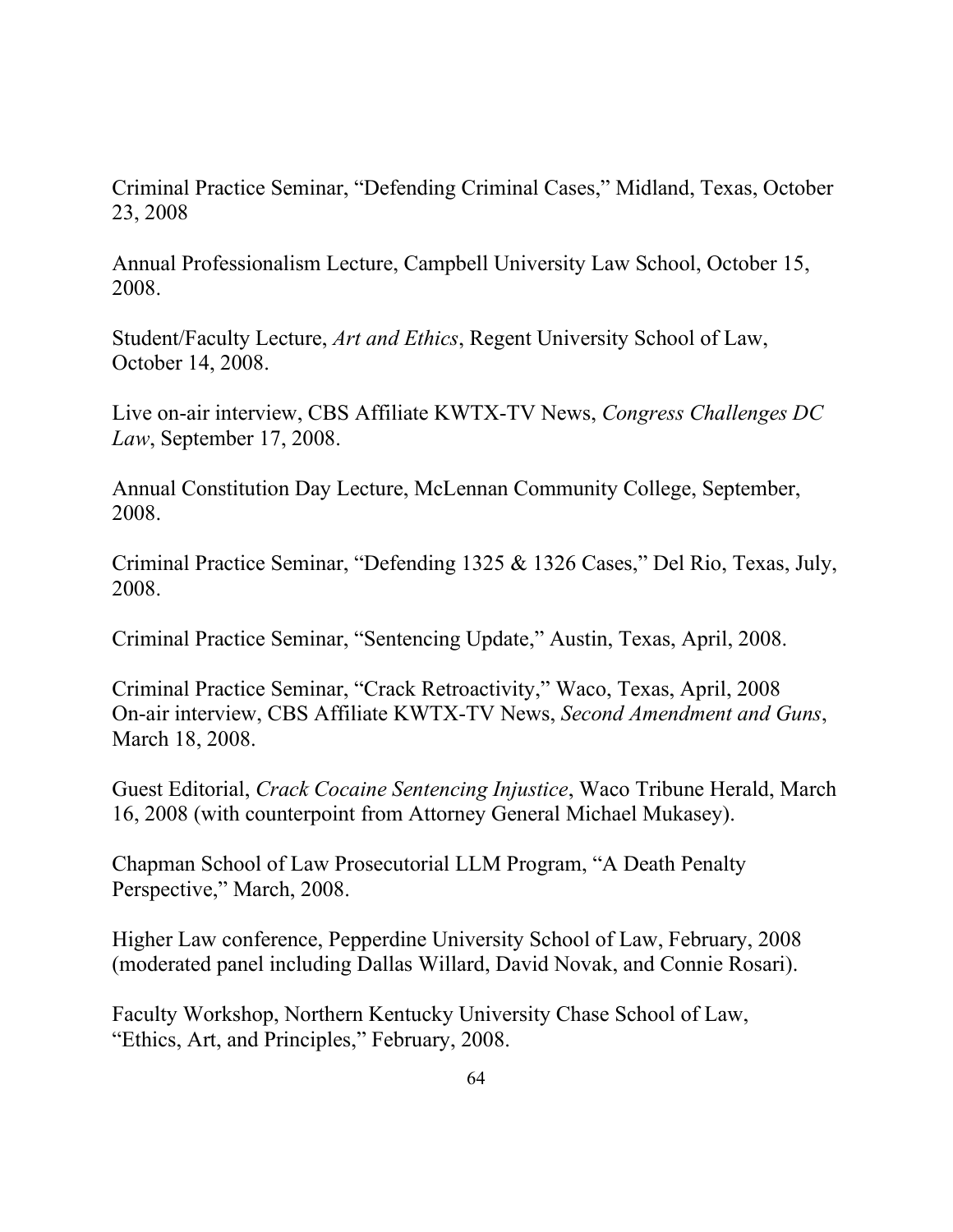Criminal Practice Seminar, "Defending Criminal Cases," Midland, Texas, October 23, 2008

Annual Professionalism Lecture, Campbell University Law School, October 15, 2008.

Student/Faculty Lecture, *Art and Ethics*, Regent University School of Law, October 14, 2008.

Live on-air interview, CBS Affiliate KWTX-TV News, *Congress Challenges DC Law*, September 17, 2008.

Annual Constitution Day Lecture, McLennan Community College, September, 2008.

Criminal Practice Seminar, "Defending 1325 & 1326 Cases," Del Rio, Texas, July, 2008.

Criminal Practice Seminar, "Sentencing Update," Austin, Texas, April, 2008.

Criminal Practice Seminar, "Crack Retroactivity," Waco, Texas, April, 2008
On-air interview, CBS Affiliate KWTX-TV News, *Second Amendment and Guns*, March 18, 2008.

Guest Editorial, *Crack Cocaine Sentencing Injustice*, Waco Tribune Herald, March 16, 2008 (with counterpoint from Attorney General Michael Mukasey).

Chapman School of Law Prosecutorial LLM Program, "A Death Penalty Perspective," March, 2008.

Higher Law conference, Pepperdine University School of Law, February, 2008 (moderated panel including Dallas Willard, David Novak, and Connie Rosari).

Faculty Workshop, Northern Kentucky University Chase School of Law, "Ethics, Art, and Principles," February, 2008.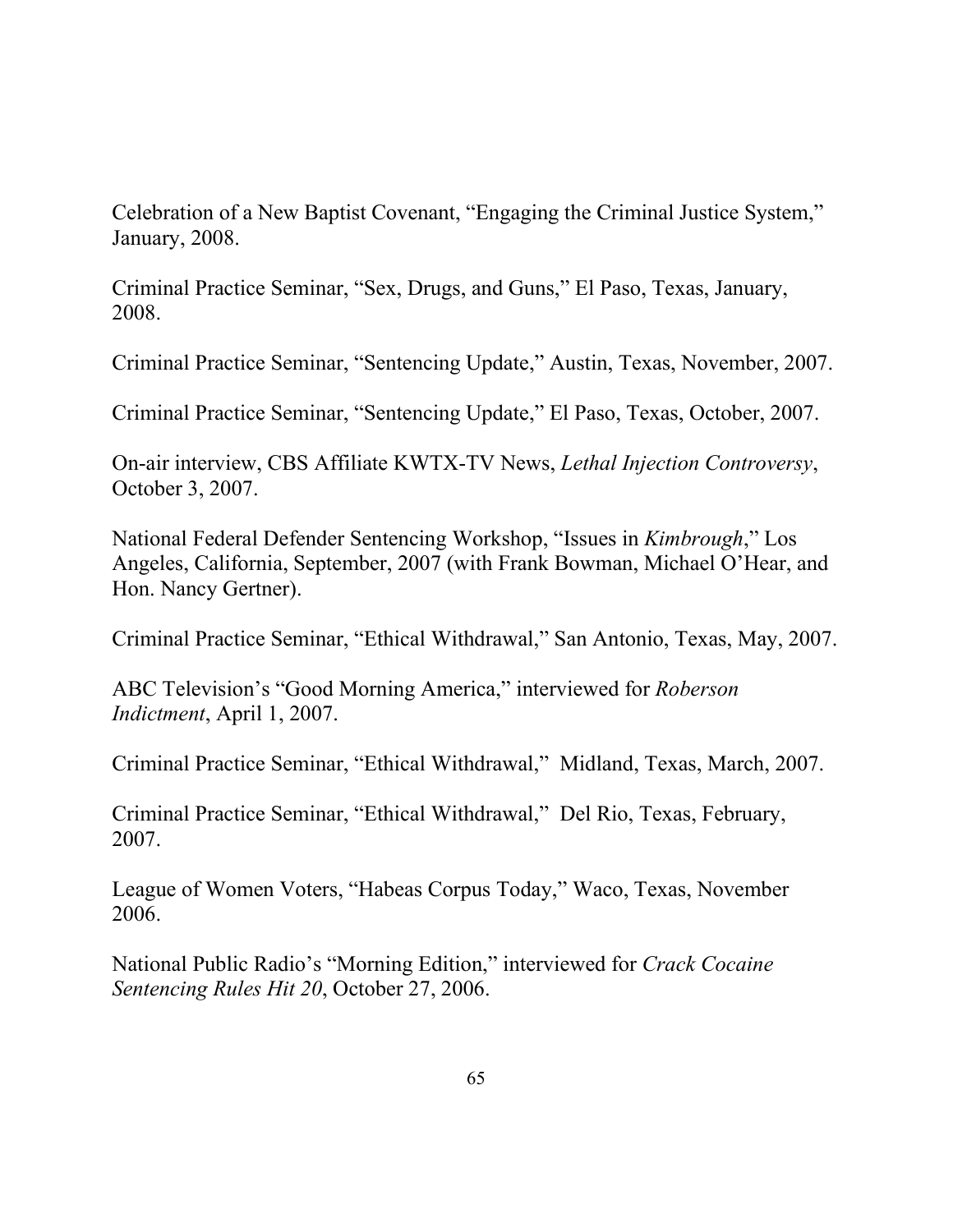Celebration of a New Baptist Covenant, “Engaging the Criminal Justice System,” January, 2008.

Criminal Practice Seminar, “Sex, Drugs, and Guns,” El Paso, Texas, January, 2008.

Criminal Practice Seminar, “Sentencing Update,” Austin, Texas, November, 2007.

Criminal Practice Seminar, “Sentencing Update,” El Paso, Texas, October, 2007.

On-air interview, CBS Affiliate KWTX-TV News, *Lethal Injection Controversy*, October 3, 2007.

National Federal Defender Sentencing Workshop, “Issues in *Kimbrough*,” Los Angeles, California, September, 2007 (with Frank Bowman, Michael O’Hear, and Hon. Nancy Gertner).

Criminal Practice Seminar, “Ethical Withdrawal,” San Antonio, Texas, May, 2007.

ABC Television’s “Good Morning America,” interviewed for *Roberson Indictment*, April 1, 2007.

Criminal Practice Seminar, “Ethical Withdrawal,” Midland, Texas, March, 2007.

Criminal Practice Seminar, “Ethical Withdrawal,” Del Rio, Texas, February, 2007.

League of Women Voters, “Habeas Corpus Today,” Waco, Texas, November 2006.

National Public Radio’s “Morning Edition,” interviewed for *Crack Cocaine Sentencing Rules Hit 20*, October 27, 2006.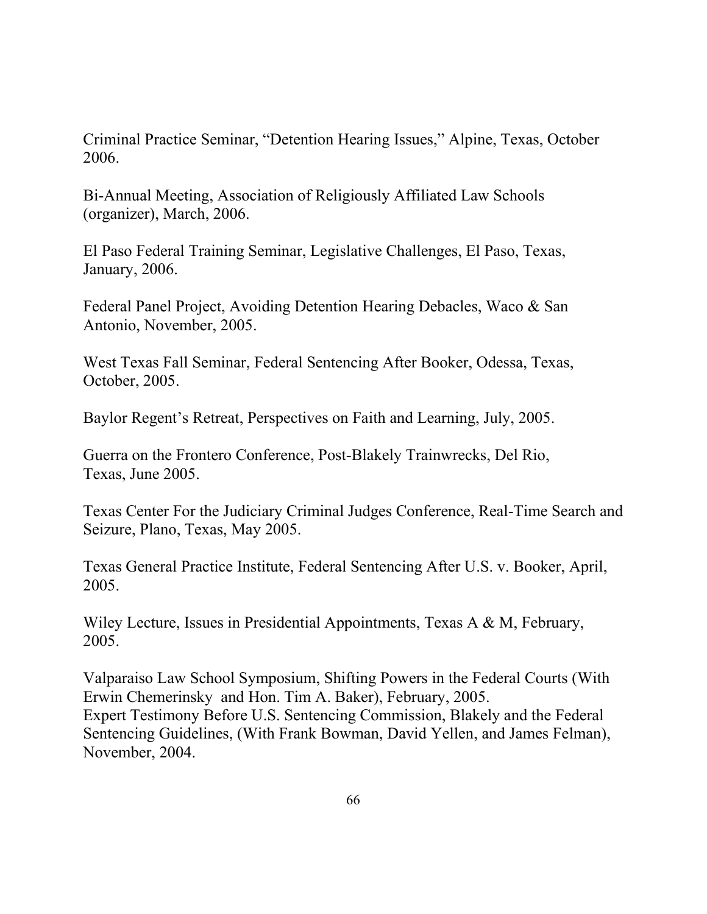Criminal Practice Seminar, “Detention Hearing Issues,” Alpine, Texas, October 2006.

Bi-Annual Meeting, Association of Religiously Affiliated Law Schools (organizer), March, 2006.

El Paso Federal Training Seminar, Legislative Challenges, El Paso, Texas, January, 2006.

Federal Panel Project, Avoiding Detention Hearing Debacles, Waco & San Antonio, November, 2005.

West Texas Fall Seminar, Federal Sentencing After Booker, Odessa, Texas, October, 2005.

Baylor Regent’s Retreat, Perspectives on Faith and Learning, July, 2005.

Guerra on the Frontero Conference, Post-Blakely Trainwrecks, Del Rio, Texas, June 2005.

Texas Center For the Judiciary Criminal Judges Conference, Real-Time Search and Seizure, Plano, Texas, May 2005.

Texas General Practice Institute, Federal Sentencing After U.S. v. Booker, April, 2005.

Wiley Lecture, Issues in Presidential Appointments, Texas A & M, February, 2005.

Valparaiso Law School Symposium, Shifting Powers in the Federal Courts (With Erwin Chemerinsky and Hon. Tim A. Baker), February, 2005.

Expert Testimony Before U.S. Sentencing Commission, Blakely and the Federal Sentencing Guidelines, (With Frank Bowman, David Yellen, and James Felman), November, 2004.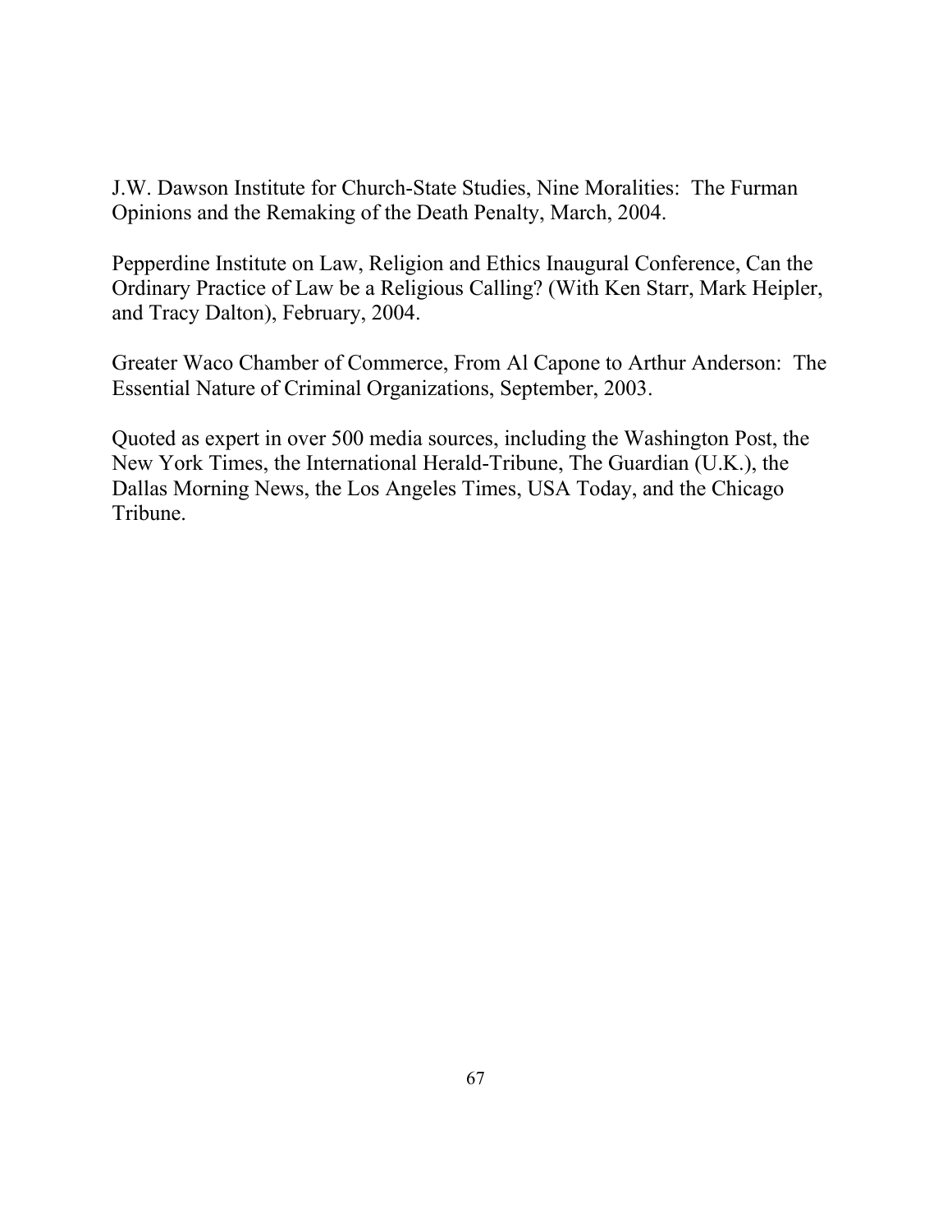J.W. Dawson Institute for Church-State Studies, Nine Moralities: The Furman Opinions and the Remaking of the Death Penalty, March, 2004.

Pepperdine Institute on Law, Religion and Ethics Inaugural Conference, Can the Ordinary Practice of Law be a Religious Calling? (With Ken Starr, Mark Heipler, and Tracy Dalton), February, 2004.

Greater Waco Chamber of Commerce, From Al Capone to Arthur Anderson: The Essential Nature of Criminal Organizations, September, 2003.

Quoted as expert in over 500 media sources, including the Washington Post, the New York Times, the International Herald-Tribune, The Guardian (U.K.), the Dallas Morning News, the Los Angeles Times, USA Today, and the Chicago Tribune.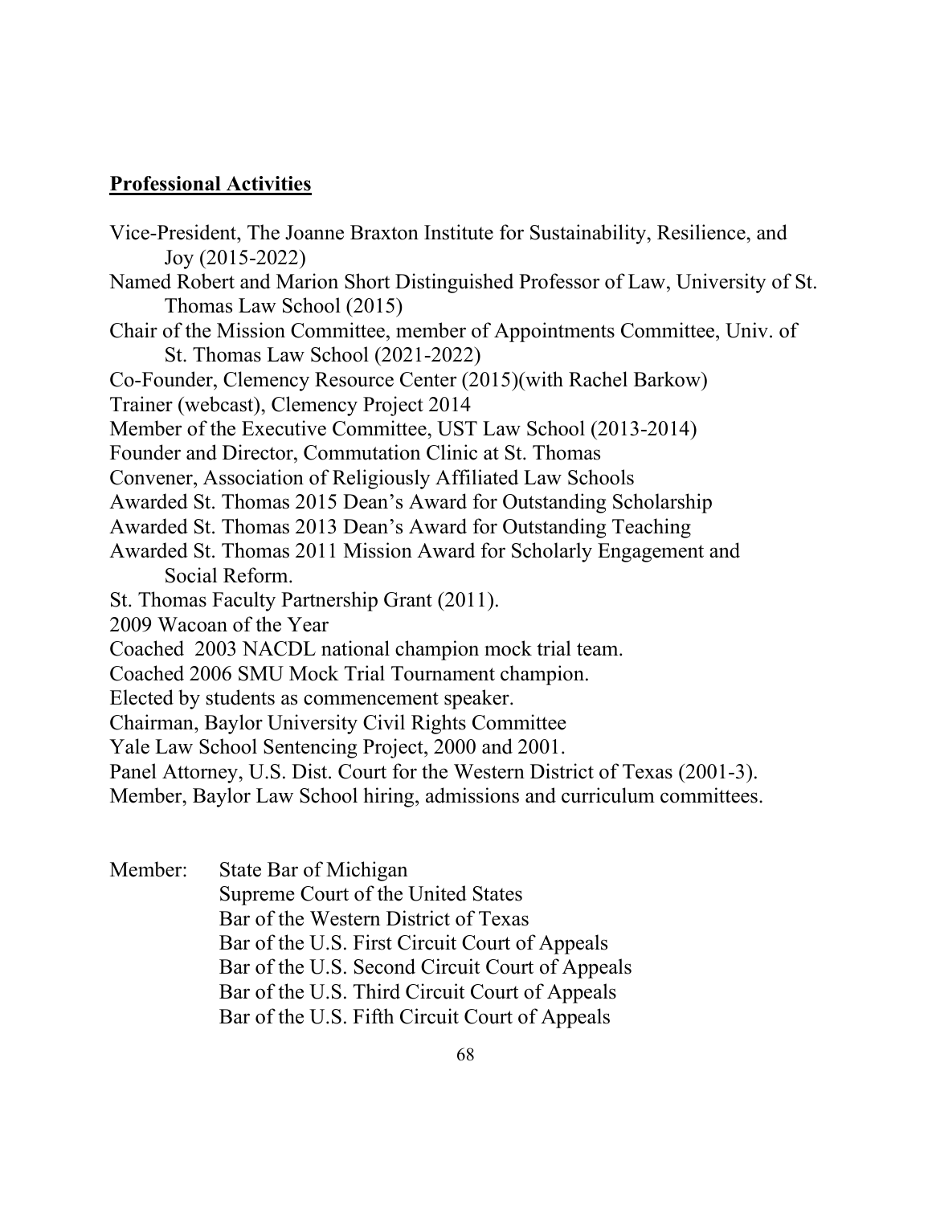## Professional Activities

Vice-President, The Joanne Braxton Institute for Sustainability, Resilience, and Joy (2015-2022)
Named Robert and Marion Short Distinguished Professor of Law, University of St. Thomas Law School (2015)
Chair of the Mission Committee, member of Appointments Committee, Univ. of St. Thomas Law School (2021-2022)
Co-Founder, Clemency Resource Center (2015)(with Rachel Barkow)
Trainer (webcast), Clemency Project 2014
Member of the Executive Committee, UST Law School (2013-2014)
Founder and Director, Commutation Clinic at St. Thomas
Convener, Association of Religiously Affiliated Law Schools
Awarded St. Thomas 2015 Dean's Award for Outstanding Scholarship
Awarded St. Thomas 2013 Dean's Award for Outstanding Teaching
Awarded St. Thomas 2011 Mission Award for Scholarly Engagement and Social Reform.
St. Thomas Faculty Partnership Grant (2011).
2009 Wacoan of the Year
Coached 2003 NACDL national champion mock trial team.
Coached 2006 SMU Mock Trial Tournament champion.
Elected by students as commencement speaker.
Chairman, Baylor University Civil Rights Committee
Yale Law School Sentencing Project, 2000 and 2001.
Panel Attorney, U.S. Dist. Court for the Western District of Texas (2001-3).
Member, Baylor Law School hiring, admissions and curriculum committees.

Member: State Bar of Michigan
Supreme Court of the United States
Bar of the Western District of Texas
Bar of the U.S. First Circuit Court of Appeals
Bar of the U.S. Second Circuit Court of Appeals
Bar of the U.S. Third Circuit Court of Appeals
Bar of the U.S. Fifth Circuit Court of Appeals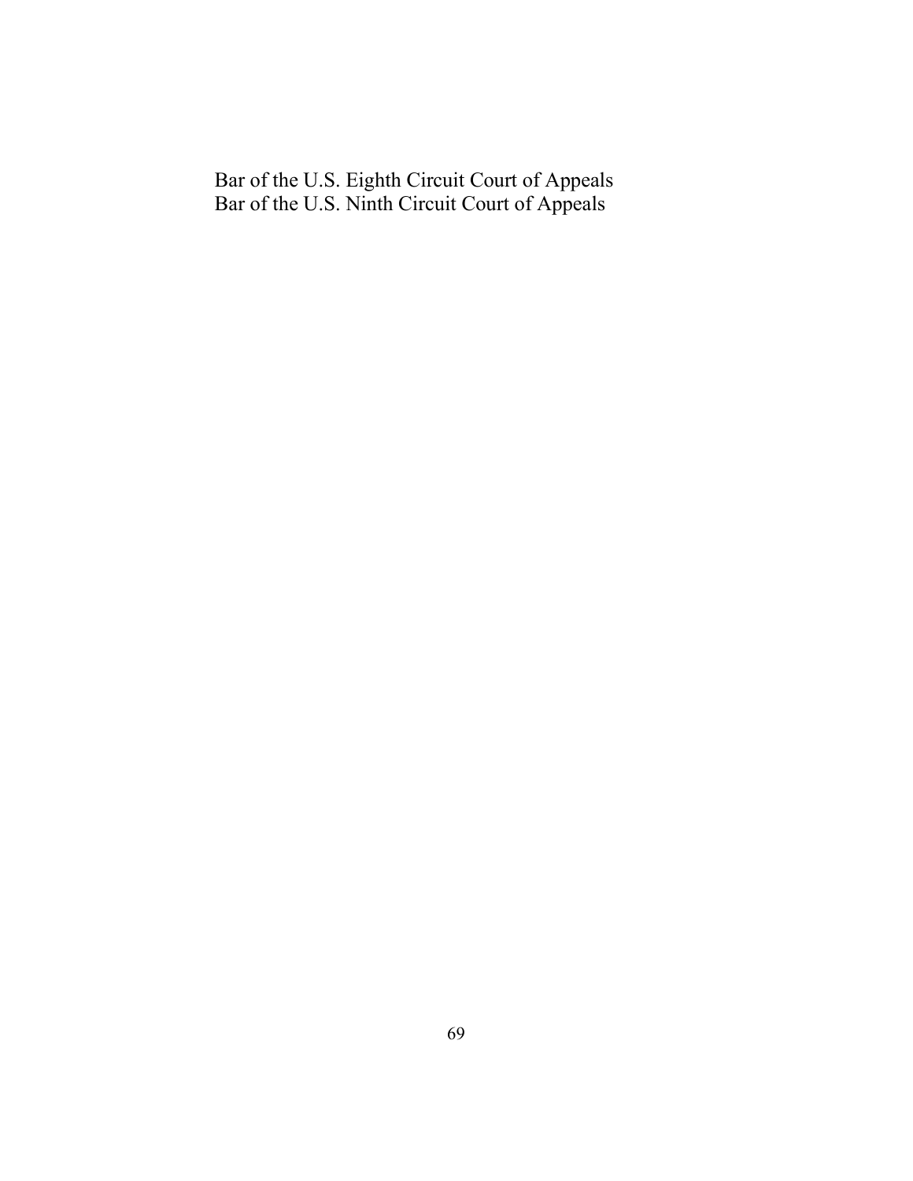Bar of the U.S. Eighth Circuit Court of Appeals
Bar of the U.S. Ninth Circuit Court of Appeals